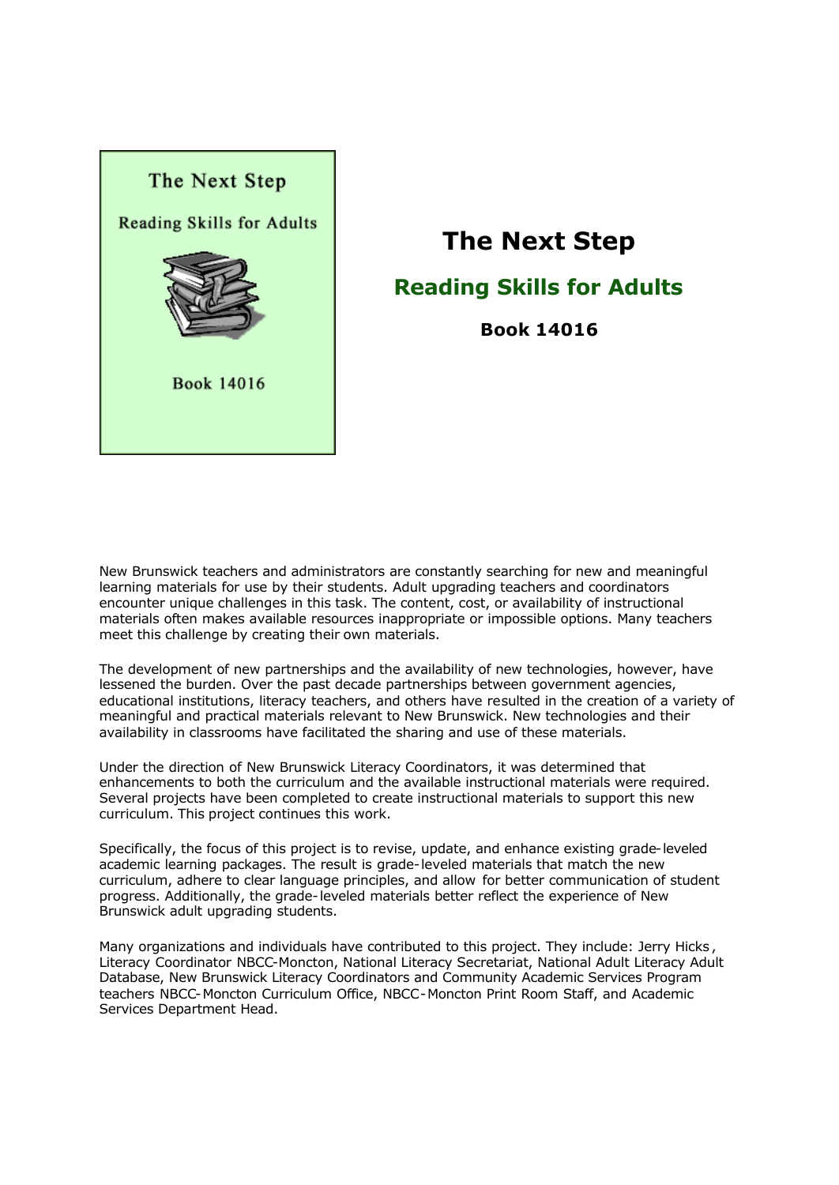# The Next Step

## Reading Skills for Adults

**Book 14016**

New Brunswick teachers and administrators are constantly searching for new and meaningful learning materials for use by their students. Adult upgrading teachers and coordinators encounter unique challenges in this task. The content, cost, or availability of instructional materials often makes available resources inappropriate or impossible options. Many teachers meet this challenge by creating their own materials.

The development of new partnerships and the availability of new technologies, however, have lessened the burden. Over the past decade partnerships between government agencies, educational institutions, literacy teachers, and others have resulted in the creation of a variety of meaningful and practical materials relevant to New Brunswick. New technologies and their availability in classrooms have facilitated the sharing and use of these materials.

Under the direction of New Brunswick Literacy Coordinators, it was determined that enhancements to both the curriculum and the available instructional materials were required. Several projects have been completed to create instructional materials to support this new curriculum. This project continues this work.

Specifically, the focus of this project is to revise, update, and enhance existing grade-leveled academic learning packages. The result is grade-leveled materials that match the new curriculum, adhere to clear language principles, and allow for better communication of student progress. Additionally, the grade-leveled materials better reflect the experience of New Brunswick adult upgrading students.

Many organizations and individuals have contributed to this project. They include: Jerry Hicks, Literacy Coordinator NBCC-Moncton, National Literacy Secretariat, National Adult Literacy Adult Database, New Brunswick Literacy Coordinators and Community Academic Services Program teachers NBCC-Moncton Curriculum Office, NBCC-Moncton Print Room Staff, and Academic Services Department Head.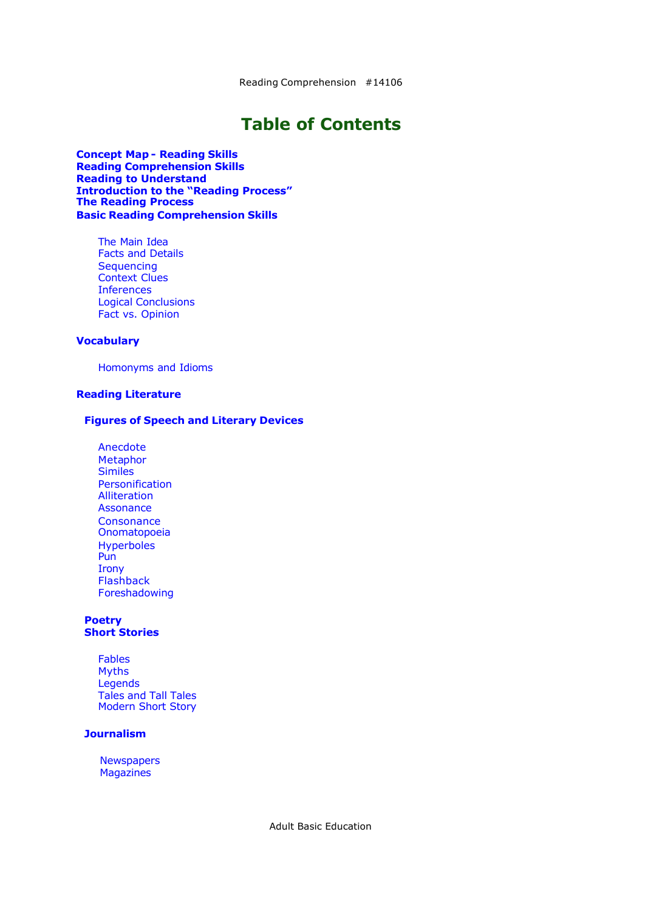# Table of Contents

**Concept Map - Reading Skills**
**Reading Comprehension Skills**
**Reading to Understand**
**Introduction to the "Reading Process"**
**The Reading Process**
**Basic Reading Comprehension Skills**

- The Main Idea
- Facts and Details
- Sequencing
- Context Clues
- Inferences
- Logical Conclusions
- Fact vs. Opinion

**Vocabulary**

- Homonyms and Idioms

**Reading Literature**

**Figures of Speech and Literary Devices**

- Anecdote
- Metaphor
- Similes
- Personification
- Alliteration
- Assonance
- Consonance
- Onomatopoeia
- Hyperboles
- Pun
- Irony
- Flashback
- Foreshadowing

**Poetry**
**Short Stories**

- Fables
- Myths
- Legends
- Tales and Tall Tales
- Modern Short Story

**Journalism**

- Newspapers
- Magazines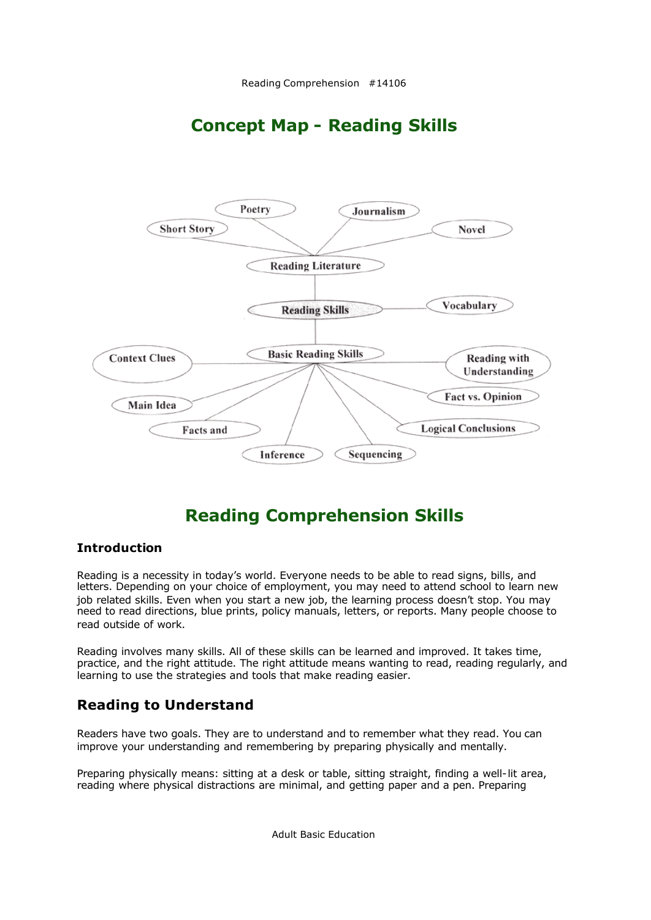## Concept Map - Reading Skills

- Reading Skills
  - Reading Literature
    - Poetry
    - Journalism
    - Short Story
    - Novel
  - Vocabulary
  - Basic Reading Skills
    - Context Clues
    - Reading with Understanding
    - Main Idea
    - Fact vs. Opinion
    - Facts and
    - Logical Conclusions
    - Inference
    - Sequencing

## Reading Comprehension Skills

### Introduction

Reading is a necessity in today's world. Everyone needs to be able to read signs, bills, and letters. Depending on your choice of employment, you may need to attend school to learn new job related skills. Even when you start a new job, the learning process doesn't stop. You may need to read directions, blue prints, policy manuals, letters, or reports. Many people choose to read outside of work.

Reading involves many skills. All of these skills can be learned and improved. It takes time, practice, and the right attitude. The right attitude means wanting to read, reading regularly, and learning to use the strategies and tools that make reading easier.

### Reading to Understand

Readers have two goals. They are to understand and to remember what they read. You can improve your understanding and remembering by preparing physically and mentally.

Preparing physically means: sitting at a desk or table, sitting straight, finding a well-lit area, reading where physical distractions are minimal, and getting paper and a pen. Preparing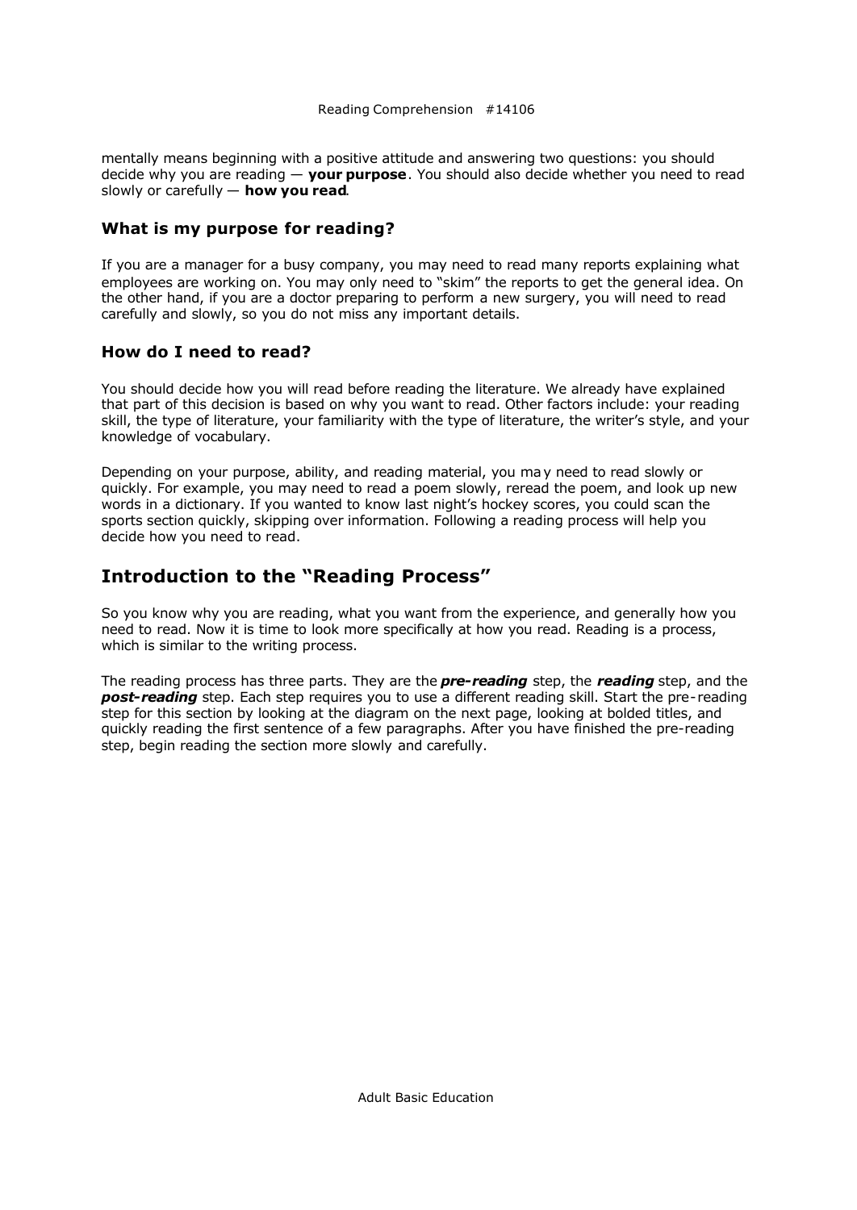mentally means beginning with a positive attitude and answering two questions: you should decide why you are reading — **your purpose**. You should also decide whether you need to read slowly or carefully — **how you read**.

### What is my purpose for reading?

If you are a manager for a busy company, you may need to read many reports explaining what employees are working on. You may only need to "skim" the reports to get the general idea. On the other hand, if you are a doctor preparing to perform a new surgery, you will need to read carefully and slowly, so you do not miss any important details.

### How do I need to read?

You should decide how you will read before reading the literature. We already have explained that part of this decision is based on why you want to read. Other factors include: your reading skill, the type of literature, your familiarity with the type of literature, the writer's style, and your knowledge of vocabulary.

Depending on your purpose, ability, and reading material, you may need to read slowly or quickly. For example, you may need to read a poem slowly, reread the poem, and look up new words in a dictionary. If you wanted to know last night's hockey scores, you could scan the sports section quickly, skipping over information. Following a reading process will help you decide how you need to read.

## Introduction to the "Reading Process"

So you know why you are reading, what you want from the experience, and generally how you need to read. Now it is time to look more specifically at how you read. Reading is a process, which is similar to the writing process.

The reading process has three parts. They are the ***pre-reading*** step, the ***reading*** step, and the ***post-reading*** step. Each step requires you to use a different reading skill. Start the pre-reading step for this section by looking at the diagram on the next page, looking at bolded titles, and quickly reading the first sentence of a few paragraphs. After you have finished the pre-reading step, begin reading the section more slowly and carefully.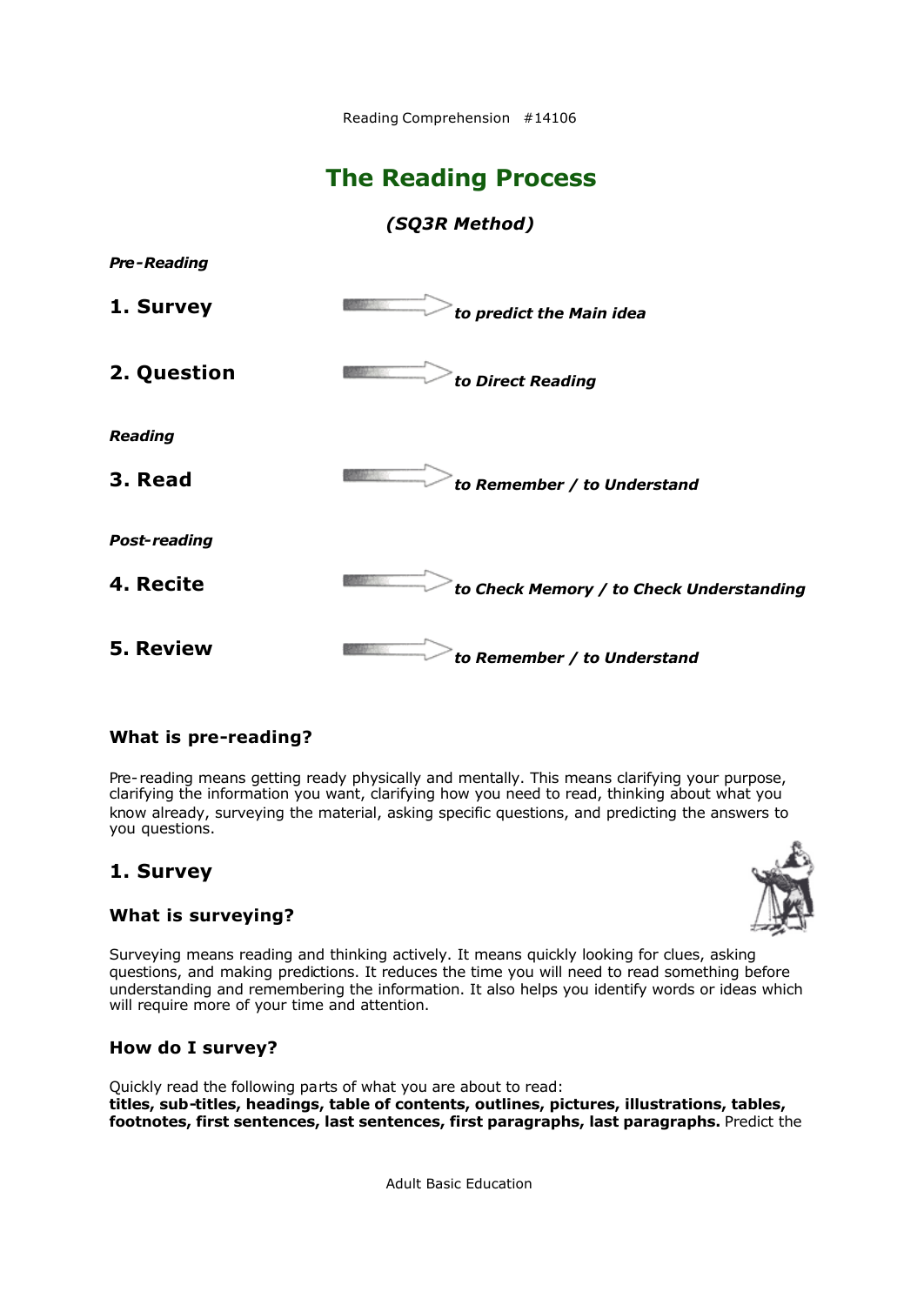# The Reading Process

### *(SQ3R Method)*

***Pre-Reading***

**1. Survey** → ***to predict the Main idea***

**2. Question** → ***to Direct Reading***

***Reading***

**3. Read** → ***to Remember / to Understand***

***Post-reading***

**4. Recite** → ***to Check Memory / to Check Understanding***

**5. Review** → ***to Remember / to Understand***

### What is pre-reading?

Pre-reading means getting ready physically and mentally. This means clarifying your purpose, clarifying the information you want, clarifying how you need to read, thinking about what you know already, surveying the material, asking specific questions, and predicting the answers to you questions.

## 1. Survey

### What is surveying?

Surveying means reading and thinking actively. It means quickly looking for clues, asking questions, and making predictions. It reduces the time you will need to read something before understanding and remembering the information. It also helps you identify words or ideas which will require more of your time and attention.

### How do I survey?

Quickly read the following parts of what you are about to read:
**titles, sub-titles, headings, table of contents, outlines, pictures, illustrations, tables, footnotes, first sentences, last sentences, first paragraphs, last paragraphs.** Predict the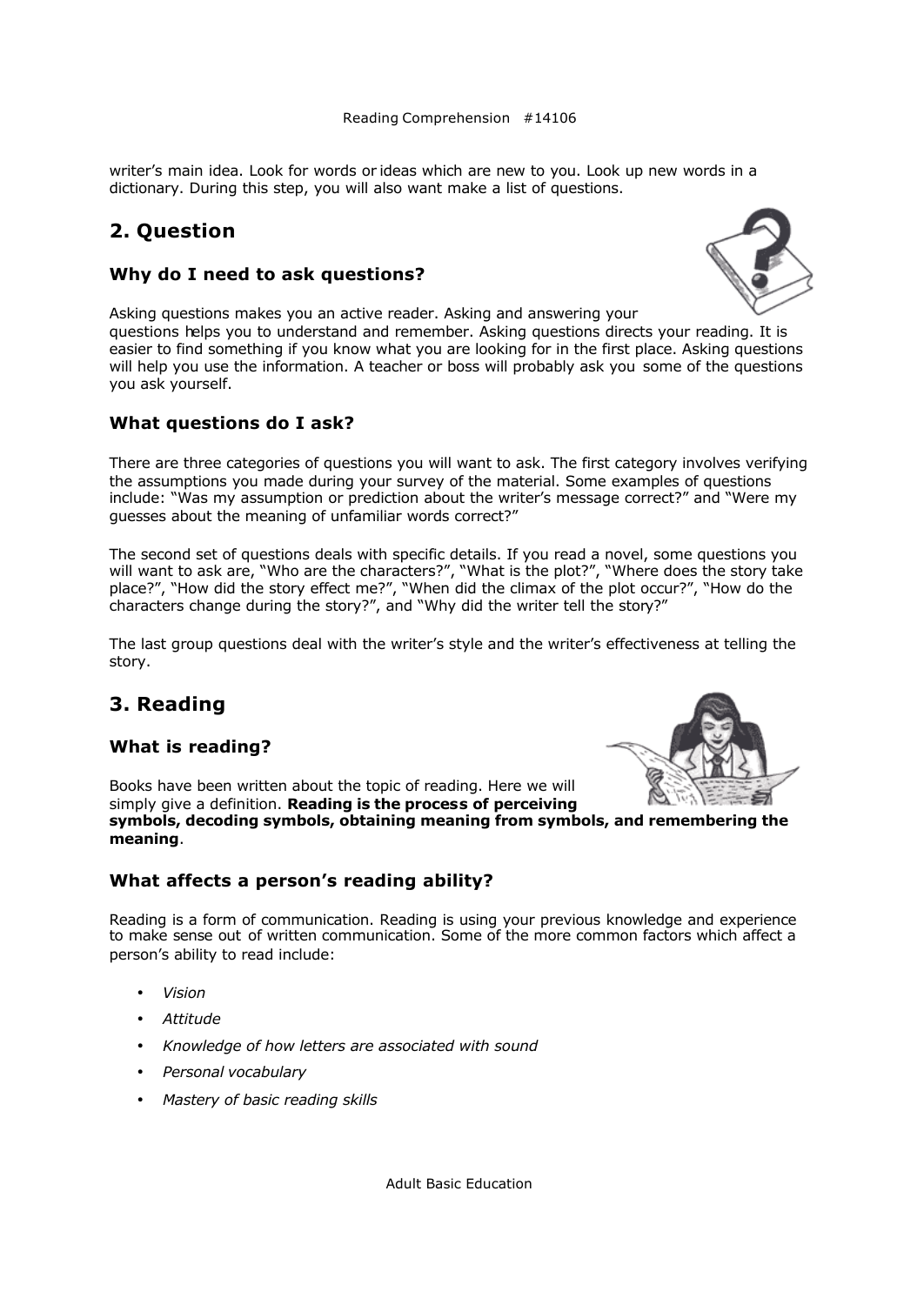writer's main idea. Look for words or ideas which are new to you. Look up new words in a dictionary. During this step, you will also want make a list of questions.

## 2. Question

### Why do I need to ask questions?

Asking questions makes you an active reader. Asking and answering your questions helps you to understand and remember. Asking questions directs your reading. It is easier to find something if you know what you are looking for in the first place. Asking questions will help you use the information. A teacher or boss will probably ask you some of the questions you ask yourself.

### What questions do I ask?

There are three categories of questions you will want to ask. The first category involves verifying the assumptions you made during your survey of the material. Some examples of questions include: "Was my assumption or prediction about the writer's message correct?" and "Were my guesses about the meaning of unfamiliar words correct?"

The second set of questions deals with specific details. If you read a novel, some questions you will want to ask are, "Who are the characters?", "What is the plot?", "Where does the story take place?", "How did the story effect me?", "When did the climax of the plot occur?", "How do the characters change during the story?", and "Why did the writer tell the story?"

The last group questions deal with the writer's style and the writer's effectiveness at telling the story.

## 3. Reading

### What is reading?

Books have been written about the topic of reading. Here we will simply give a definition. **Reading is the process of perceiving symbols, decoding symbols, obtaining meaning from symbols, and remembering the meaning**.

### What affects a person's reading ability?

Reading is a form of communication. Reading is using your previous knowledge and experience to make sense out of written communication. Some of the more common factors which affect a person's ability to read include:

- *Vision*
- *Attitude*
- *Knowledge of how letters are associated with sound*
- *Personal vocabulary*
- *Mastery of basic reading skills*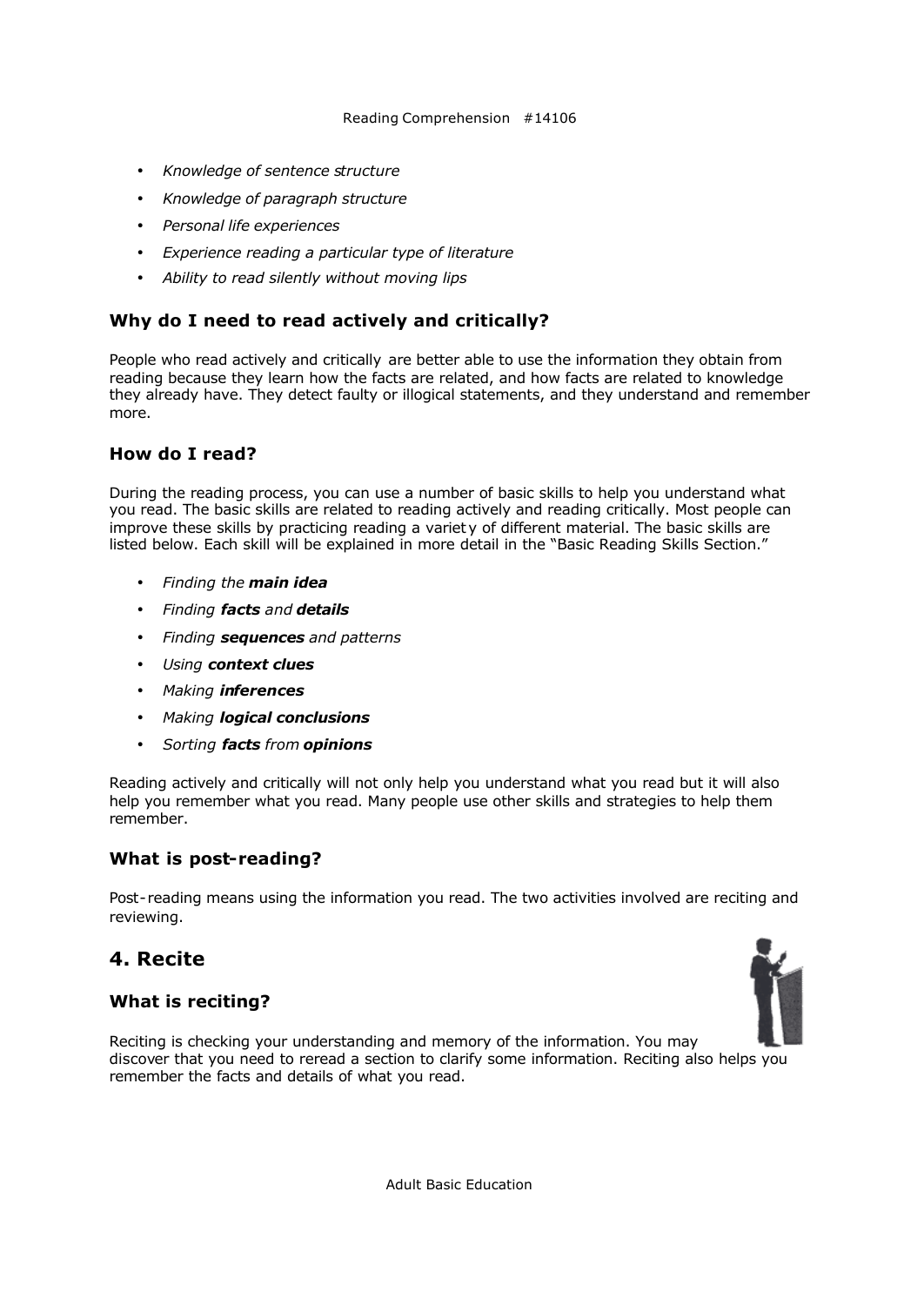- *Knowledge of sentence structure*
- *Knowledge of paragraph structure*
- *Personal life experiences*
- *Experience reading a particular type of literature*
- *Ability to read silently without moving lips*

### Why do I need to read actively and critically?

People who read actively and critically are better able to use the information they obtain from reading because they learn how the facts are related, and how facts are related to knowledge they already have. They detect faulty or illogical statements, and they understand and remember more.

### How do I read?

During the reading process, you can use a number of basic skills to help you understand what you read. The basic skills are related to reading actively and reading critically. Most people can improve these skills by practicing reading a variety of different material. The basic skills are listed below. Each skill will be explained in more detail in the "Basic Reading Skills Section."

- *Finding the **main idea***
- *Finding **facts** and **details***
- *Finding **sequences** and patterns*
- *Using **context clues***
- *Making **inferences***
- *Making **logical conclusions***
- *Sorting **facts** from **opinions***

Reading actively and critically will not only help you understand what you read but it will also help you remember what you read. Many people use other skills and strategies to help them remember.

### What is post-reading?

Post-reading means using the information you read. The two activities involved are reciting and reviewing.

## 4. Recite

### What is reciting?

Reciting is checking your understanding and memory of the information. You may discover that you need to reread a section to clarify some information. Reciting also helps you remember the facts and details of what you read.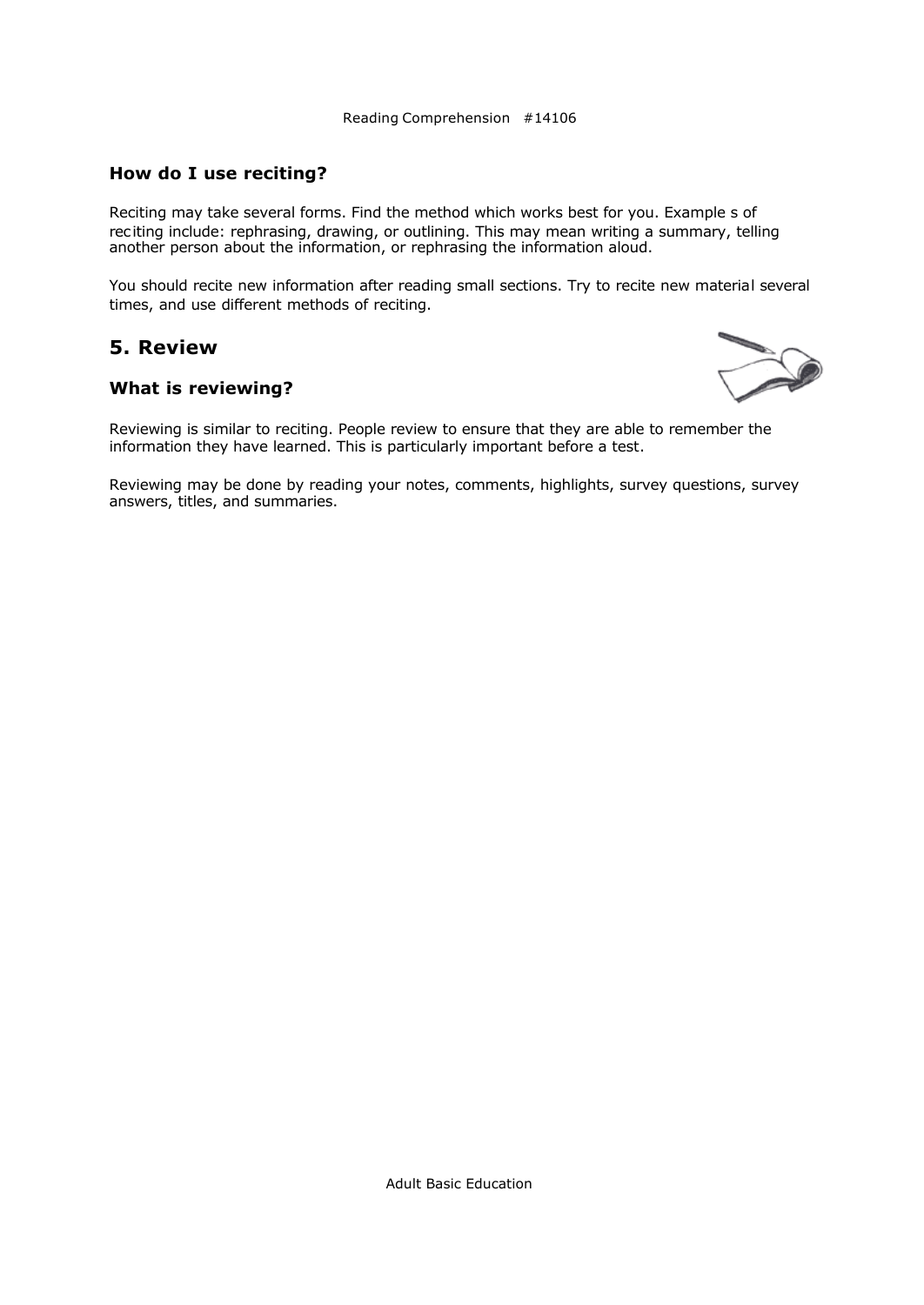### How do I use reciting?

Reciting may take several forms. Find the method which works best for you. Examples of reciting include: rephrasing, drawing, or outlining. This may mean writing a summary, telling another person about the information, or rephrasing the information aloud.

You should recite new information after reading small sections. Try to recite new material several times, and use different methods of reciting.

## 5. Review

### What is reviewing?

Reviewing is similar to reciting. People review to ensure that they are able to remember the information they have learned. This is particularly important before a test.

Reviewing may be done by reading your notes, comments, highlights, survey questions, survey answers, titles, and summaries.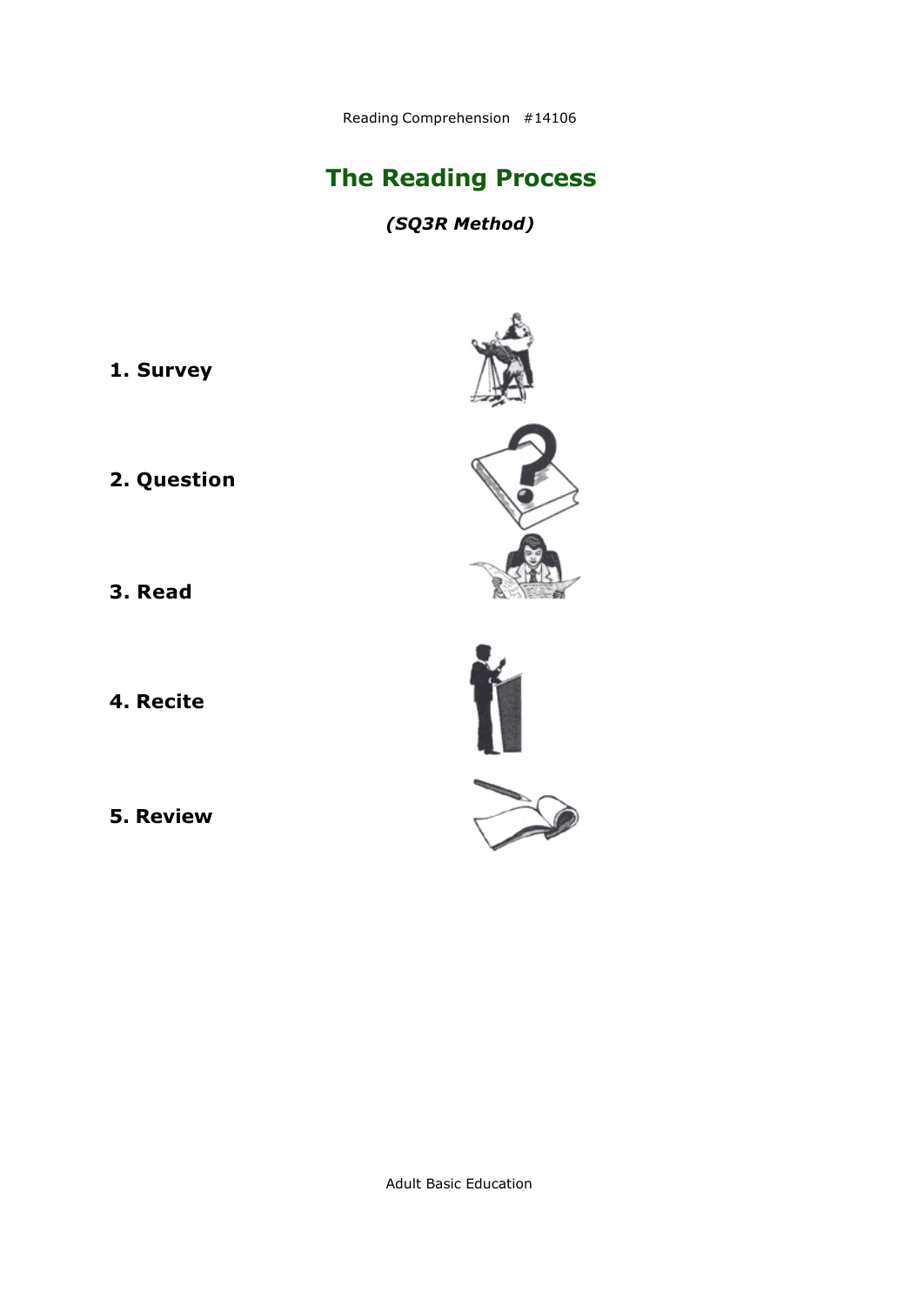# The Reading Process

***(SQ3R Method)***

**1. Survey**

**2. Question**

**3. Read**

**4. Recite**

**5. Review**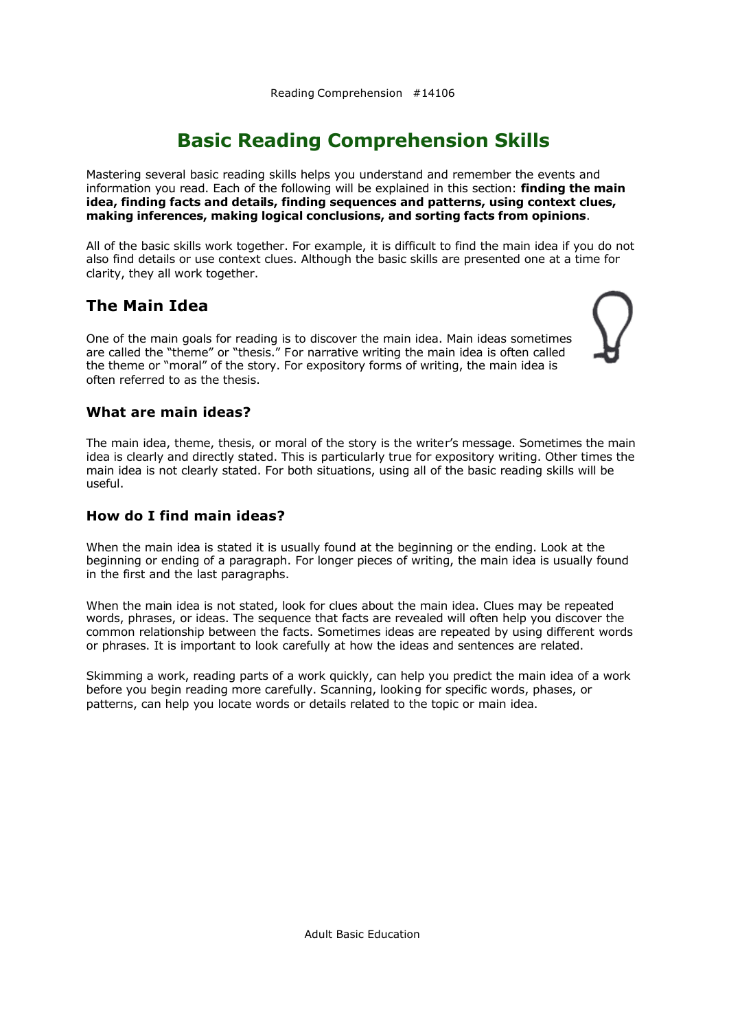# Basic Reading Comprehension Skills

Mastering several basic reading skills helps you understand and remember the events and information you read. Each of the following will be explained in this section: **finding the main idea, finding facts and details, finding sequences and patterns, using context clues, making inferences, making logical conclusions, and sorting facts from opinions**.

All of the basic skills work together. For example, it is difficult to find the main idea if you do not also find details or use context clues. Although the basic skills are presented one at a time for clarity, they all work together.

## The Main Idea

One of the main goals for reading is to discover the main idea. Main ideas sometimes are called the "theme" or "thesis." For narrative writing the main idea is often called the theme or "moral" of the story. For expository forms of writing, the main idea is often referred to as the thesis.

### What are main ideas?

The main idea, theme, thesis, or moral of the story is the writer's message. Sometimes the main idea is clearly and directly stated. This is particularly true for expository writing. Other times the main idea is not clearly stated. For both situations, using all of the basic reading skills will be useful.

### How do I find main ideas?

When the main idea is stated it is usually found at the beginning or the ending. Look at the beginning or ending of a paragraph. For longer pieces of writing, the main idea is usually found in the first and the last paragraphs.

When the main idea is not stated, look for clues about the main idea. Clues may be repeated words, phrases, or ideas. The sequence that facts are revealed will often help you discover the common relationship between the facts. Sometimes ideas are repeated by using different words or phrases. It is important to look carefully at how the ideas and sentences are related.

Skimming a work, reading parts of a work quickly, can help you predict the main idea of a work before you begin reading more carefully. Scanning, looking for specific words, phases, or patterns, can help you locate words or details related to the topic or main idea.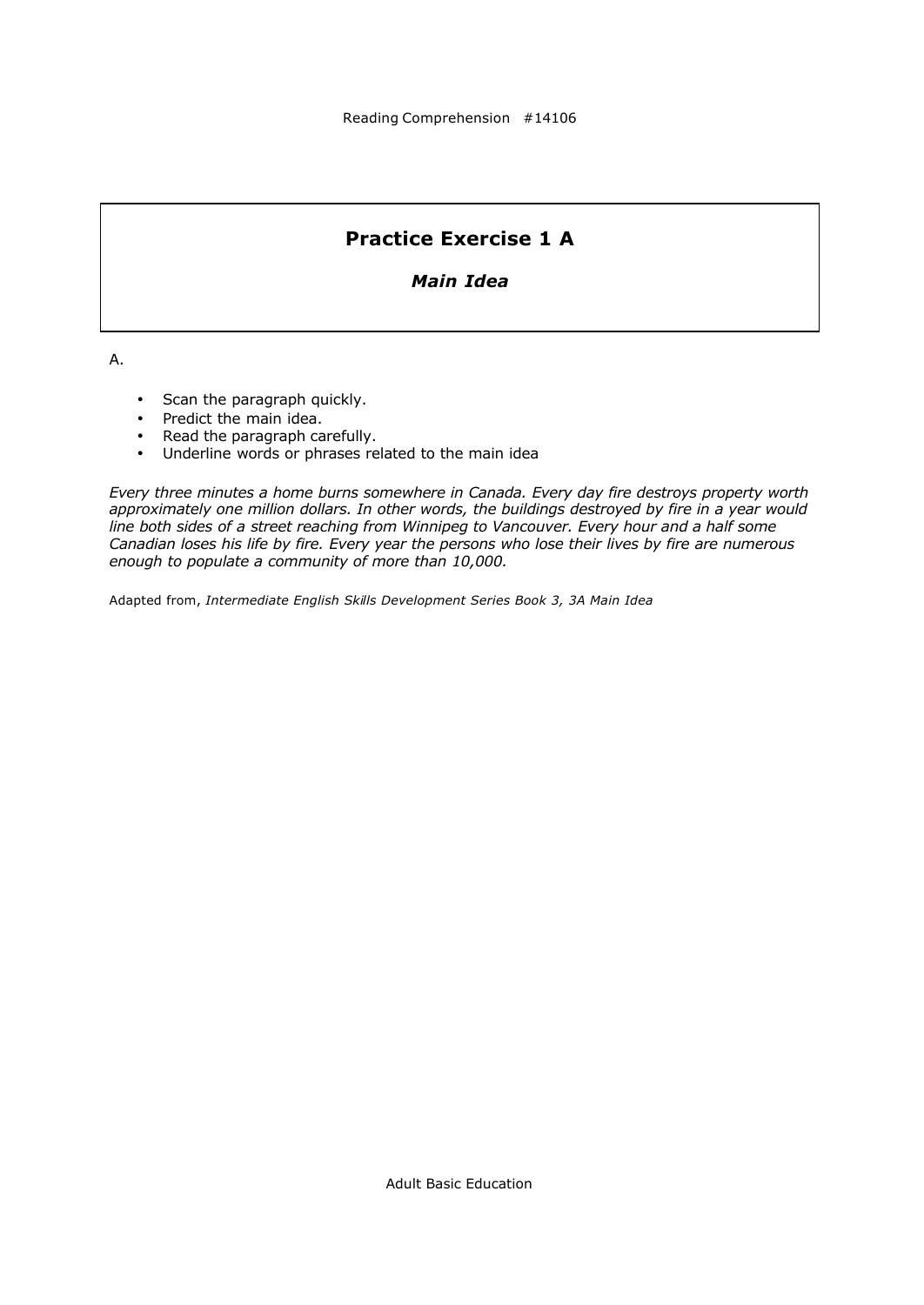## Practice Exercise 1 A

### *Main Idea*

A.

- Scan the paragraph quickly.
- Predict the main idea.
- Read the paragraph carefully.
- Underline words or phrases related to the main idea

*Every three minutes a home burns somewhere in Canada. Every day fire destroys property worth approximately one million dollars. In other words, the buildings destroyed by fire in a year would line both sides of a street reaching from Winnipeg to Vancouver. Every hour and a half some Canadian loses his life by fire. Every year the persons who lose their lives by fire are numerous enough to populate a community of more than 10,000.*

Adapted from, *Intermediate English Skills Development Series Book 3, 3A Main Idea*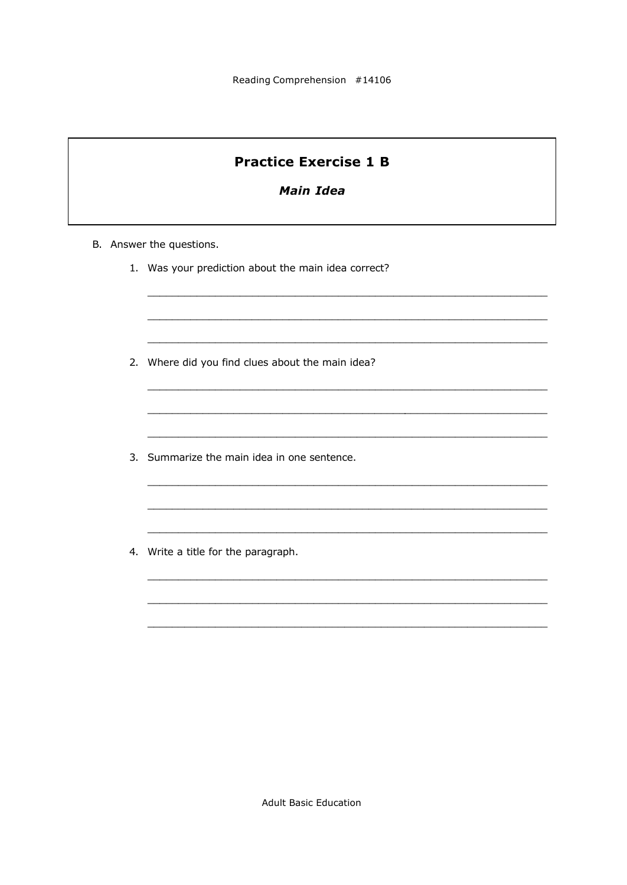## Practice Exercise 1 B

### *Main Idea*

B. Answer the questions.

1. Was your prediction about the main idea correct?

   ______________________________________________________________

   ______________________________________________________________

   ______________________________________________________________

2. Where did you find clues about the main idea?

   ______________________________________________________________

   ______________________________________________________________

   ______________________________________________________________

3. Summarize the main idea in one sentence.

   ______________________________________________________________

   ______________________________________________________________

   ______________________________________________________________

4. Write a title for the paragraph.

   ______________________________________________________________

   ______________________________________________________________

   ______________________________________________________________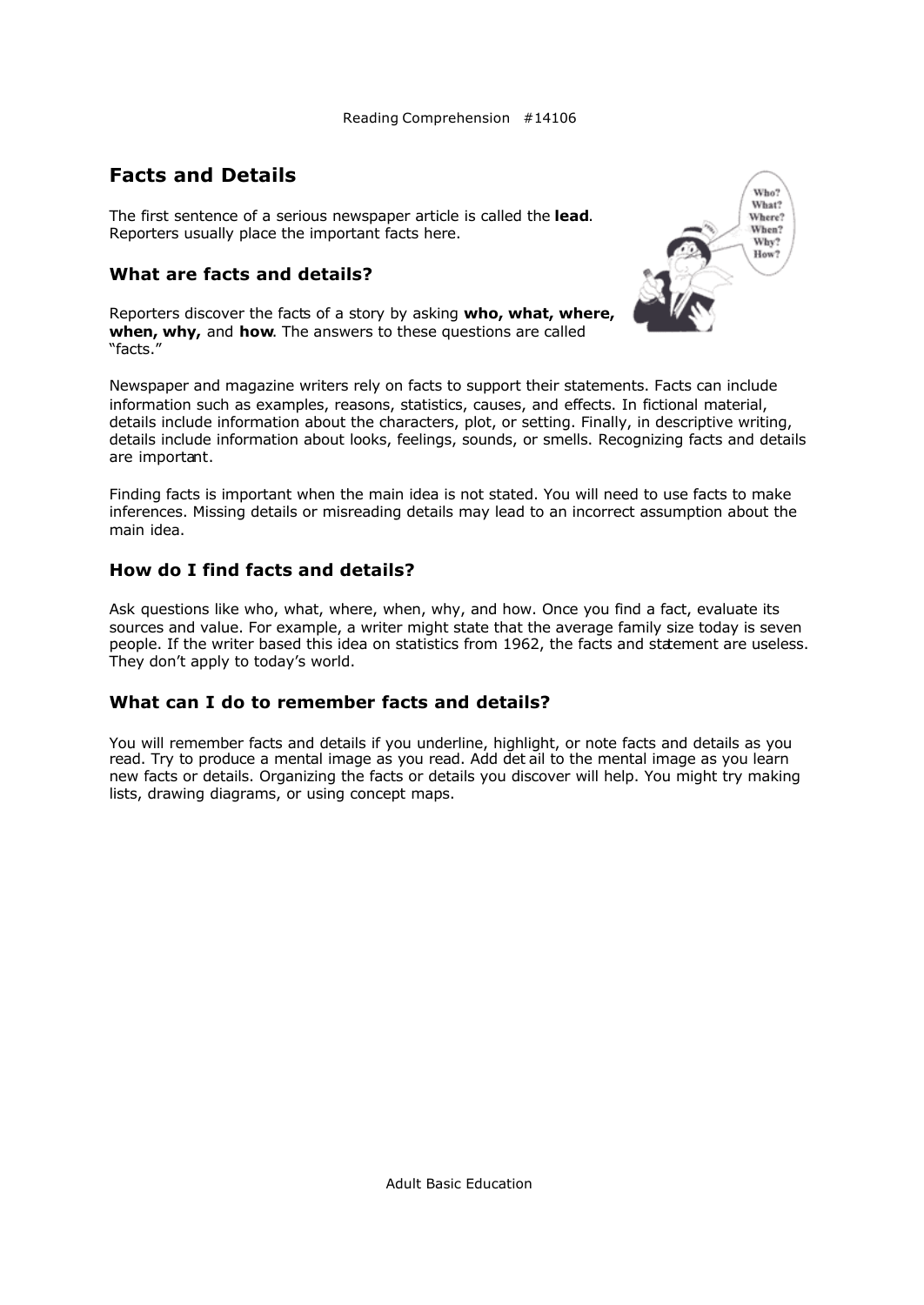# Facts and Details

The first sentence of a serious newspaper article is called the **lead**. Reporters usually place the important facts here.

## What are facts and details?

Reporters discover the facts of a story by asking **who, what, where, when, why,** and **how**. The answers to these questions are called "facts."

Newspaper and magazine writers rely on facts to support their statements. Facts can include information such as examples, reasons, statistics, causes, and effects. In fictional material, details include information about the characters, plot, or setting. Finally, in descriptive writing, details include information about looks, feelings, sounds, or smells. Recognizing facts and details are important.

Finding facts is important when the main idea is not stated. You will need to use facts to make inferences. Missing details or misreading details may lead to an incorrect assumption about the main idea.

## How do I find facts and details?

Ask questions like who, what, where, when, why, and how. Once you find a fact, evaluate its sources and value. For example, a writer might state that the average family size today is seven people. If the writer based this idea on statistics from 1962, the facts and statement are useless. They don't apply to today's world.

## What can I do to remember facts and details?

You will remember facts and details if you underline, highlight, or note facts and details as you read. Try to produce a mental image as you read. Add detail to the mental image as you learn new facts or details. Organizing the facts or details you discover will help. You might try making lists, drawing diagrams, or using concept maps.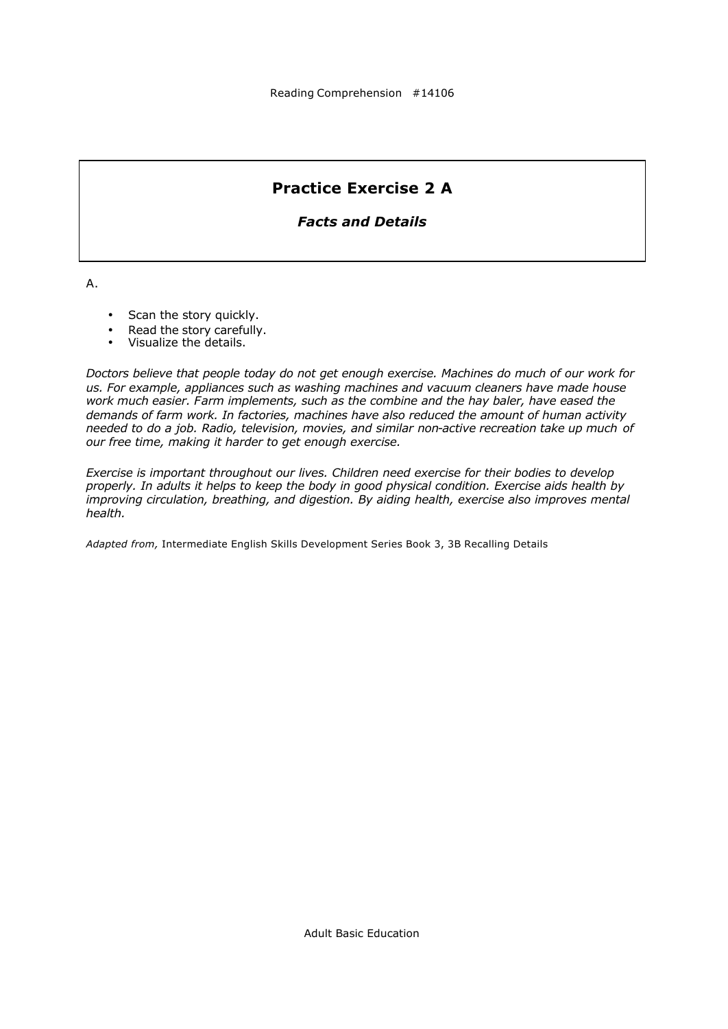## Practice Exercise 2 A

### *Facts and Details*

A.

- Scan the story quickly.
- Read the story carefully.
- Visualize the details.

*Doctors believe that people today do not get enough exercise. Machines do much of our work for us. For example, appliances such as washing machines and vacuum cleaners have made house work much easier. Farm implements, such as the combine and the hay baler, have eased the demands of farm work. In factories, machines have also reduced the amount of human activity needed to do a job. Radio, television, movies, and similar non-active recreation take up much of our free time, making it harder to get enough exercise.*

*Exercise is important throughout our lives. Children need exercise for their bodies to develop properly. In adults it helps to keep the body in good physical condition. Exercise aids health by improving circulation, breathing, and digestion. By aiding health, exercise also improves mental health.*

*Adapted from,* Intermediate English Skills Development Series Book 3, 3B Recalling Details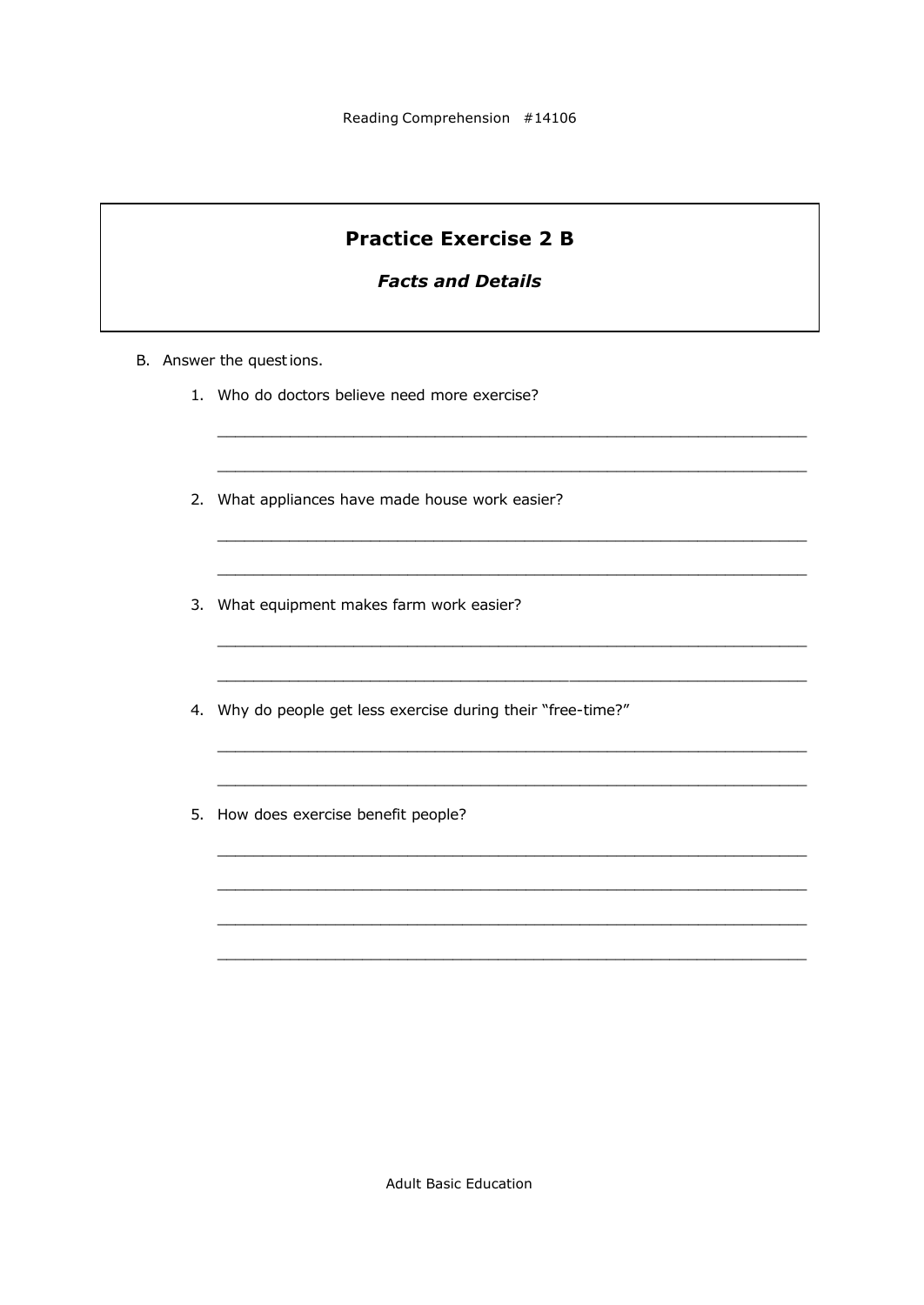## Practice Exercise 2 B

### *Facts and Details*

B. Answer the questions.

1. Who do doctors believe need more exercise?

   ___________________________________________________________________

   ___________________________________________________________________

2. What appliances have made house work easier?

   ___________________________________________________________________

   ___________________________________________________________________

3. What equipment makes farm work easier?

   ___________________________________________________________________

   ___________________________________________________________________

4. Why do people get less exercise during their "free-time?"

   ___________________________________________________________________

   ___________________________________________________________________

5. How does exercise benefit people?

   ___________________________________________________________________

   ___________________________________________________________________

   ___________________________________________________________________

   ___________________________________________________________________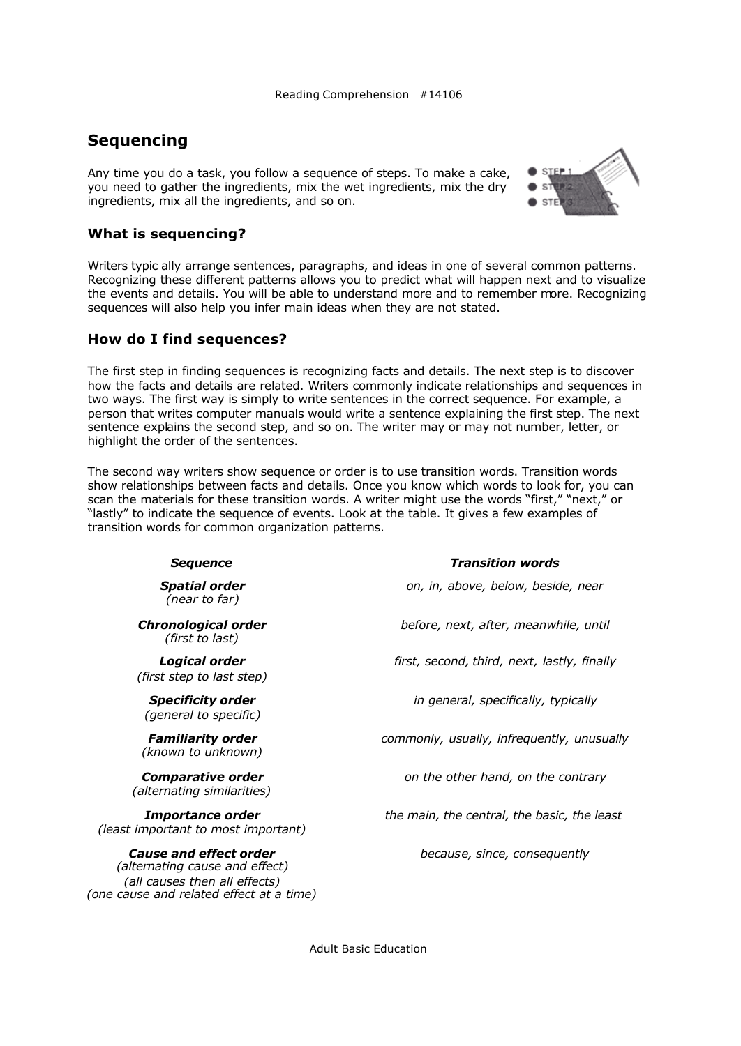## Sequencing

Any time you do a task, you follow a sequence of steps. To make a cake, you need to gather the ingredients, mix the wet ingredients, mix the dry ingredients, mix all the ingredients, and so on.

### What is sequencing?

Writers typic ally arrange sentences, paragraphs, and ideas in one of several common patterns. Recognizing these different patterns allows you to predict what will happen next and to visualize the events and details. You will be able to understand more and to remember more. Recognizing sequences will also help you infer main ideas when they are not stated.

### How do I find sequences?

The first step in finding sequences is recognizing facts and details. The next step is to discover how the facts and details are related. Writers commonly indicate relationships and sequences in two ways. The first way is simply to write sentences in the correct sequence. For example, a person that writes computer manuals would write a sentence explaining the first step. The next sentence explains the second step, and so on. The writer may or may not number, letter, or highlight the order of the sentences.

The second way writers show sequence or order is to use transition words. Transition words show relationships between facts and details. Once you know which words to look for, you can scan the materials for these transition words. A writer might use the words "first," "next," or "lastly" to indicate the sequence of events. Look at the table. It gives a few examples of transition words for common organization patterns.

| ***Sequence*** | ***Transition words*** |
|---|---|
| ***Spatial order*** *(near to far)* | *on, in, above, below, beside, near* |
| ***Chronological order*** *(first to last)* | *before, next, after, meanwhile, until* |
| ***Logical order*** *(first step to last step)* | *first, second, third, next, lastly, finally* |
| ***Specificity order*** *(general to specific)* | *in general, specifically, typically* |
| ***Familiarity order*** *(known to unknown)* | *commonly, usually, infrequently, unusually* |
| ***Comparative order*** *(alternating similarities)* | *on the other hand, on the contrary* |
| ***Importance order*** *(least important to most important)* | *the main, the central, the basic, the least* |
| ***Cause and effect order*** *(alternating cause and effect)* *(all causes then all effects)* *(one cause and related effect at a time)* | *because, since, consequently* |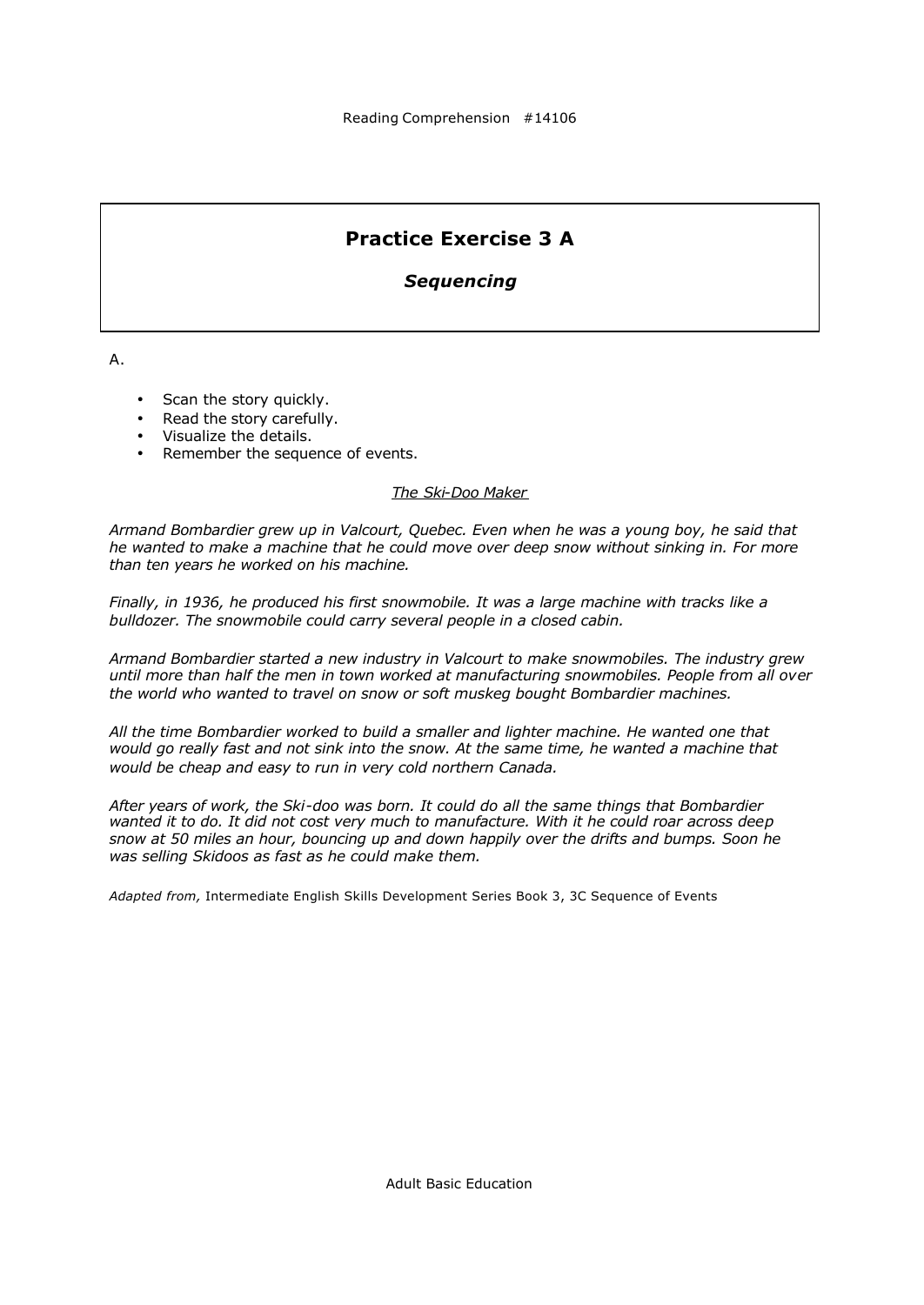# Practice Exercise 3 A

## *Sequencing*

A.

- Scan the story quickly.
- Read the story carefully.
- Visualize the details.
- Remember the sequence of events.

<u>The Ski-Doo Maker</u>

*Armand Bombardier grew up in Valcourt, Quebec. Even when he was a young boy, he said that he wanted to make a machine that he could move over deep snow without sinking in. For more than ten years he worked on his machine.*

*Finally, in 1936, he produced his first snowmobile. It was a large machine with tracks like a bulldozer. The snowmobile could carry several people in a closed cabin.*

*Armand Bombardier started a new industry in Valcourt to make snowmobiles. The industry grew until more than half the men in town worked at manufacturing snowmobiles. People from all over the world who wanted to travel on snow or soft muskeg bought Bombardier machines.*

*All the time Bombardier worked to build a smaller and lighter machine. He wanted one that would go really fast and not sink into the snow. At the same time, he wanted a machine that would be cheap and easy to run in very cold northern Canada.*

*After years of work, the Ski-doo was born. It could do all the same things that Bombardier wanted it to do. It did not cost very much to manufacture. With it he could roar across deep snow at 50 miles an hour, bouncing up and down happily over the drifts and bumps. Soon he was selling Skidoos as fast as he could make them.*

*Adapted from,* Intermediate English Skills Development Series Book 3, 3C Sequence of Events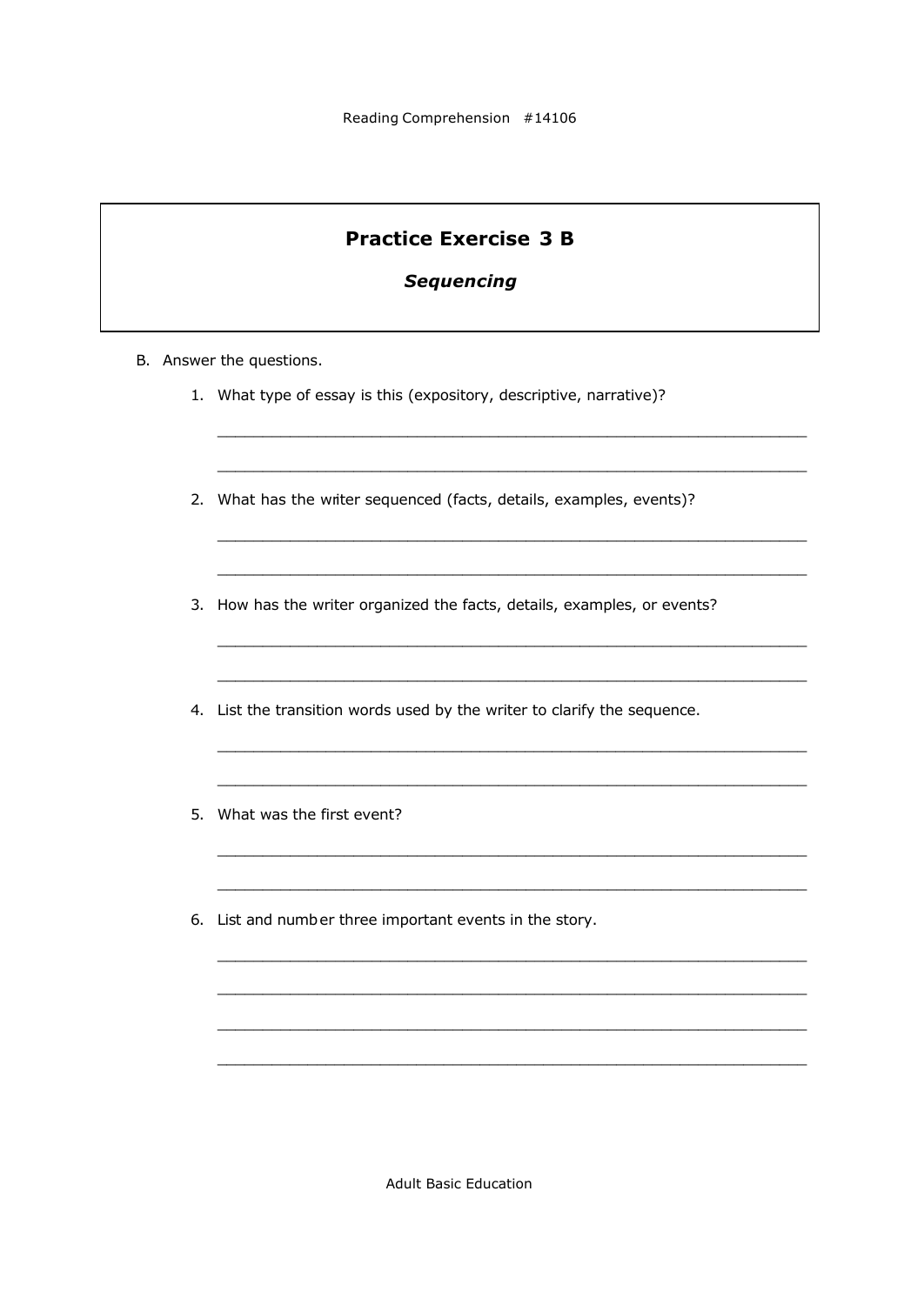## Practice Exercise 3 B

### *Sequencing*

B. Answer the questions.

1. What type of essay is this (expository, descriptive, narrative)?

   ______________________________________________________________

   ______________________________________________________________

2. What has the writer sequenced (facts, details, examples, events)?

   ______________________________________________________________

   ______________________________________________________________

3. How has the writer organized the facts, details, examples, or events?

   ______________________________________________________________

   ______________________________________________________________

4. List the transition words used by the writer to clarify the sequence.

   ______________________________________________________________

   ______________________________________________________________

5. What was the first event?

   ______________________________________________________________

   ______________________________________________________________

6. List and number three important events in the story.

   ______________________________________________________________

   ______________________________________________________________

   ______________________________________________________________

   ______________________________________________________________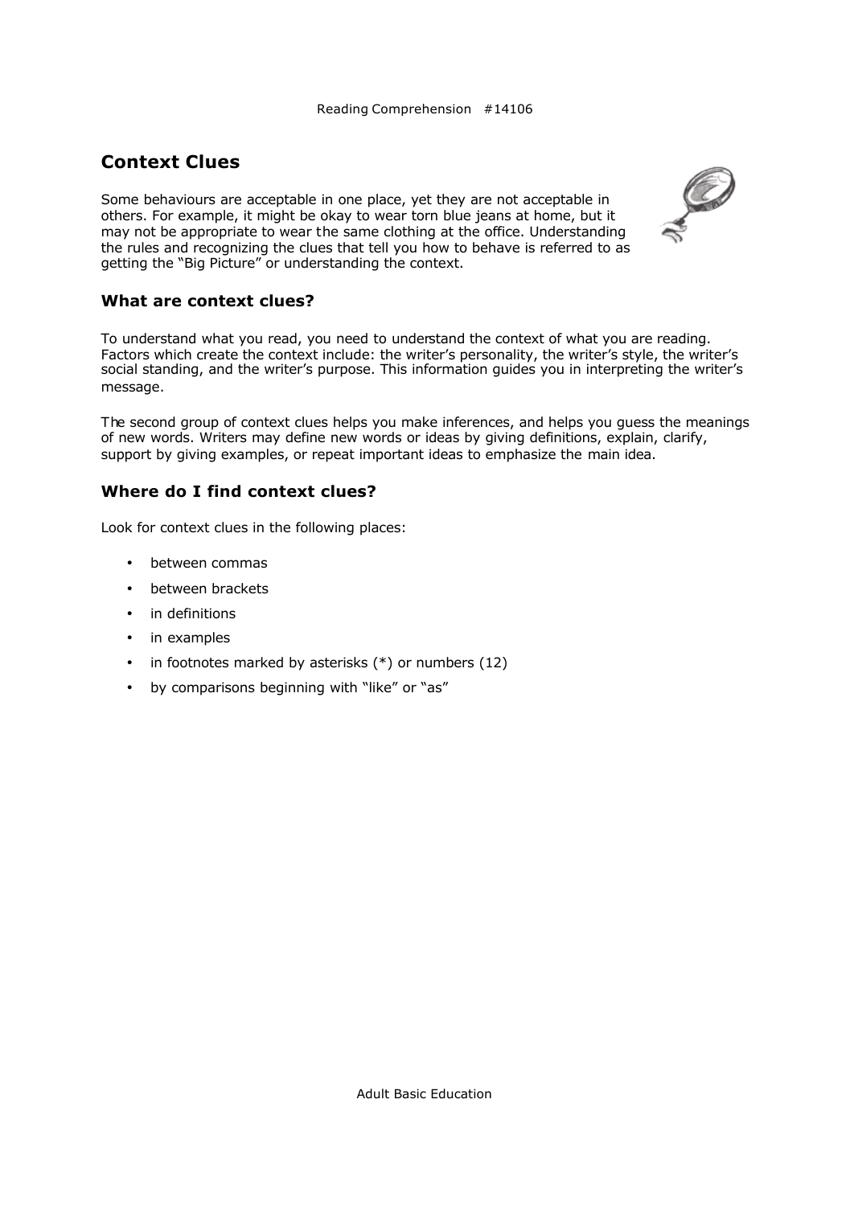## Context Clues

Some behaviours are acceptable in one place, yet they are not acceptable in others. For example, it might be okay to wear torn blue jeans at home, but it may not be appropriate to wear the same clothing at the office. Understanding the rules and recognizing the clues that tell you how to behave is referred to as getting the "Big Picture" or understanding the context.

### What are context clues?

To understand what you read, you need to understand the context of what you are reading. Factors which create the context include: the writer's personality, the writer's style, the writer's social standing, and the writer's purpose. This information guides you in interpreting the writer's message.

The second group of context clues helps you make inferences, and helps you guess the meanings of new words. Writers may define new words or ideas by giving definitions, explain, clarify, support by giving examples, or repeat important ideas to emphasize the main idea.

### Where do I find context clues?

Look for context clues in the following places:

- between commas
- between brackets
- in definitions
- in examples
- in footnotes marked by asterisks (*) or numbers (12)
- by comparisons beginning with "like" or "as"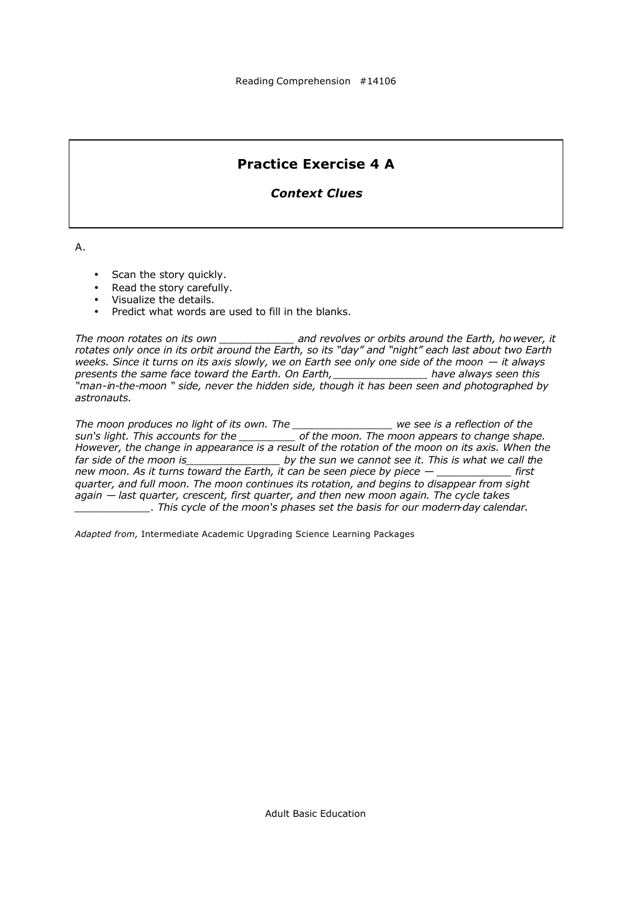## Practice Exercise 4 A

### *Context Clues*

A.

- Scan the story quickly.
- Read the story carefully.
- Visualize the details.
- Predict what words are used to fill in the blanks.

*The moon rotates on its own ____________ and revolves or orbits around the Earth, however, it rotates only once in its orbit around the Earth, so its "day" and "night" each last about two Earth weeks. Since it turns on its axis slowly, we on Earth see only one side of the moon — it always presents the same face toward the Earth. On Earth, _______________ have always seen this "man-in-the-moon " side, never the hidden side, though it has been seen and photographed by astronauts.*

*The moon produces no light of its own. The ________________ we see is a reflection of the sun's light. This accounts for the _________ of the moon. The moon appears to change shape. However, the change in appearance is a result of the rotation of the moon on its axis. When the far side of the moon is_______________ by the sun we cannot see it. This is what we call the new moon. As it turns toward the Earth, it can be seen piece by piece — ____________ first quarter, and full moon. The moon continues its rotation, and begins to disappear from sight again — last quarter, crescent, first quarter, and then new moon again. The cycle takes ____________. This cycle of the moon's phases set the basis for our modern-day calendar.*

*Adapted from,* Intermediate Academic Upgrading Science Learning Packages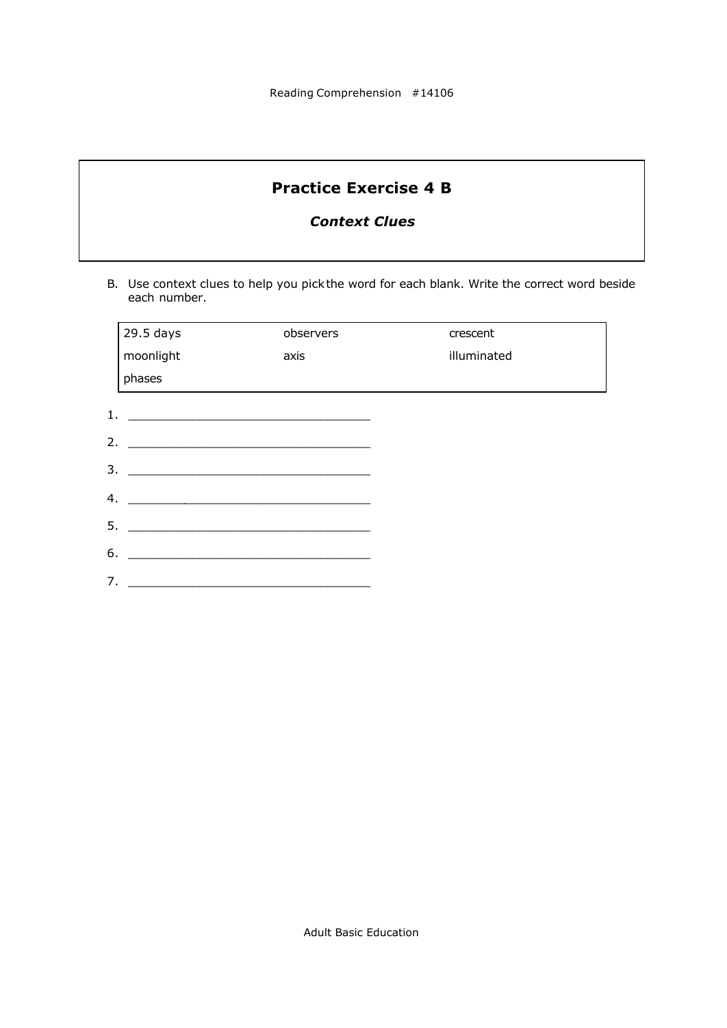## Practice Exercise 4 B

### *Context Clues*

B. Use context clues to help you pick the word for each blank. Write the correct word beside each number.

| | | |
|---|---|---|
| 29.5 days | observers | crescent |
| moonlight | axis | illuminated |
| phases | | |

1. ________________________________
2. ________________________________
3. ________________________________
4. ________________________________
5. ________________________________
6. ________________________________
7. ________________________________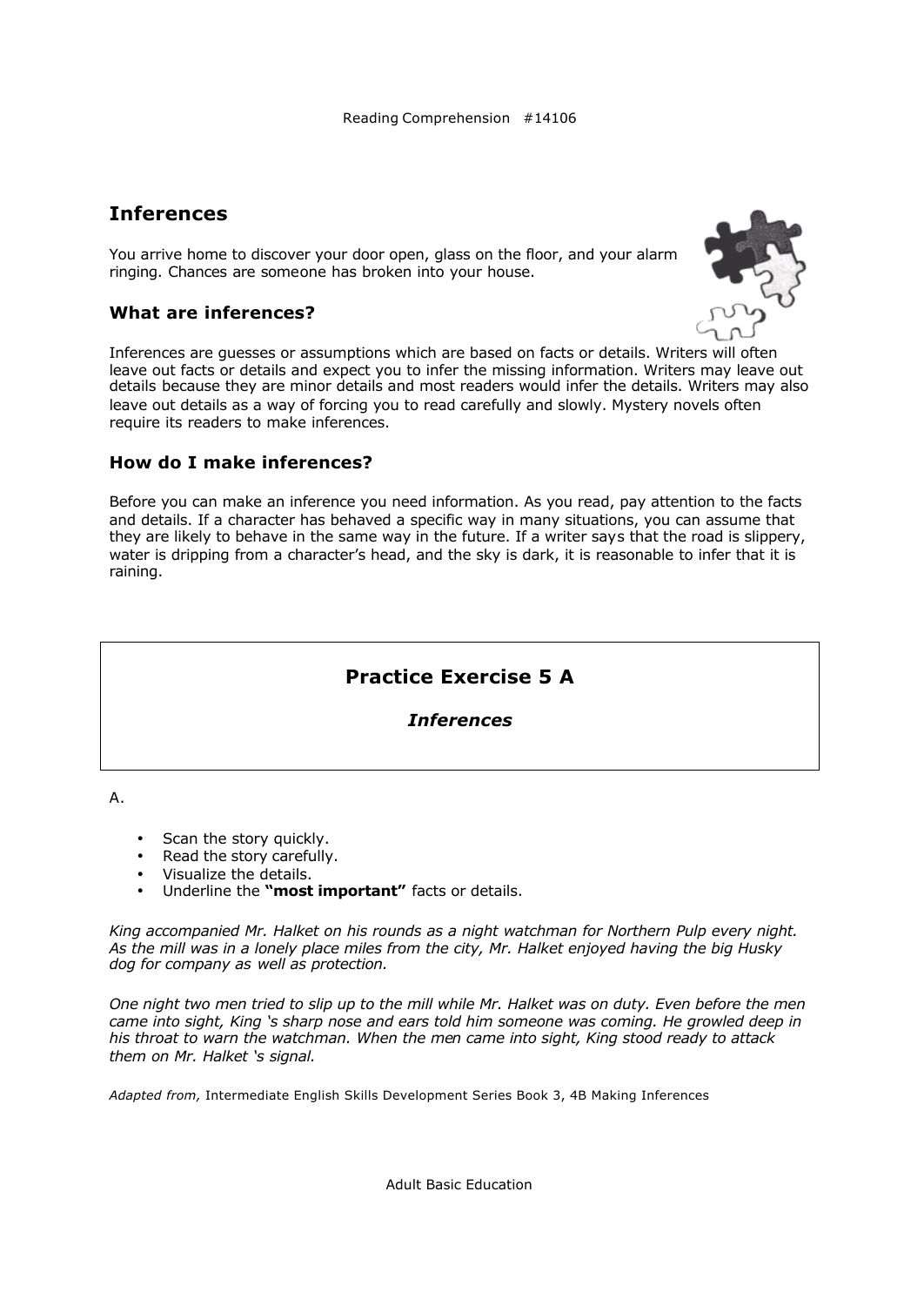# Inferences

You arrive home to discover your door open, glass on the floor, and your alarm ringing. Chances are someone has broken into your house.

## What are inferences?

Inferences are guesses or assumptions which are based on facts or details. Writers will often leave out facts or details and expect you to infer the missing information. Writers may leave out details because they are minor details and most readers would infer the details. Writers may also leave out details as a way of forcing you to read carefully and slowly. Mystery novels often require its readers to make inferences.

## How do I make inferences?

Before you can make an inference you need information. As you read, pay attention to the facts and details. If a character has behaved a specific way in many situations, you can assume that they are likely to behave in the same way in the future. If a writer says that the road is slippery, water is dripping from a character's head, and the sky is dark, it is reasonable to infer that it is raining.

## Practice Exercise 5 A

### *Inferences*

A.

- Scan the story quickly.
- Read the story carefully.
- Visualize the details.
- Underline the **"most important"** facts or details.

*King accompanied Mr. Halket on his rounds as a night watchman for Northern Pulp every night. As the mill was in a lonely place miles from the city, Mr. Halket enjoyed having the big Husky dog for company as well as protection.*

*One night two men tried to slip up to the mill while Mr. Halket was on duty. Even before the men came into sight, King 's sharp nose and ears told him someone was coming. He growled deep in his throat to warn the watchman. When the men came into sight, King stood ready to attack them on Mr. Halket 's signal.*

*Adapted from,* Intermediate English Skills Development Series Book 3, 4B Making Inferences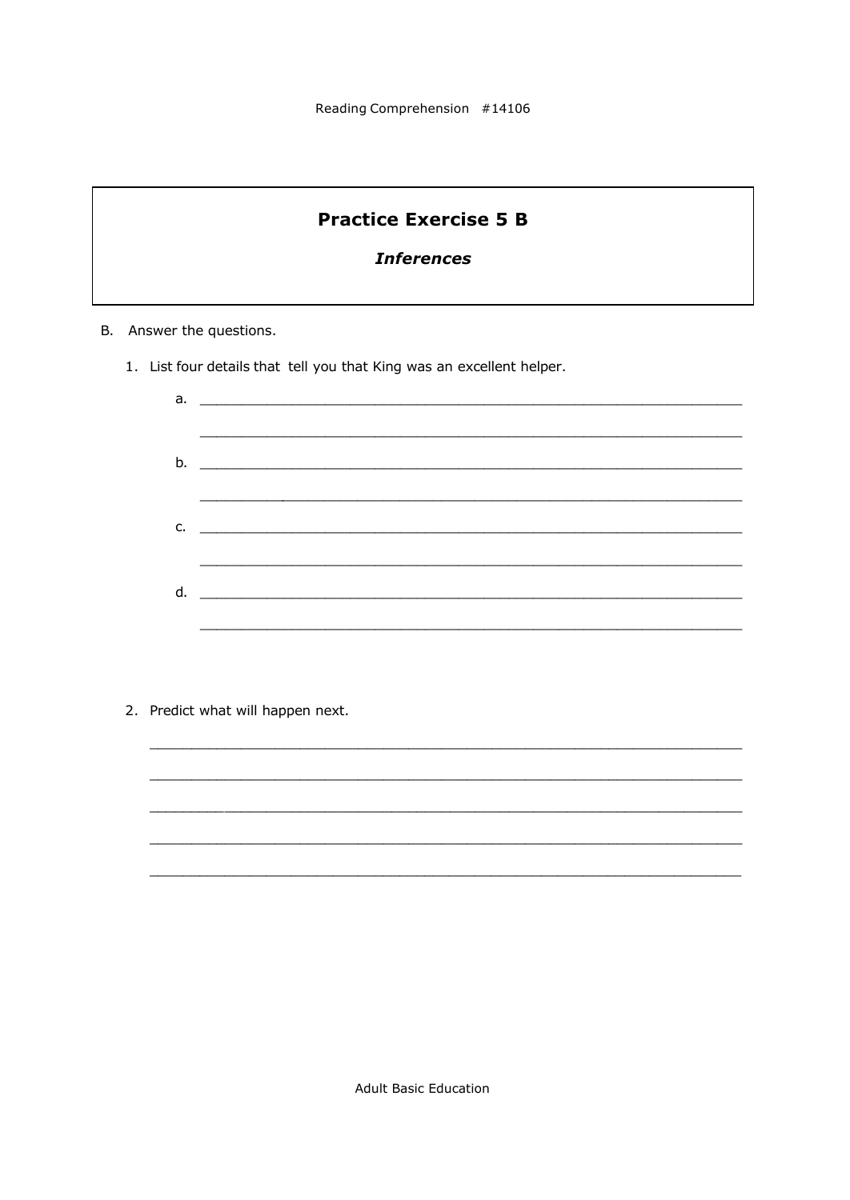## Practice Exercise 5 B

### *Inferences*

B. Answer the questions.

1. List four details that tell you that King was an excellent helper.

   a. ______________________________________________________________________

   ______________________________________________________________________

   b. ______________________________________________________________________

   ______________________________________________________________________

   c. ______________________________________________________________________

   ______________________________________________________________________

   d. ______________________________________________________________________

   ______________________________________________________________________

2. Predict what will happen next.

   ______________________________________________________________________

   ______________________________________________________________________

   ______________________________________________________________________

   ______________________________________________________________________

   ______________________________________________________________________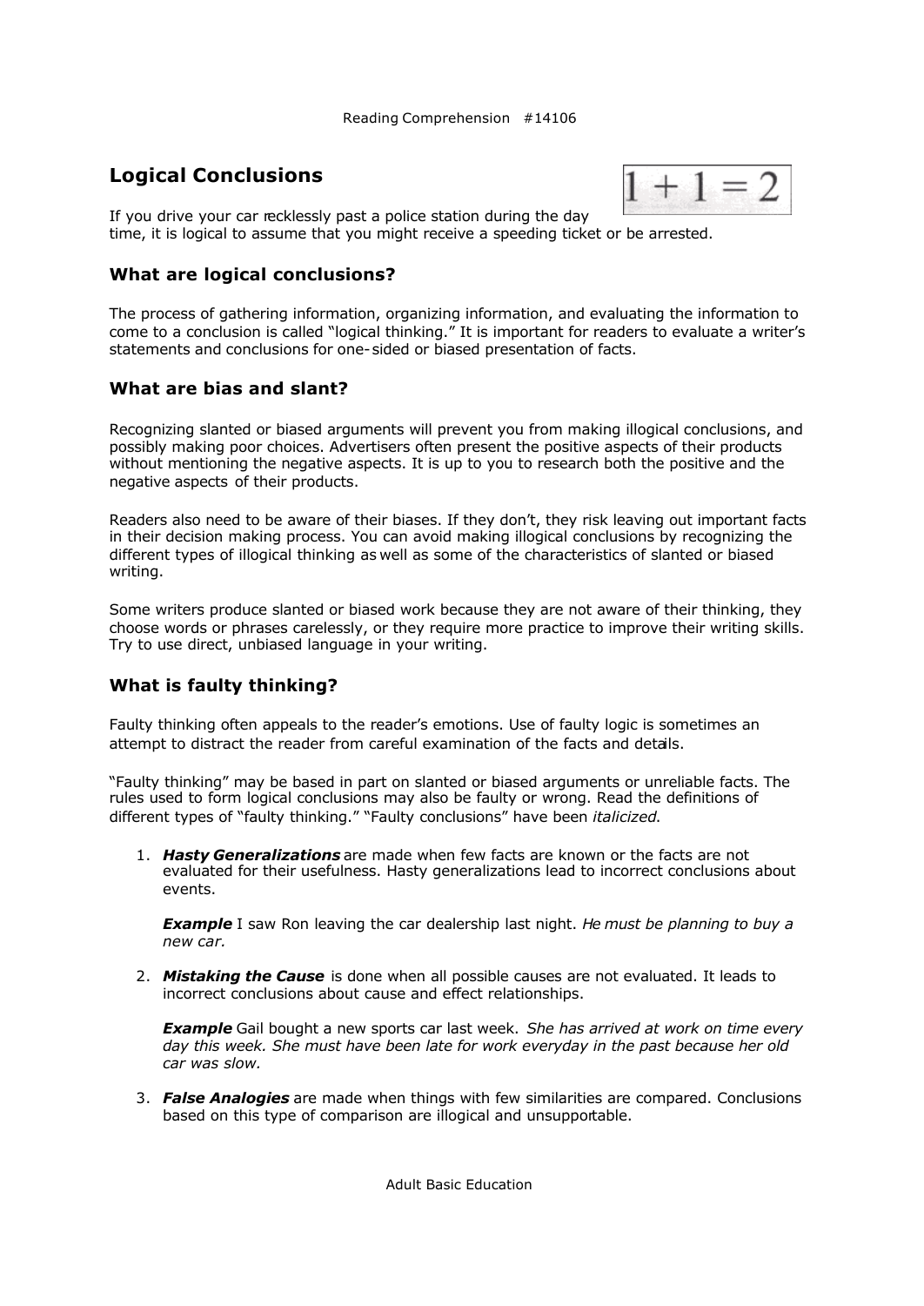# Logical Conclusions

$1 + 1 = 2$

If you drive your car recklessly past a police station during the day time, it is logical to assume that you might receive a speeding ticket or be arrested.

## What are logical conclusions?

The process of gathering information, organizing information, and evaluating the information to come to a conclusion is called "logical thinking." It is important for readers to evaluate a writer's statements and conclusions for one-sided or biased presentation of facts.

## What are bias and slant?

Recognizing slanted or biased arguments will prevent you from making illogical conclusions, and possibly making poor choices. Advertisers often present the positive aspects of their products without mentioning the negative aspects. It is up to you to research both the positive and the negative aspects of their products.

Readers also need to be aware of their biases. If they don't, they risk leaving out important facts in their decision making process. You can avoid making illogical conclusions by recognizing the different types of illogical thinking as well as some of the characteristics of slanted or biased writing.

Some writers produce slanted or biased work because they are not aware of their thinking, they choose words or phrases carelessly, or they require more practice to improve their writing skills. Try to use direct, unbiased language in your writing.

## What is faulty thinking?

Faulty thinking often appeals to the reader's emotions. Use of faulty logic is sometimes an attempt to distract the reader from careful examination of the facts and details.

"Faulty thinking" may be based in part on slanted or biased arguments or unreliable facts. The rules used to form logical conclusions may also be faulty or wrong. Read the definitions of different types of "faulty thinking." "Faulty conclusions" have been *italicized*.

1. ***Hasty Generalizations*** are made when few facts are known or the facts are not evaluated for their usefulness. Hasty generalizations lead to incorrect conclusions about events.

   ***Example*** I saw Ron leaving the car dealership last night. *He must be planning to buy a new car.*

2. ***Mistaking the Cause*** is done when all possible causes are not evaluated. It leads to incorrect conclusions about cause and effect relationships.

   ***Example*** Gail bought a new sports car last week. *She has arrived at work on time every day this week. She must have been late for work everyday in the past because her old car was slow.*

3. ***False Analogies*** are made when things with few similarities are compared. Conclusions based on this type of comparison are illogical and unsupportable.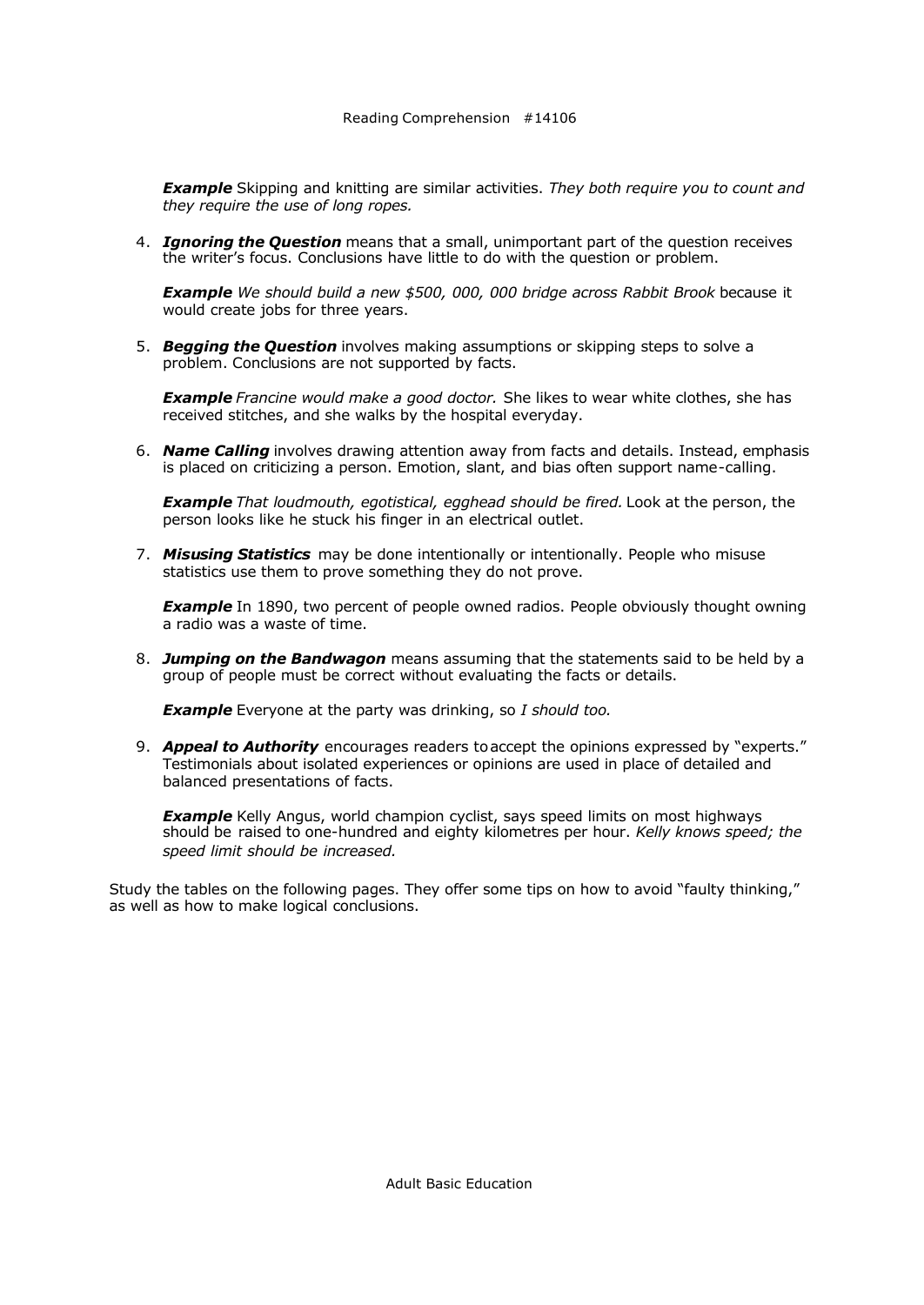***Example*** Skipping and knitting are similar activities. *They both require you to count and they require the use of long ropes.*

4. ***Ignoring the Question*** means that a small, unimportant part of the question receives the writer's focus. Conclusions have little to do with the question or problem.

   ***Example*** *We should build a new $500, 000, 000 bridge across Rabbit Brook* because it would create jobs for three years.

5. ***Begging the Question*** involves making assumptions or skipping steps to solve a problem. Conclusions are not supported by facts.

   ***Example*** *Francine would make a good doctor.* She likes to wear white clothes, she has received stitches, and she walks by the hospital everyday.

6. ***Name Calling*** involves drawing attention away from facts and details. Instead, emphasis is placed on criticizing a person. Emotion, slant, and bias often support name-calling.

   ***Example*** *That loudmouth, egotistical, egghead should be fired.* Look at the person, the person looks like he stuck his finger in an electrical outlet.

7. ***Misusing Statistics*** may be done intentionally or intentionally. People who misuse statistics use them to prove something they do not prove.

   ***Example*** In 1890, two percent of people owned radios. People obviously thought owning a radio was a waste of time.

8. ***Jumping on the Bandwagon*** means assuming that the statements said to be held by a group of people must be correct without evaluating the facts or details.

   ***Example*** Everyone at the party was drinking, so *I should too.*

9. ***Appeal to Authority*** encourages readers to accept the opinions expressed by "experts." Testimonials about isolated experiences or opinions are used in place of detailed and balanced presentations of facts.

   ***Example*** Kelly Angus, world champion cyclist, says speed limits on most highways should be raised to one-hundred and eighty kilometres per hour. *Kelly knows speed; the speed limit should be increased.*

Study the tables on the following pages. They offer some tips on how to avoid "faulty thinking," as well as how to make logical conclusions.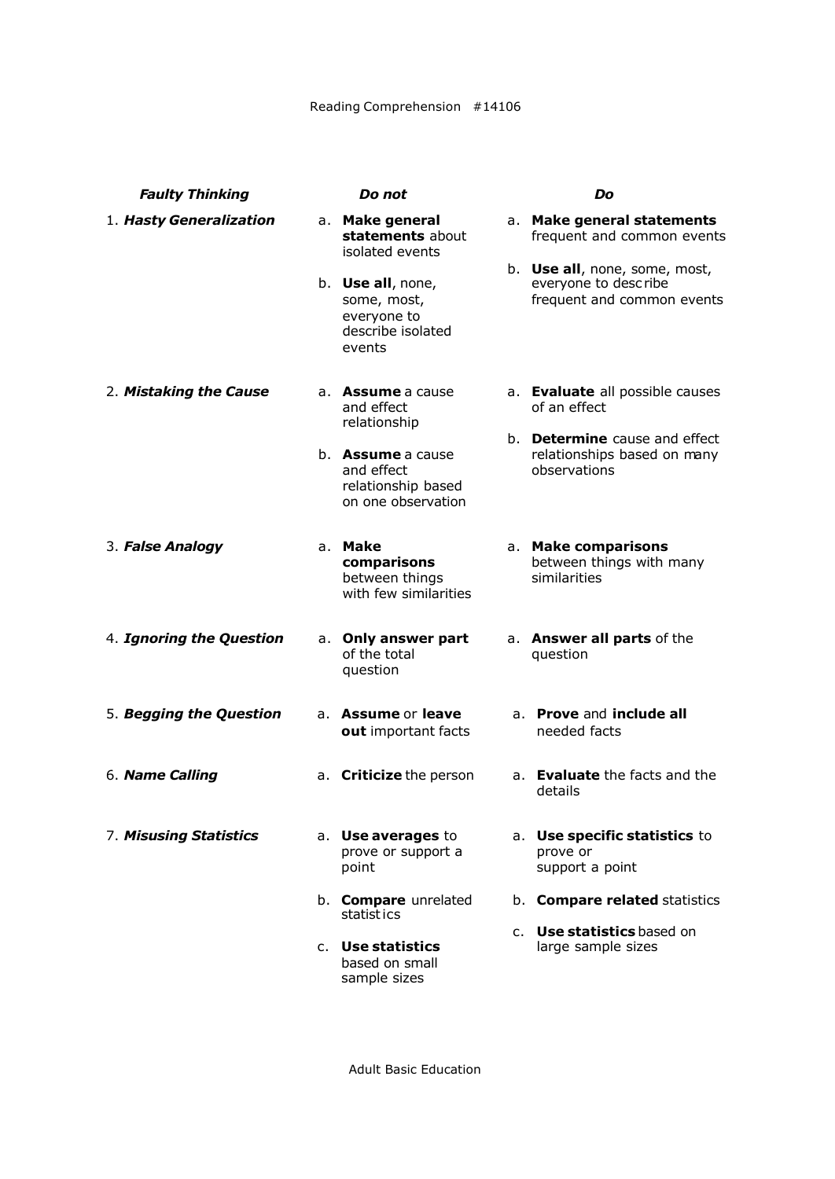| ***Faulty Thinking*** | ***Do not*** | ***Do*** |
|---|---|---|
| 1. ***Hasty Generalization*** | a. **Make general statements** about isolated events<br>b. **Use all**, none, some, most, everyone to describe isolated events | a. **Make general statements** frequent and common events<br>b. **Use all**, none, some, most, everyone to describe frequent and common events |
| 2. ***Mistaking the Cause*** | a. **Assume** a cause and effect relationship<br>b. **Assume** a cause and effect relationship based on one observation | a. **Evaluate** all possible causes of an effect<br>b. **Determine** cause and effect relationships based on many observations |
| 3. ***False Analogy*** | a. **Make comparisons** between things with few similarities | a. **Make comparisons** between things with many similarities |
| 4. ***Ignoring the Question*** | a. **Only answer part** of the total question | a. **Answer all parts** of the question |
| 5. ***Begging the Question*** | a. **Assume** or **leave out** important facts | a. **Prove** and **include all** needed facts |
| 6. ***Name Calling*** | a. **Criticize** the person | a. **Evaluate** the facts and the details |
| 7. ***Misusing Statistics*** | a. **Use averages** to prove or support a point<br>b. **Compare** unrelated statistics<br>c. **Use statistics** based on small sample sizes | a. **Use specific statistics** to prove or support a point<br>b. **Compare related** statistics<br>c. **Use statistics** based on large sample sizes |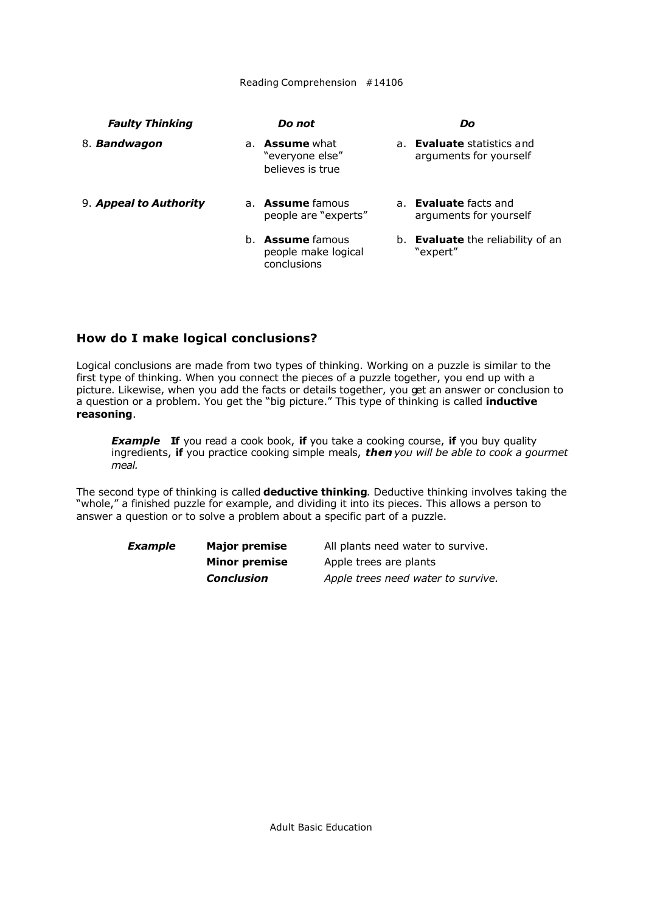| *Faulty Thinking* | *Do not* | *Do* |
|---|---|---|
| 8. ***Bandwagon*** | a. **Assume** what "everyone else" believes is true | a. **Evaluate** statistics and arguments for yourself |
| 9. ***Appeal to Authority*** | a. **Assume** famous people are "experts" | a. **Evaluate** facts and arguments for yourself |
| | b. **Assume** famous people make logical conclusions | b. **Evaluate** the reliability of an "expert" |

## How do I make logical conclusions?

Logical conclusions are made from two types of thinking. Working on a puzzle is similar to the first type of thinking. When you connect the pieces of a puzzle together, you end up with a picture. Likewise, when you add the facts or details together, you get an answer or conclusion to a question or a problem. You get the "big picture." This type of thinking is called **inductive reasoning**.

> ***Example*** **If** you read a cook book, **if** you take a cooking course, **if** you buy quality ingredients, **if** you practice cooking simple meals, ***then*** *you will be able to cook a gourmet meal.*

The second type of thinking is called **deductive thinking**. Deductive thinking involves taking the "whole," a finished puzzle for example, and dividing it into its pieces. This allows a person to answer a question or to solve a problem about a specific part of a puzzle.

| ***Example*** | **Major premise** | All plants need water to survive. |
|---|---|---|
| | **Minor premise** | Apple trees are plants |
| | ***Conclusion*** | *Apple trees need water to survive.* |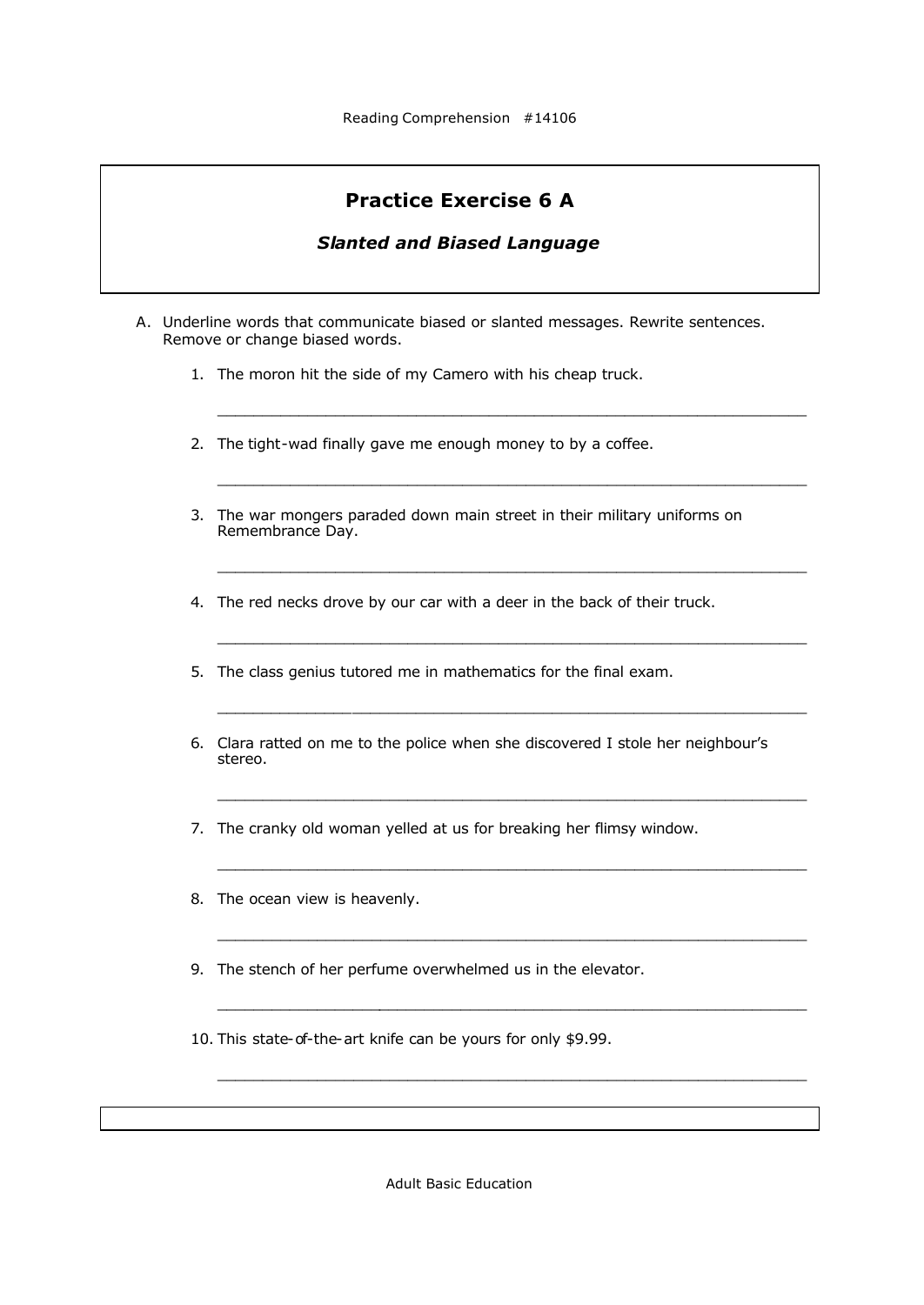# Practice Exercise 6 A

## *Slanted and Biased Language*

A. Underline words that communicate biased or slanted messages. Rewrite sentences. Remove or change biased words.

1. The moron hit the side of my Camero with his cheap truck.

   ___________________________________________________________________

2. The tight-wad finally gave me enough money to by a coffee.

   ___________________________________________________________________

3. The war mongers paraded down main street in their military uniforms on Remembrance Day.

   ___________________________________________________________________

4. The red necks drove by our car with a deer in the back of their truck.

   ___________________________________________________________________

5. The class genius tutored me in mathematics for the final exam.

   ___________________________________________________________________

6. Clara ratted on me to the police when she discovered I stole her neighbour's stereo.

   ___________________________________________________________________

7. The cranky old woman yelled at us for breaking her flimsy window.

   ___________________________________________________________________

8. The ocean view is heavenly.

   ___________________________________________________________________

9. The stench of her perfume overwhelmed us in the elevator.

   ___________________________________________________________________

10. This state-of-the-art knife can be yours for only $9.99.

    ___________________________________________________________________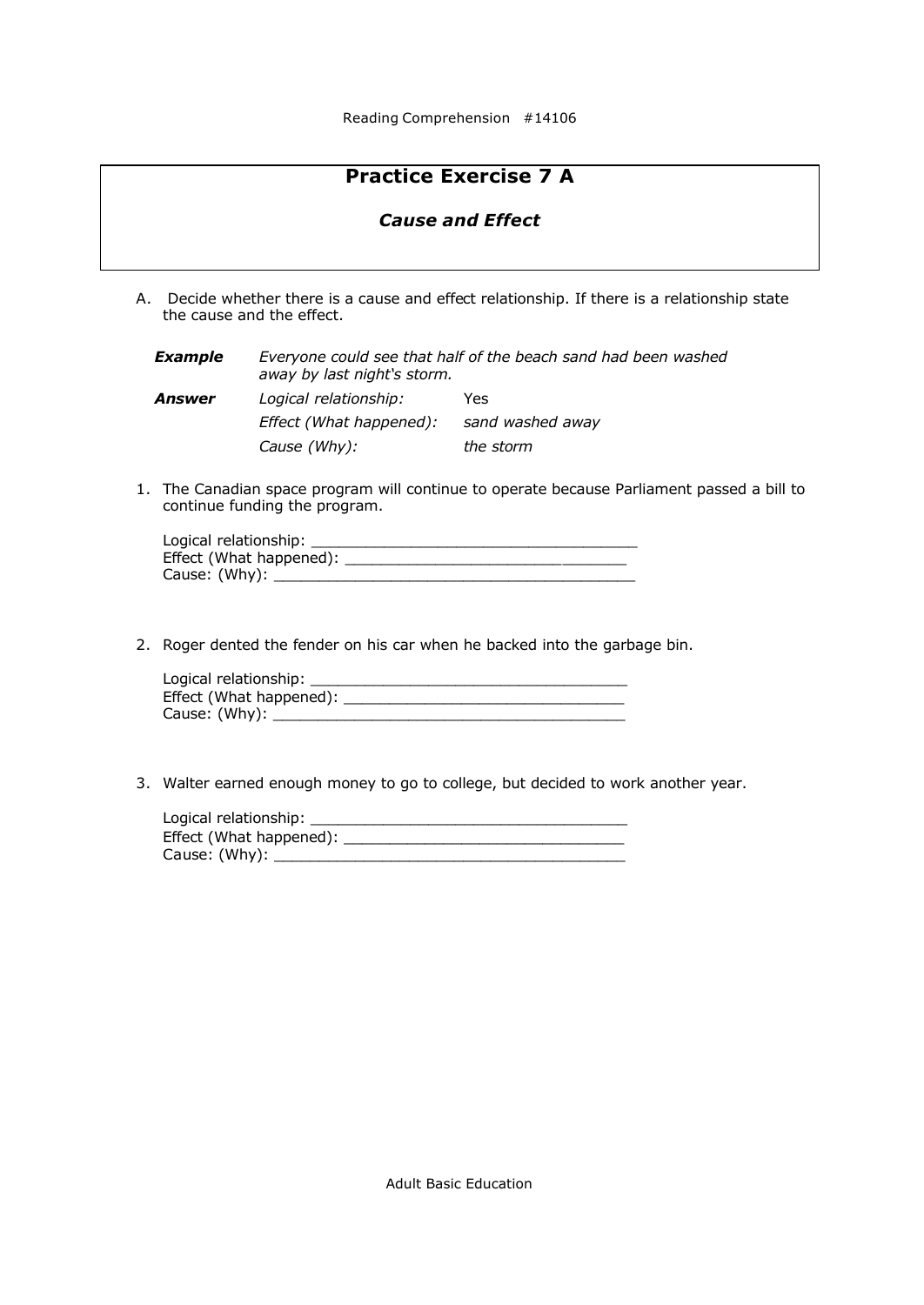## Practice Exercise 7 A

### *Cause and Effect*

A. Decide whether there is a cause and effect relationship. If there is a relationship state the cause and the effect.

| | | |
|---|---|---|
| ***Example*** | *Everyone could see that half of the beach sand had been washed away by last night's storm.* | |
| ***Answer*** | *Logical relationship:* | Yes |
| | *Effect (What happened):* | *sand washed away* |
| | *Cause (Why):* | *the storm* |

1. The Canadian space program will continue to operate because Parliament passed a bill to continue funding the program.

   Logical relationship: ____________________________________
   Effect (What happened): ________________________________
   Cause: (Why): ______________________________________

2. Roger dented the fender on his car when he backed into the garbage bin.

   Logical relationship: ___________________________________
   Effect (What happened): _______________________________
   Cause: (Why): _____________________________________

3. Walter earned enough money to go to college, but decided to work another year.

   Logical relationship: ___________________________________
   Effect (What happened): _______________________________
   Cause: (Why): _____________________________________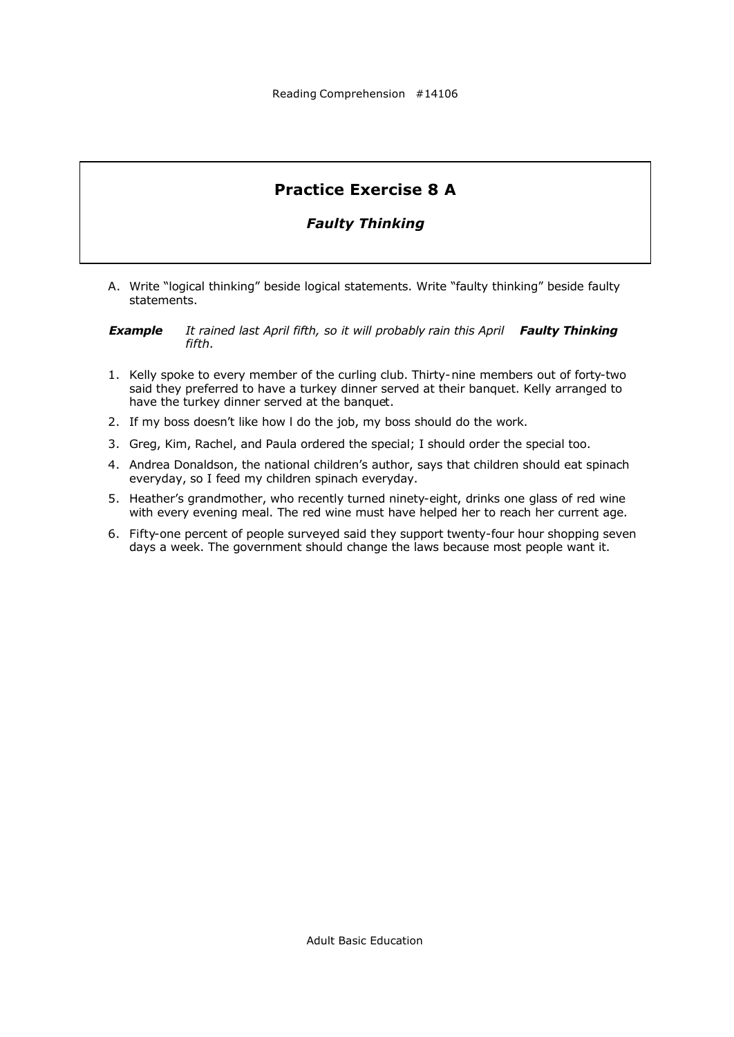## Practice Exercise 8 A

### *Faulty Thinking*

A. Write "logical thinking" beside logical statements. Write "faulty thinking" beside faulty statements.

***Example*** *It rained last April fifth, so it will probably rain this April fifth.* ***Faulty Thinking***

1. Kelly spoke to every member of the curling club. Thirty-nine members out of forty-two said they preferred to have a turkey dinner served at their banquet. Kelly arranged to have the turkey dinner served at the banquet.
2. If my boss doesn't like how I do the job, my boss should do the work.
3. Greg, Kim, Rachel, and Paula ordered the special; I should order the special too.
4. Andrea Donaldson, the national children's author, says that children should eat spinach everyday, so I feed my children spinach everyday.
5. Heather's grandmother, who recently turned ninety-eight, drinks one glass of red wine with every evening meal. The red wine must have helped her to reach her current age.
6. Fifty-one percent of people surveyed said they support twenty-four hour shopping seven days a week. The government should change the laws because most people want it.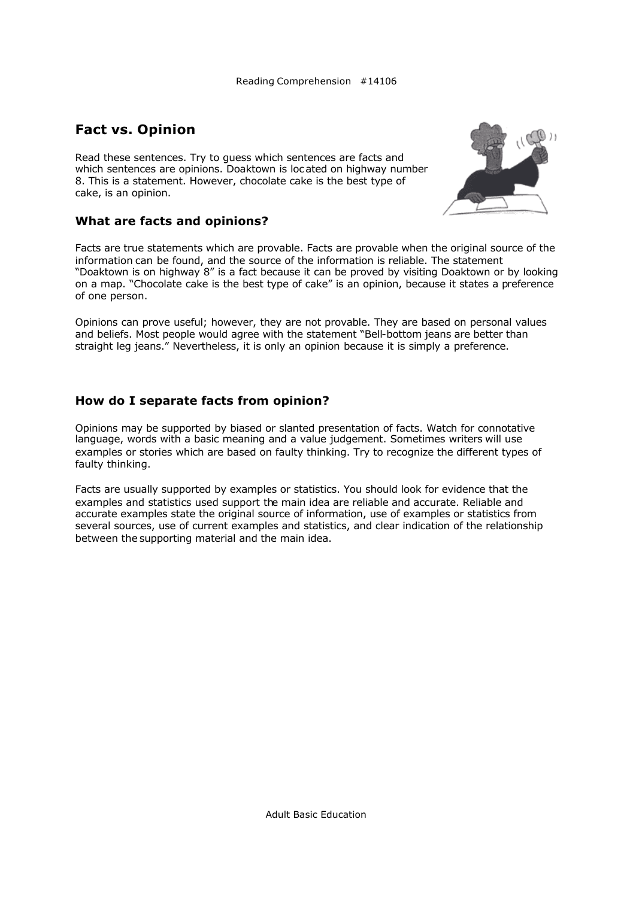# Fact vs. Opinion

Read these sentences. Try to guess which sentences are facts and which sentences are opinions. Doaktown is located on highway number 8. This is a statement. However, chocolate cake is the best type of cake, is an opinion.

## What are facts and opinions?

Facts are true statements which are provable. Facts are provable when the original source of the information can be found, and the source of the information is reliable. The statement "Doaktown is on highway 8" is a fact because it can be proved by visiting Doaktown or by looking on a map. "Chocolate cake is the best type of cake" is an opinion, because it states a preference of one person.

Opinions can prove useful; however, they are not provable. They are based on personal values and beliefs. Most people would agree with the statement "Bell-bottom jeans are better than straight leg jeans." Nevertheless, it is only an opinion because it is simply a preference.

## How do I separate facts from opinion?

Opinions may be supported by biased or slanted presentation of facts. Watch for connotative language, words with a basic meaning and a value judgement. Sometimes writers will use examples or stories which are based on faulty thinking. Try to recognize the different types of faulty thinking.

Facts are usually supported by examples or statistics. You should look for evidence that the examples and statistics used support the main idea are reliable and accurate. Reliable and accurate examples state the original source of information, use of examples or statistics from several sources, use of current examples and statistics, and clear indication of the relationship between the supporting material and the main idea.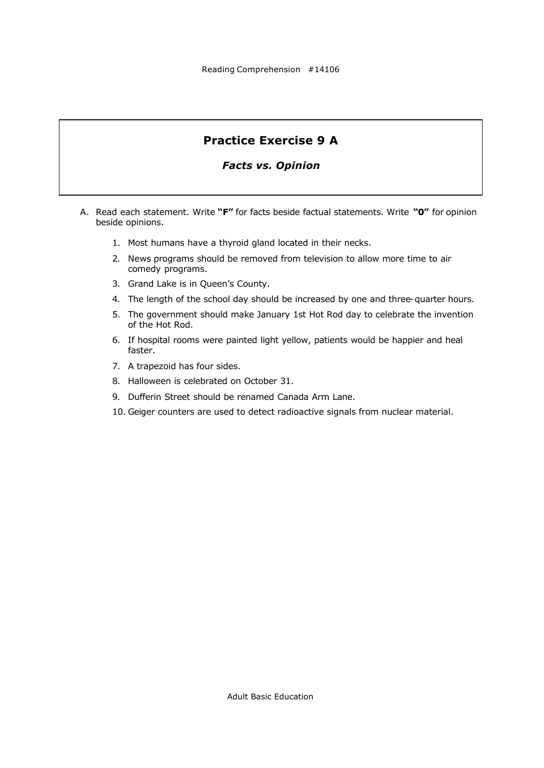## Practice Exercise 9 A

### *Facts vs. Opinion*

A. Read each statement. Write **"F"** for facts beside factual statements. Write **"0"** for opinion beside opinions.

1. Most humans have a thyroid gland located in their necks.
2. News programs should be removed from television to allow more time to air comedy programs.
3. Grand Lake is in Queen's County.
4. The length of the school day should be increased by one and three-quarter hours.
5. The government should make January 1st Hot Rod day to celebrate the invention of the Hot Rod.
6. If hospital rooms were painted light yellow, patients would be happier and heal faster.
7. A trapezoid has four sides.
8. Halloween is celebrated on October 31.
9. Dufferin Street should be renamed Canada Arm Lane.
10. Geiger counters are used to detect radioactive signals from nuclear material.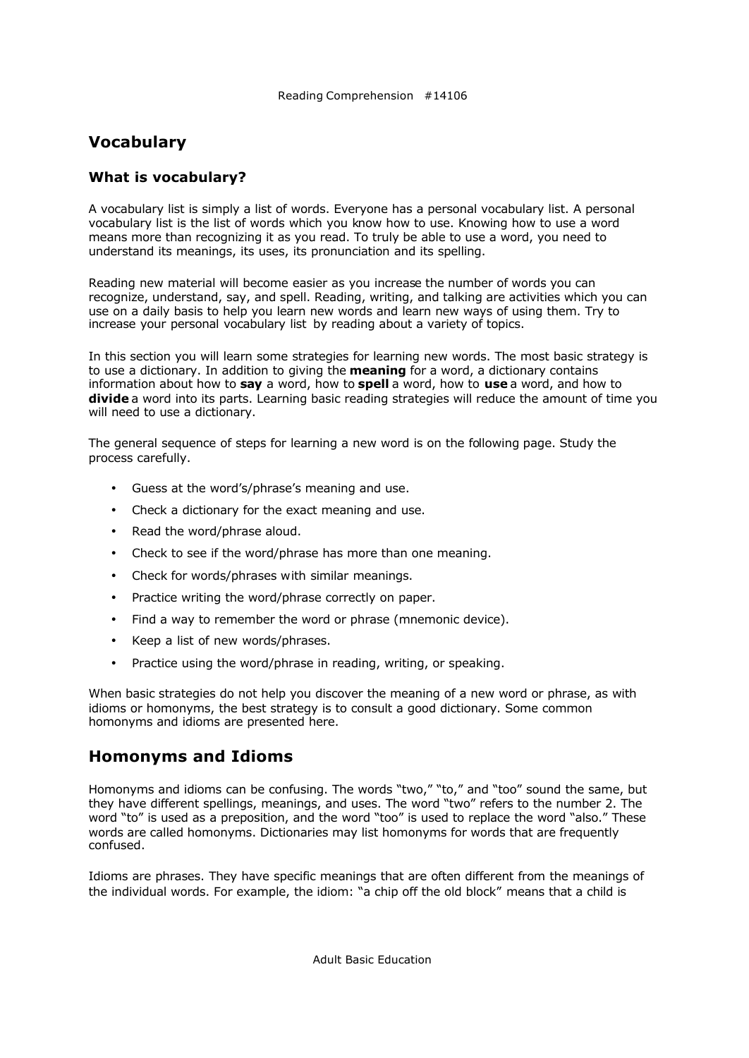## Vocabulary

### What is vocabulary?

A vocabulary list is simply a list of words. Everyone has a personal vocabulary list. A personal vocabulary list is the list of words which you know how to use. Knowing how to use a word means more than recognizing it as you read. To truly be able to use a word, you need to understand its meanings, its uses, its pronunciation and its spelling.

Reading new material will become easier as you increase the number of words you can recognize, understand, say, and spell. Reading, writing, and talking are activities which you can use on a daily basis to help you learn new words and learn new ways of using them. Try to increase your personal vocabulary list by reading about a variety of topics.

In this section you will learn some strategies for learning new words. The most basic strategy is to use a dictionary. In addition to giving the **meaning** for a word, a dictionary contains information about how to **say** a word, how to **spell** a word, how to **use** a word, and how to **divide** a word into its parts. Learning basic reading strategies will reduce the amount of time you will need to use a dictionary.

The general sequence of steps for learning a new word is on the following page. Study the process carefully.

- Guess at the word's/phrase's meaning and use.
- Check a dictionary for the exact meaning and use.
- Read the word/phrase aloud.
- Check to see if the word/phrase has more than one meaning.
- Check for words/phrases with similar meanings.
- Practice writing the word/phrase correctly on paper.
- Find a way to remember the word or phrase (mnemonic device).
- Keep a list of new words/phrases.
- Practice using the word/phrase in reading, writing, or speaking.

When basic strategies do not help you discover the meaning of a new word or phrase, as with idioms or homonyms, the best strategy is to consult a good dictionary. Some common homonyms and idioms are presented here.

## Homonyms and Idioms

Homonyms and idioms can be confusing. The words "two," "to," and "too" sound the same, but they have different spellings, meanings, and uses. The word "two" refers to the number 2. The word "to" is used as a preposition, and the word "too" is used to replace the word "also." These words are called homonyms. Dictionaries may list homonyms for words that are frequently confused.

Idioms are phrases. They have specific meanings that are often different from the meanings of the individual words. For example, the idiom: "a chip off the old block" means that a child is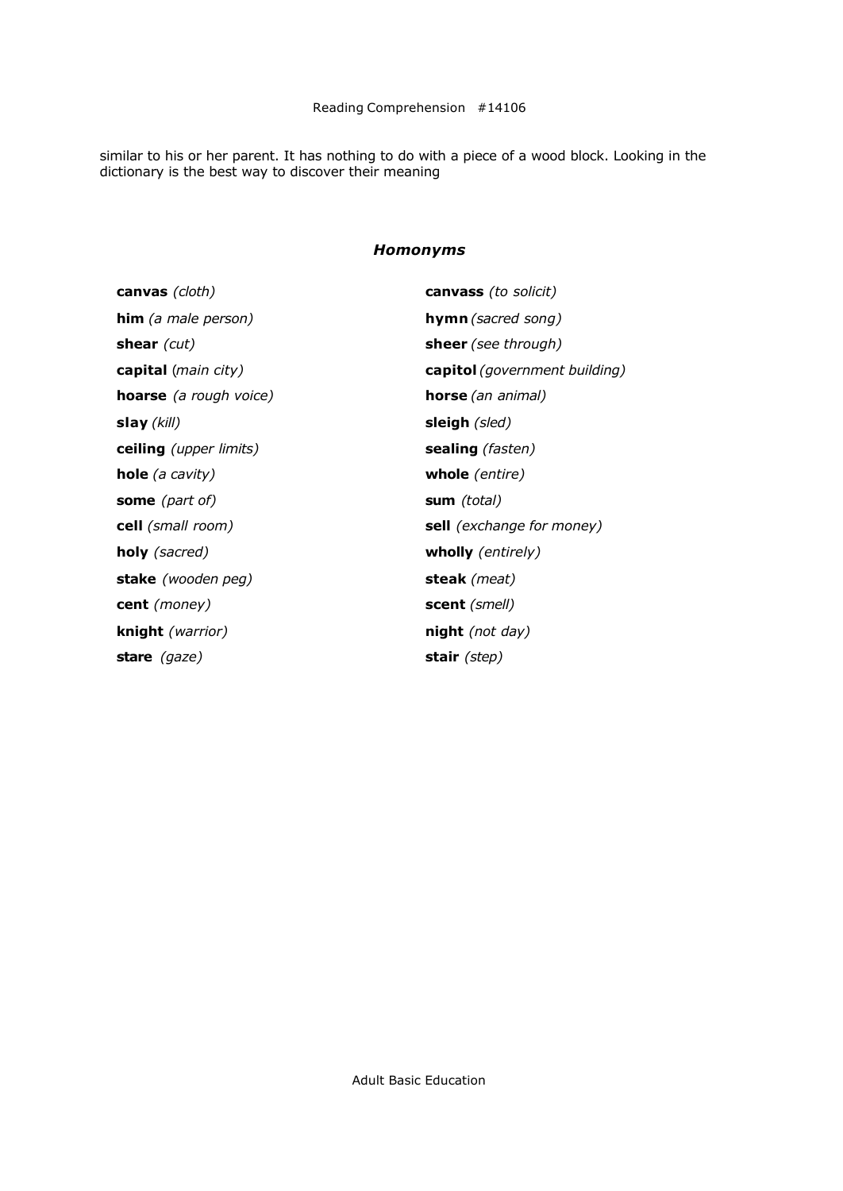similar to his or her parent. It has nothing to do with a piece of a wood block. Looking in the dictionary is the best way to discover their meaning

### *Homonyms*

| | |
|---|---|
| **canvas** *(cloth)* | **canvass** *(to solicit)* |
| **him** *(a male person)* | **hymn** *(sacred song)* |
| **shear** *(cut)* | **sheer** *(see through)* |
| **capital** (*main city)* | **capitol** *(government building)* |
| **hoarse** *(a rough voice)* | **horse** *(an animal)* |
| **slay** *(kill)* | **sleigh** *(sled)* |
| **ceiling** *(upper limits)* | **sealing** *(fasten)* |
| **hole** *(a cavity)* | **whole** *(entire)* |
| **some** *(part of)* | **sum** *(total)* |
| **cell** *(small room)* | **sell** *(exchange for money)* |
| **holy** *(sacred)* | **wholly** *(entirely)* |
| **stake** *(wooden peg)* | **steak** *(meat)* |
| **cent** *(money)* | **scent** *(smell)* |
| **knight** *(warrior)* | **night** *(not day)* |
| **stare** *(gaze)* | **stair** *(step)* |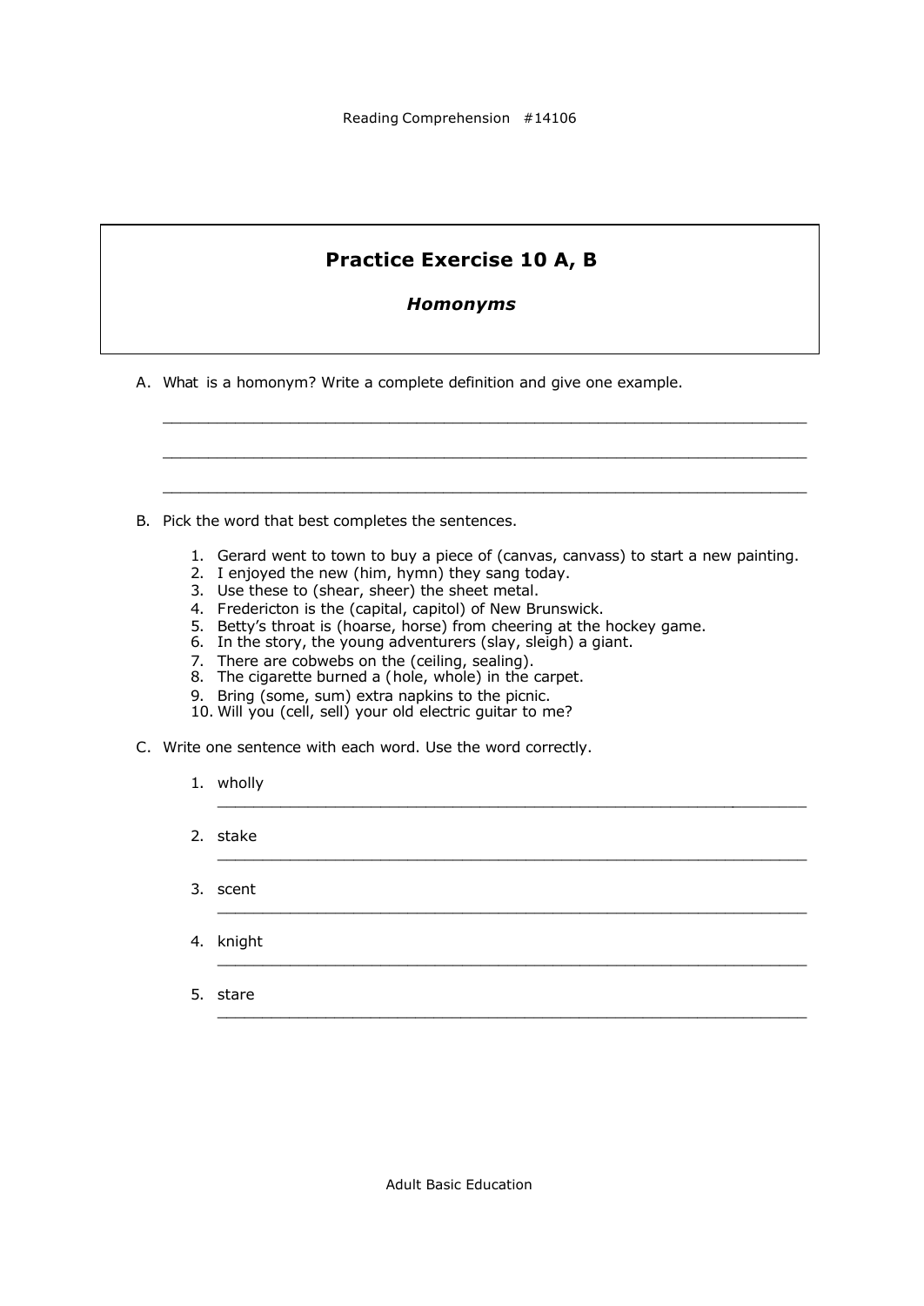## Practice Exercise 10 A, B

### *Homonyms*

A. What is a homonym? Write a complete definition and give one example.

______________________________________________________________________

______________________________________________________________________

______________________________________________________________________

B. Pick the word that best completes the sentences.

1. Gerard went to town to buy a piece of (canvas, canvass) to start a new painting.
2. I enjoyed the new (him, hymn) they sang today.
3. Use these to (shear, sheer) the sheet metal.
4. Fredericton is the (capital, capitol) of New Brunswick.
5. Betty's throat is (hoarse, horse) from cheering at the hockey game.
6. In the story, the young adventurers (slay, sleigh) a giant.
7. There are cobwebs on the (ceiling, sealing).
8. The cigarette burned a (hole, whole) in the carpet.
9. Bring (some, sum) extra napkins to the picnic.
10. Will you (cell, sell) your old electric guitar to me?

C. Write one sentence with each word. Use the word correctly.

1. wholly
   ______________________________________________________________
2. stake
   ______________________________________________________________
3. scent
   ______________________________________________________________
4. knight
   ______________________________________________________________
5. stare
   ______________________________________________________________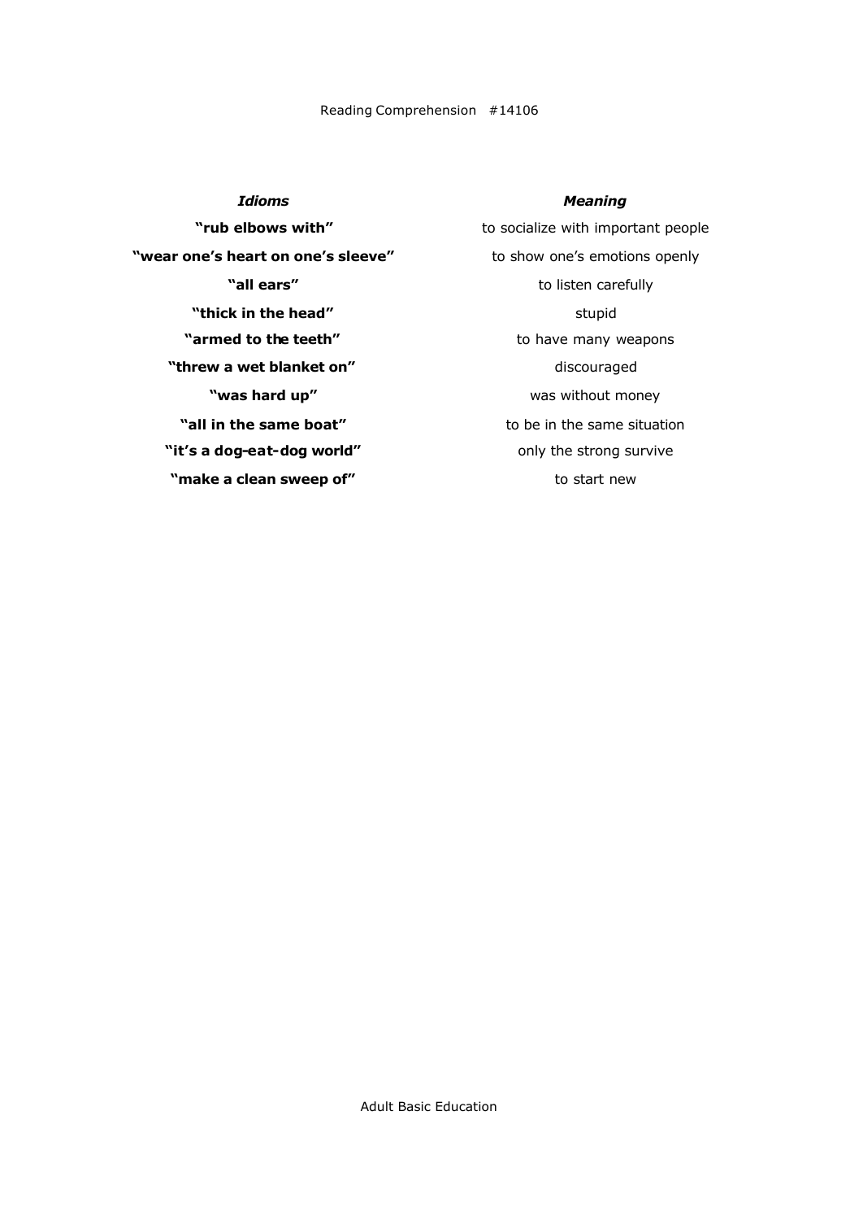| *Idioms* | *Meaning* |
| --- | --- |
| **"rub elbows with"** | to socialize with important people |
| **"wear one's heart on one's sleeve"** | to show one's emotions openly |
| **"all ears"** | to listen carefully |
| **"thick in the head"** | stupid |
| **"armed to the teeth"** | to have many weapons |
| **"threw a wet blanket on"** | discouraged |
| **"was hard up"** | was without money |
| **"all in the same boat"** | to be in the same situation |
| **"it's a dog-eat-dog world"** | only the strong survive |
| **"make a clean sweep of"** | to start new |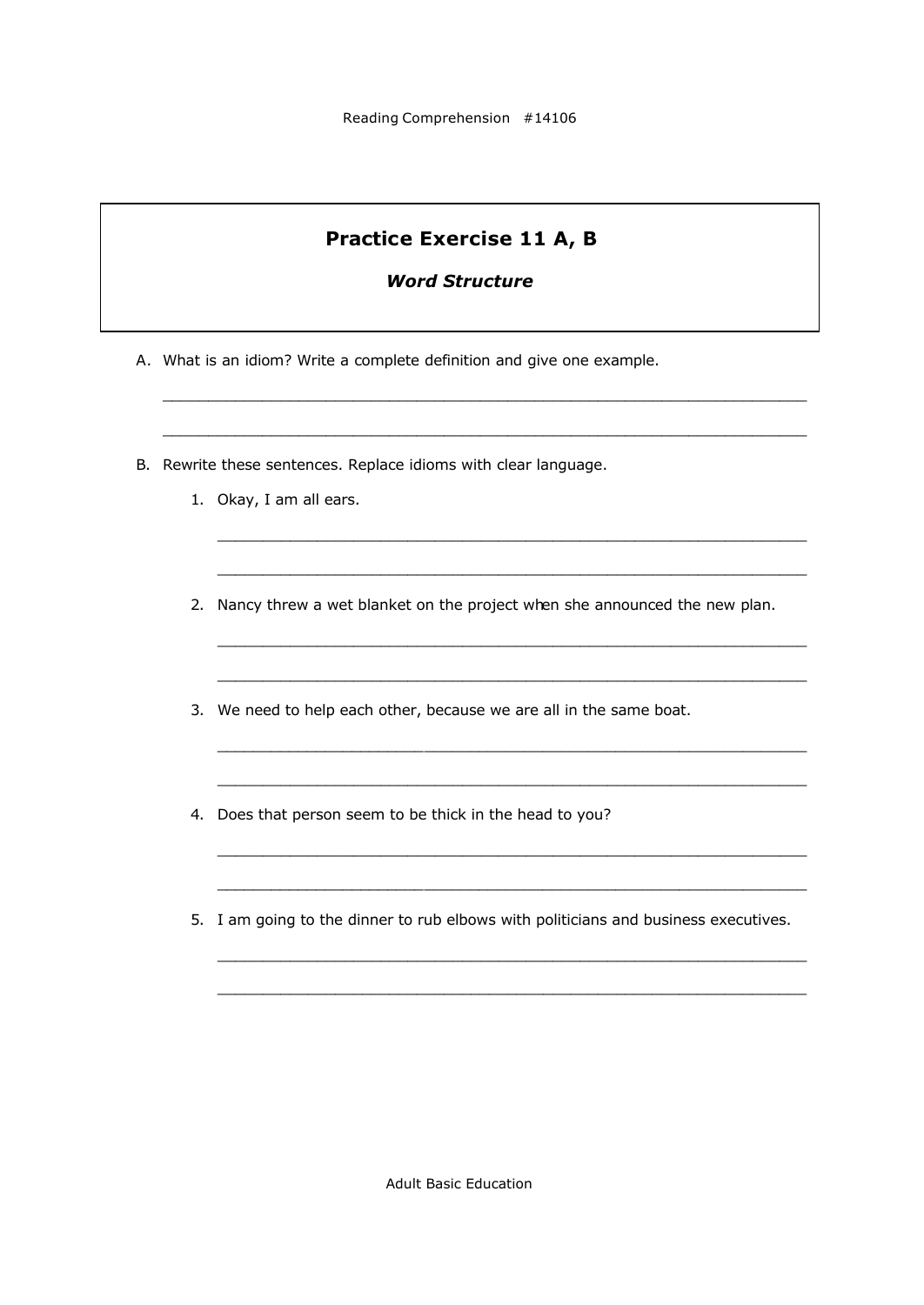## Practice Exercise 11 A, B

### *Word Structure*

A. What is an idiom? Write a complete definition and give one example.

______________________________________________________________________

______________________________________________________________________

B. Rewrite these sentences. Replace idioms with clear language.

1. Okay, I am all ears.

   ______________________________________________________________

   ______________________________________________________________

2. Nancy threw a wet blanket on the project when she announced the new plan.

   ______________________________________________________________

   ______________________________________________________________

3. We need to help each other, because we are all in the same boat.

   ______________________________________________________________

   ______________________________________________________________

4. Does that person seem to be thick in the head to you?

   ______________________________________________________________

   ______________________________________________________________

5. I am going to the dinner to rub elbows with politicians and business executives.

   ______________________________________________________________

   ______________________________________________________________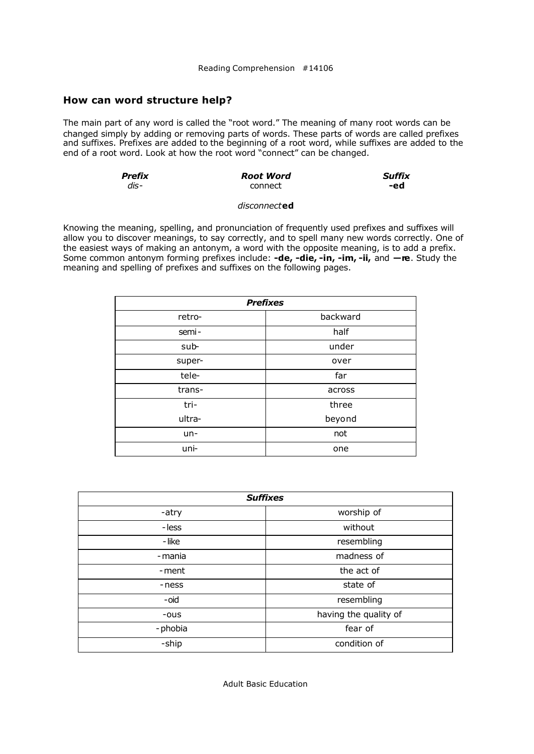## How can word structure help?

The main part of any word is called the "root word." The meaning of many root words can be changed simply by adding or removing parts of words. These parts of words are called prefixes and suffixes. Prefixes are added to the beginning of a root word, while suffixes are added to the end of a root word. Look at how the root word "connect" can be changed.

| ***Prefix*** | ***Root Word*** | ***Suffix*** |
|---|---|---|
| *dis-* | connect | **-ed** |

*disconnect***ed**

Knowing the meaning, spelling, and pronunciation of frequently used prefixes and suffixes will allow you to discover meanings, to say correctly, and to spell many new words correctly. One of the easiest ways of making an antonym, a word with the opposite meaning, is to add a prefix. Some common antonym forming prefixes include: **-de, -die, -in, -im, -ii,** and **—re**. Study the meaning and spelling of prefixes and suffixes on the following pages.

| ***Prefixes*** | |
|---|---|
| retro- | backward |
| semi- | half |
| sub- | under |
| super- | over |
| tele- | far |
| trans- | across |
| tri- | three |
| ultra- | beyond |
| un- | not |
| uni- | one |

| ***Suffixes*** | |
|---|---|
| -atry | worship of |
| -less | without |
| -like | resembling |
| -mania | madness of |
| -ment | the act of |
| -ness | state of |
| -oid | resembling |
| -ous | having the quality of |
| -phobia | fear of |
| -ship | condition of |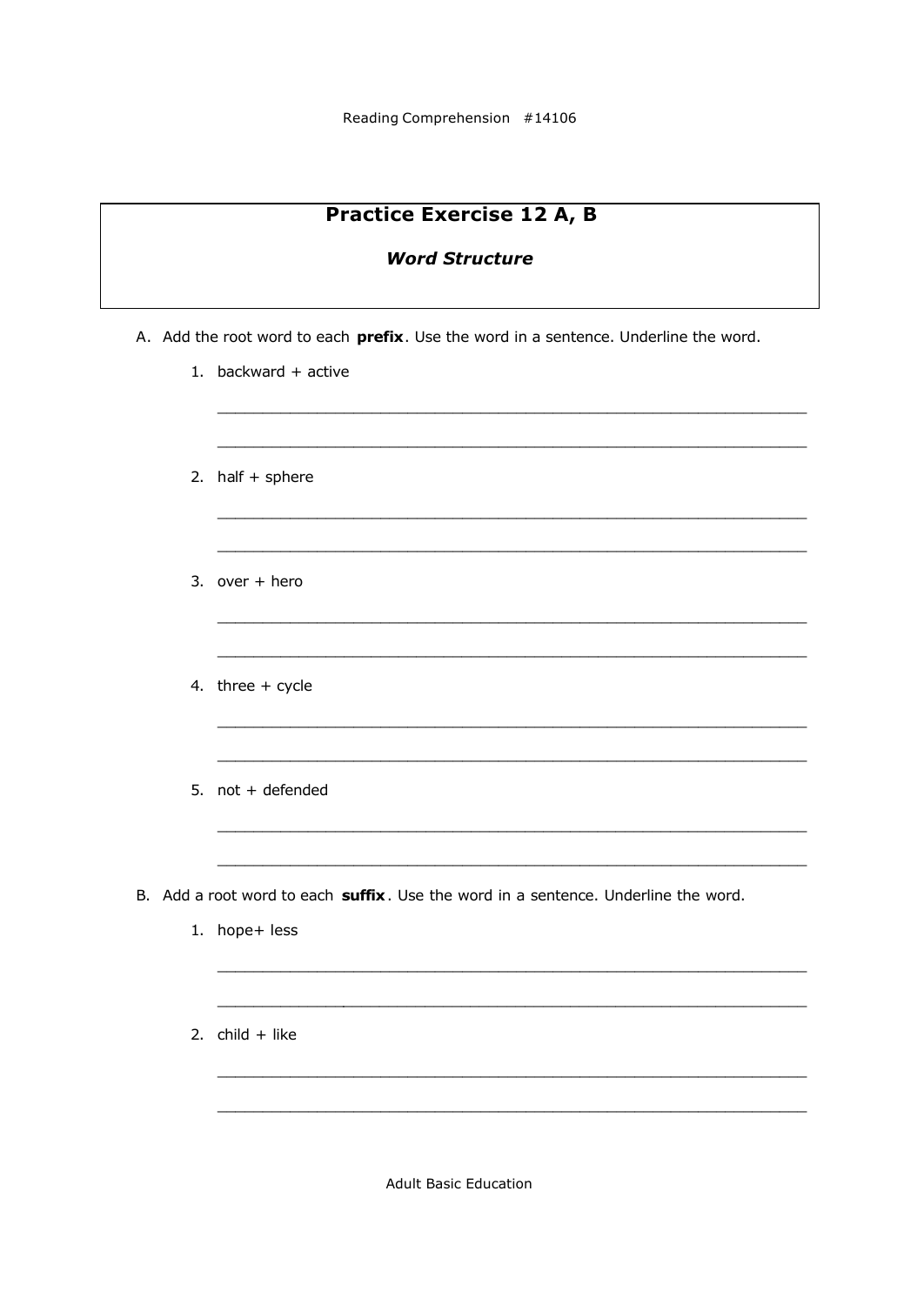## Practice Exercise 12 A, B

### *Word Structure*

A. Add the root word to each **prefix**. Use the word in a sentence. Underline the word.

1. backward + active

_______________________________________________________________

_______________________________________________________________

2. half + sphere

_______________________________________________________________

_______________________________________________________________

3. over + hero

_______________________________________________________________

_______________________________________________________________

4. three + cycle

_______________________________________________________________

_______________________________________________________________

5. not + defended

_______________________________________________________________

_______________________________________________________________

B. Add a root word to each **suffix**. Use the word in a sentence. Underline the word.

1. hope+ less

_______________________________________________________________

_______________________________________________________________

2. child + like

_______________________________________________________________

_______________________________________________________________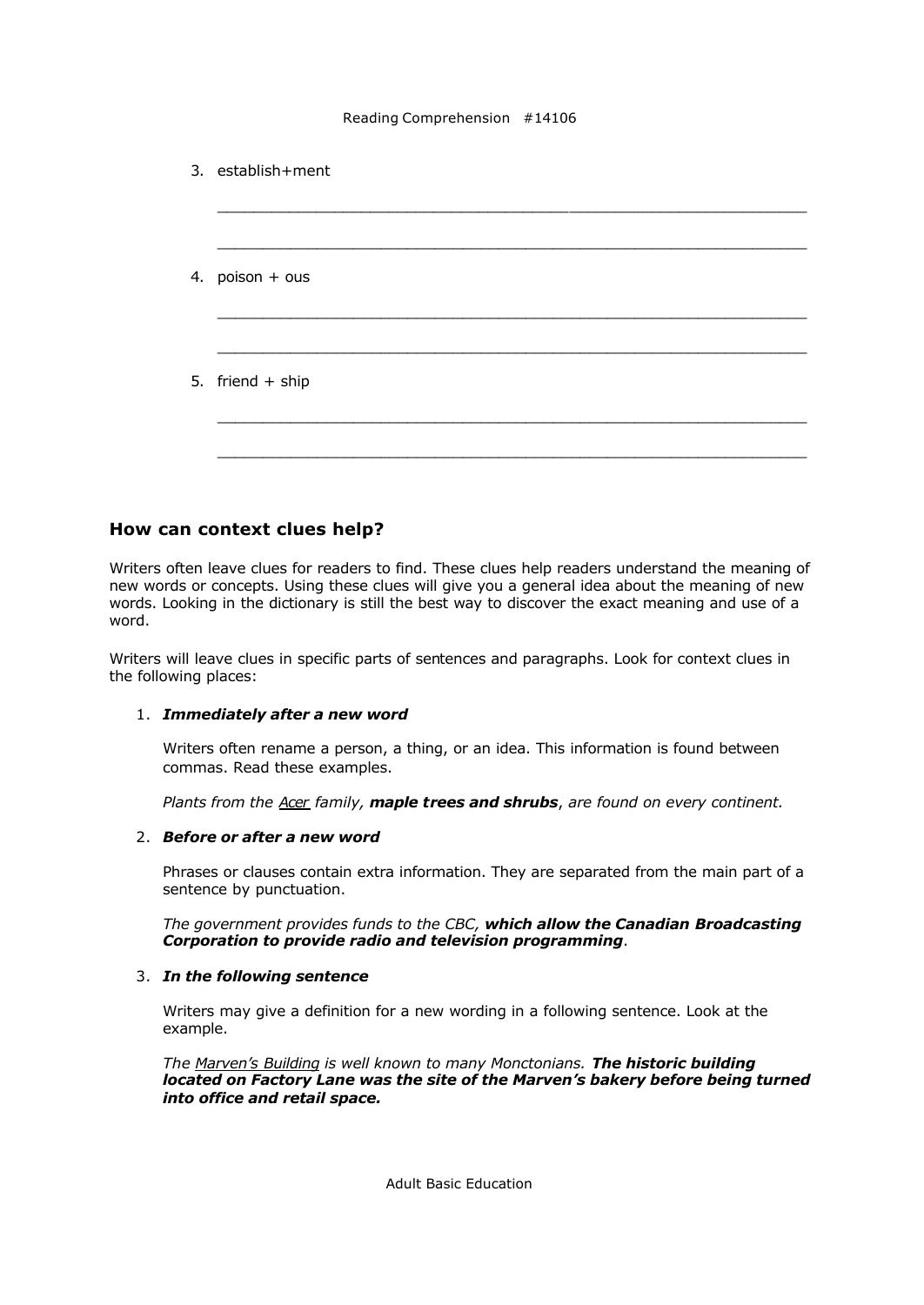3. establish+ment

   ________________________________________________________________

   ________________________________________________________________

4. poison + ous

   ________________________________________________________________

   ________________________________________________________________

5. friend + ship

   ________________________________________________________________

   ________________________________________________________________

### How can context clues help?

Writers often leave clues for readers to find. These clues help readers understand the meaning of new words or concepts. Using these clues will give you a general idea about the meaning of new words. Looking in the dictionary is still the best way to discover the exact meaning and use of a word.

Writers will leave clues in specific parts of sentences and paragraphs. Look for context clues in the following places:

1. ***Immediately after a new word***

   Writers often rename a person, a thing, or an idea. This information is found between commas. Read these examples.

   *Plants from the <u>Acer</u> family, **maple trees and shrubs**, are found on every continent.*

2. ***Before or after a new word***

   Phrases or clauses contain extra information. They are separated from the main part of a sentence by punctuation.

   *The government provides funds to the CBC, **which allow the Canadian Broadcasting Corporation to provide radio and television programming**.*

3. ***In the following sentence***

   Writers may give a definition for a new wording in a following sentence. Look at the example.

   *The <u>Marven's Building</u> is well known to many Monctonians. **The historic building located on Factory Lane was the site of the Marven's bakery before being turned into office and retail space.***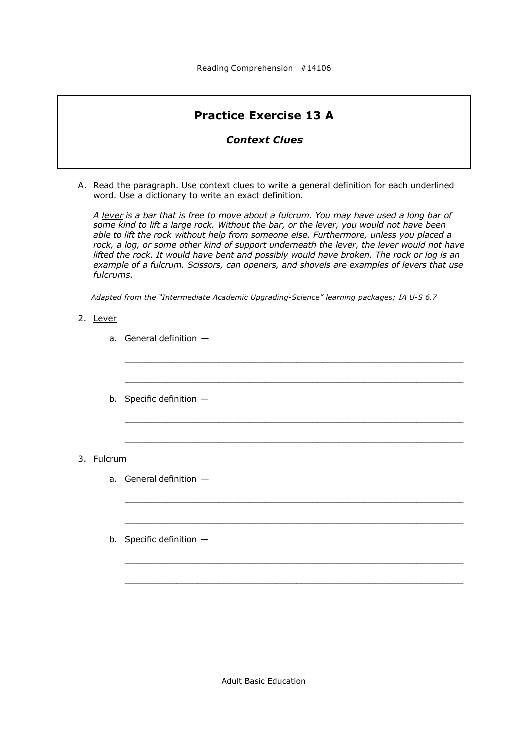## Practice Exercise 13 A

### *Context Clues*

A. Read the paragraph. Use context clues to write a general definition for each underlined word. Use a dictionary to write an exact definition.

*A lever is a bar that is free to move about a fulcrum. You may have used a long bar of some kind to lift a large rock. Without the bar, or the lever, you would not have been able to lift the rock without help from someone else. Furthermore, unless you placed a rock, a log, or some other kind of support underneath the lever, the lever would not have lifted the rock. It would have bent and possibly would have broken. The rock or log is an example of a fulcrum. Scissors, can openers, and shovels are examples of levers that use fulcrums.*

*Adapted from the "Intermediate Academic Upgrading-Science" learning packages; IA U-S 6.7*

2. Lever

   a. General definition —

   ______________________________________________________________

   ______________________________________________________________

   b. Specific definition —

   ______________________________________________________________

   ______________________________________________________________

3. Fulcrum

   a. General definition —

   ______________________________________________________________

   ______________________________________________________________

   b. Specific definition —

   ______________________________________________________________

   ______________________________________________________________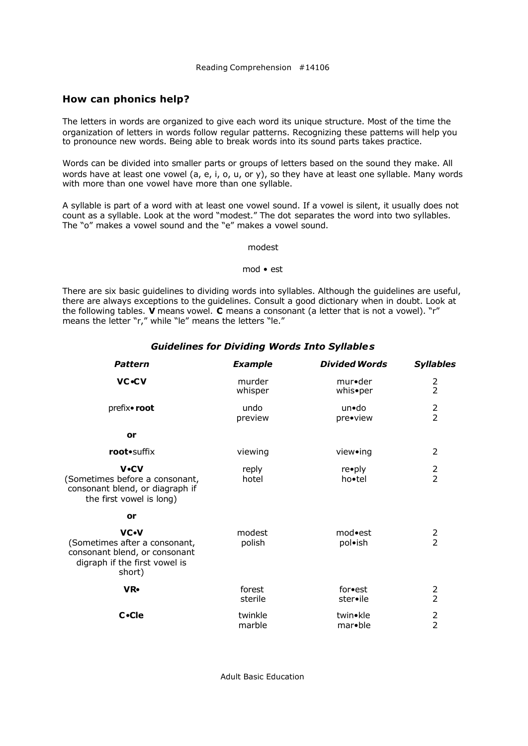## How can phonics help?

The letters in words are organized to give each word its unique structure. Most of the time the organization of letters in words follow regular patterns. Recognizing these patterns will help you to pronounce new words. Being able to break words into its sound parts takes practice.

Words can be divided into smaller parts or groups of letters based on the sound they make. All words have at least one vowel (a, e, i, o, u, or y), so they have at least one syllable. Many words with more than one vowel have more than one syllable.

A syllable is part of a word with at least one vowel sound. If a vowel is silent, it usually does not count as a syllable. Look at the word "modest." The dot separates the word into two syllables. The "o" makes a vowel sound and the "e" makes a vowel sound.

modest

mod • est

There are six basic guidelines to dividing words into syllables. Although the guidelines are useful, there are always exceptions to the guidelines. Consult a good dictionary when in doubt. Look at the following tables. **V** means vowel. **C** means a consonant (a letter that is not a vowel). "r" means the letter "r," while "le" means the letters "le."

### *Guidelines for Dividing Words Into Syllables*

| *Pattern* | *Example* | *Divided Words* | *Syllables* |
|---|---|---|---|
| **VC•CV** | murder<br>whisper | mur•der<br>whis•per | 2<br>2 |
| prefix• **root** | undo<br>preview | un•do<br>pre•view | 2<br>2 |
| **or** | | | |
| **root**•suffix | viewing | view•ing | 2 |
| **V•CV**<br>(Sometimes before a consonant, consonant blend, or diagraph if the first vowel is long) | reply<br>hotel | re•ply<br>ho•tel | 2<br>2 |
| **or** | | | |
| **VC•V**<br>(Sometimes after a consonant, consonant blend, or consonant digraph if the first vowel is short) | modest<br>polish | mod•est<br>pol•ish | 2<br>2 |
| **VR•** | forest<br>sterile | for•est<br>ster•ile | 2<br>2 |
| **C•Cle** | twinkle<br>marble | twin•kle<br>mar•ble | 2<br>2 |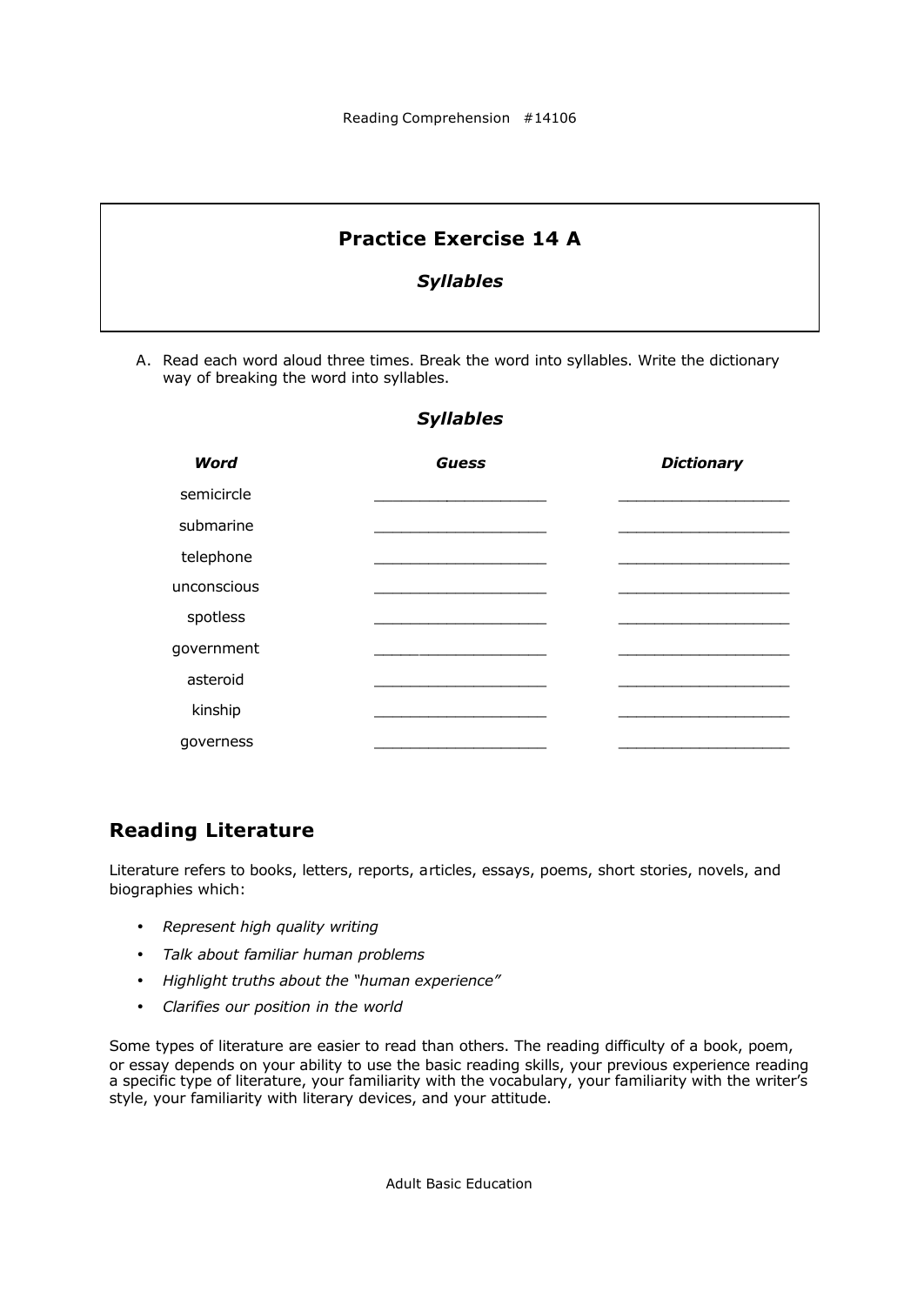## Practice Exercise 14 A

### *Syllables*

A. Read each word aloud three times. Break the word into syllables. Write the dictionary way of breaking the word into syllables.

### *Syllables*

| *Word* | *Guess* | *Dictionary* |
|---|---|---|
| semicircle | ___________________ | ___________________ |
| submarine | ___________________ | ___________________ |
| telephone | ___________________ | ___________________ |
| unconscious | ___________________ | ___________________ |
| spotless | ___________________ | ___________________ |
| government | ___________________ | ___________________ |
| asteroid | ___________________ | ___________________ |
| kinship | ___________________ | ___________________ |
| governess | ___________________ | ___________________ |

## Reading Literature

Literature refers to books, letters, reports, articles, essays, poems, short stories, novels, and biographies which:

- *Represent high quality writing*
- *Talk about familiar human problems*
- *Highlight truths about the "human experience"*
- *Clarifies our position in the world*

Some types of literature are easier to read than others. The reading difficulty of a book, poem, or essay depends on your ability to use the basic reading skills, your previous experience reading a specific type of literature, your familiarity with the vocabulary, your familiarity with the writer's style, your familiarity with literary devices, and your attitude.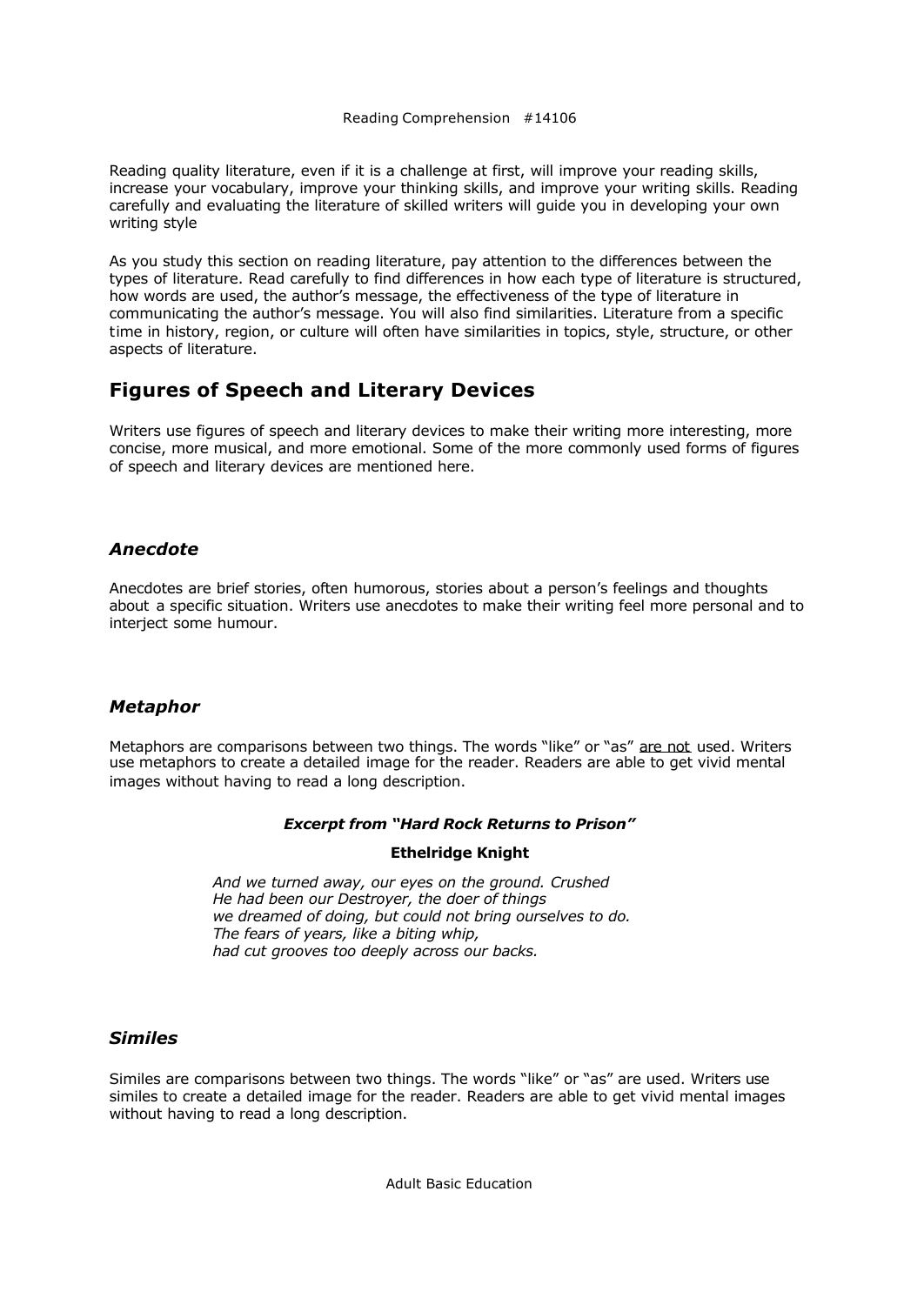Reading quality literature, even if it is a challenge at first, will improve your reading skills, increase your vocabulary, improve your thinking skills, and improve your writing skills. Reading carefully and evaluating the literature of skilled writers will guide you in developing your own writing style

As you study this section on reading literature, pay attention to the differences between the types of literature. Read carefully to find differences in how each type of literature is structured, how words are used, the author's message, the effectiveness of the type of literature in communicating the author's message. You will also find similarities. Literature from a specific time in history, region, or culture will often have similarities in topics, style, structure, or other aspects of literature.

## Figures of Speech and Literary Devices

Writers use figures of speech and literary devices to make their writing more interesting, more concise, more musical, and more emotional. Some of the more commonly used forms of figures of speech and literary devices are mentioned here.

### *Anecdote*

Anecdotes are brief stories, often humorous, stories about a person's feelings and thoughts about a specific situation. Writers use anecdotes to make their writing feel more personal and to interject some humour.

### *Metaphor*

Metaphors are comparisons between two things. The words "like" or "as" <u>are not</u> used. Writers use metaphors to create a detailed image for the reader. Readers are able to get vivid mental images without having to read a long description.

***Excerpt from "Hard Rock Returns to Prison"***

**Ethelridge Knight**

*And we turned away, our eyes on the ground. Crushed*
*He had been our Destroyer, the doer of things*
*we dreamed of doing, but could not bring ourselves to do.*
*The fears of years, like a biting whip,*
*had cut grooves too deeply across our backs.*

### *Similes*

Similes are comparisons between two things. The words "like" or "as" are used. Writers use similes to create a detailed image for the reader. Readers are able to get vivid mental images without having to read a long description.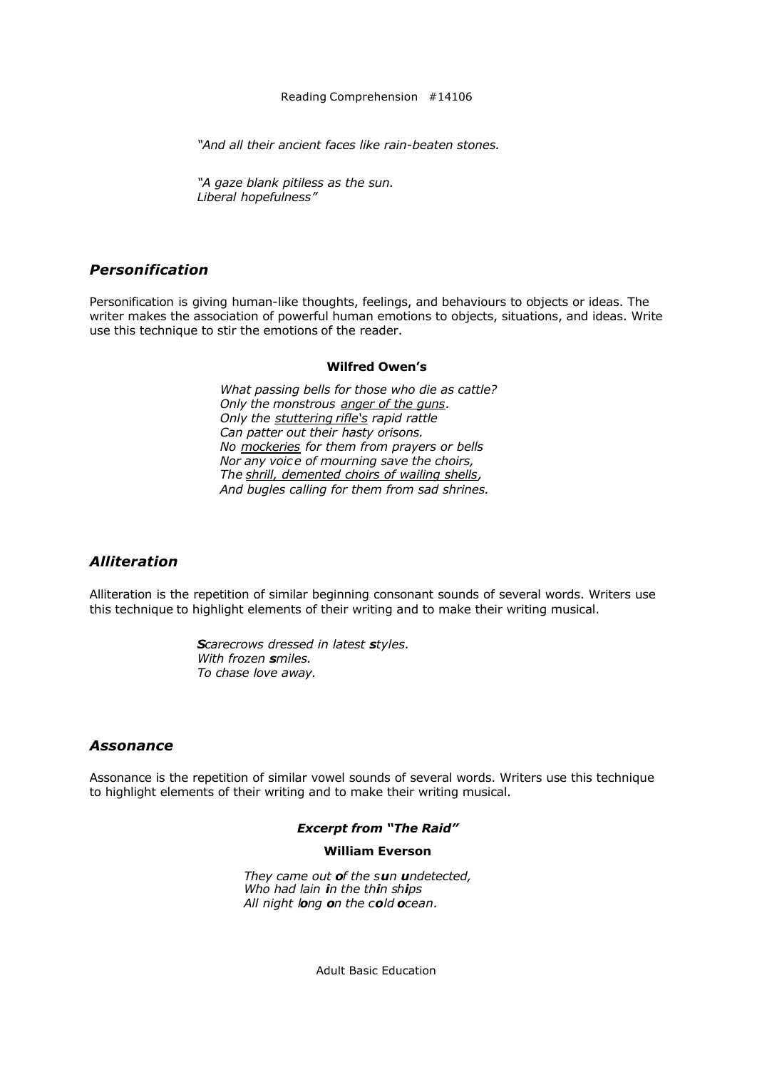*"And all their ancient faces like rain-beaten stones.*

*"A gaze blank pitiless as the sun.*
*Liberal hopefulness"*

## *Personification*

Personification is giving human-like thoughts, feelings, and behaviours to objects or ideas. The writer makes the association of powerful human emotions to objects, situations, and ideas. Write use this technique to stir the emotions of the reader.

**Wilfred Owen's**

*What passing bells for those who die as cattle?*
*Only the monstrous <u>anger of the guns</u>.*
*Only the <u>stuttering rifle's</u> rapid rattle*
*Can patter out their hasty orisons.*
*No <u>mockeries</u> for them from prayers or bells*
*Nor any voice of mourning save the choirs,*
*The <u>shrill, demented choirs of wailing shells</u>,*
*And bugles calling for them from sad shrines.*

## *Alliteration*

Alliteration is the repetition of similar beginning consonant sounds of several words. Writers use this technique to highlight elements of their writing and to make their writing musical.

***S**carecrows dressed in latest **s**tyles.*
*With frozen **s**miles.*
*To chase love away.*

## *Assonance*

Assonance is the repetition of similar vowel sounds of several words. Writers use this technique to highlight elements of their writing and to make their writing musical.

***Excerpt from "The Raid"***

**William Everson**

*They came out **o**f the s**u**n **u**ndetected,*
*Who had lain **i**n the th**i**n sh**i**ps*
*All night l**o**ng **o**n the c**o**ld **o**cean.*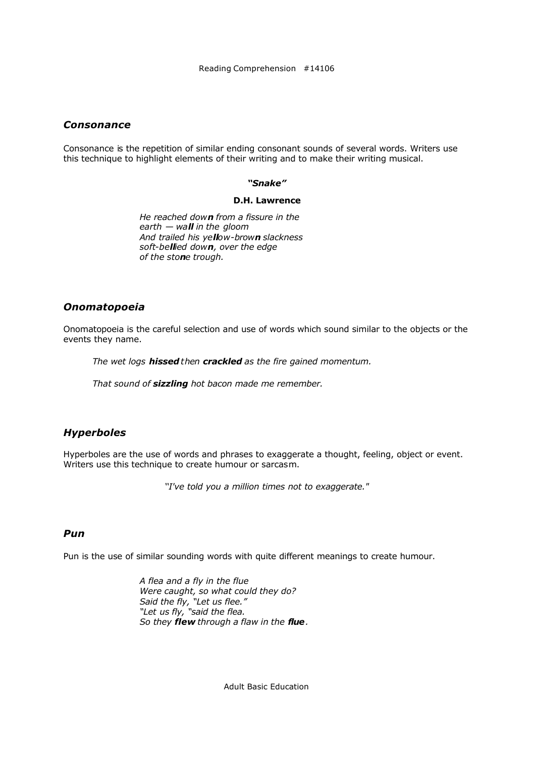## *Consonance*

Consonance is the repetition of similar ending consonant sounds of several words. Writers use this technique to highlight elements of their writing and to make their writing musical.

***"Snake"***

**D.H. Lawrence**

*He reached dow**n** from a fissure in the*
*earth — wa**ll** in the gloom*
*And trailed his ye**ll**ow-brow**n** slackness*
*soft-be**ll**ied dow**n**, over the edge*
*of the sto**n**e trough.*

## *Onomatopoeia*

Onomatopoeia is the careful selection and use of words which sound similar to the objects or the events they name.

*The wet logs **hissed** then **crackled** as the fire gained momentum.*

*That sound of **sizzling** hot bacon made me remember.*

## *Hyperboles*

Hyperboles are the use of words and phrases to exaggerate a thought, feeling, object or event. Writers use this technique to create humour or sarcasm.

*"I've told you a million times not to exaggerate."*

## *Pun*

Pun is the use of similar sounding words with quite different meanings to create humour.

*A flea and a fly in the flue*
*Were caught, so what could they do?*
*Said the fly, "Let us flee."*
*"Let us fly, "said the flea.*
*So they **flew** through a flaw in the **flue**.*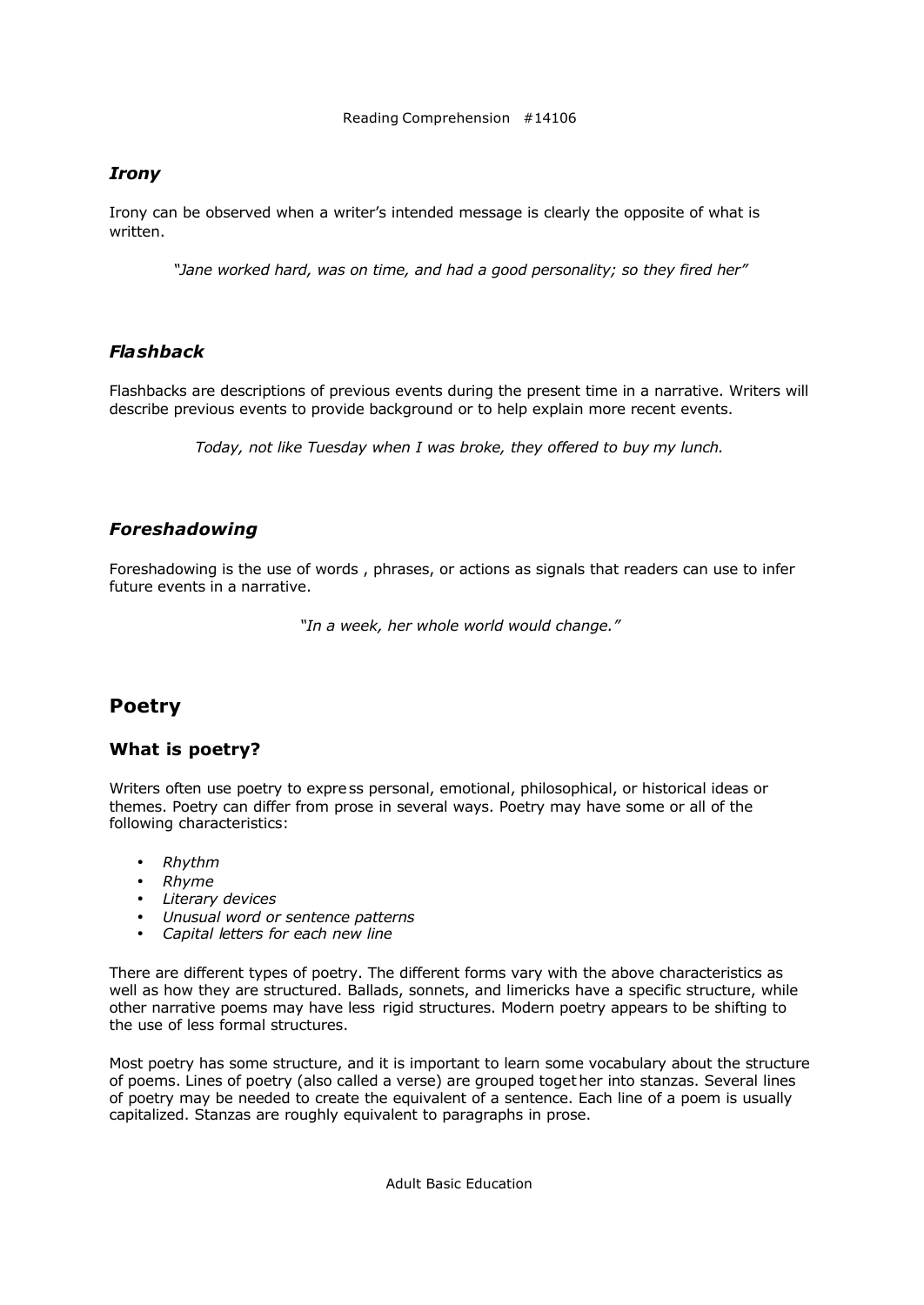### *Irony*

Irony can be observed when a writer's intended message is clearly the opposite of what is written.

> *"Jane worked hard, was on time, and had a good personality; so they fired her"*

### *Flashback*

Flashbacks are descriptions of previous events during the present time in a narrative. Writers will describe previous events to provide background or to help explain more recent events.

> *Today, not like Tuesday when I was broke, they offered to buy my lunch.*

### *Foreshadowing*

Foreshadowing is the use of words , phrases, or actions as signals that readers can use to infer future events in a narrative.

> *"In a week, her whole world would change."*

## Poetry

### What is poetry?

Writers often use poetry to express personal, emotional, philosophical, or historical ideas or themes. Poetry can differ from prose in several ways. Poetry may have some or all of the following characteristics:

- *Rhythm*
- *Rhyme*
- *Literary devices*
- *Unusual word or sentence patterns*
- *Capital letters for each new line*

There are different types of poetry. The different forms vary with the above characteristics as well as how they are structured. Ballads, sonnets, and limericks have a specific structure, while other narrative poems may have less rigid structures. Modern poetry appears to be shifting to the use of less formal structures.

Most poetry has some structure, and it is important to learn some vocabulary about the structure of poems. Lines of poetry (also called a verse) are grouped together into stanzas. Several lines of poetry may be needed to create the equivalent of a sentence. Each line of a poem is usually capitalized. Stanzas are roughly equivalent to paragraphs in prose.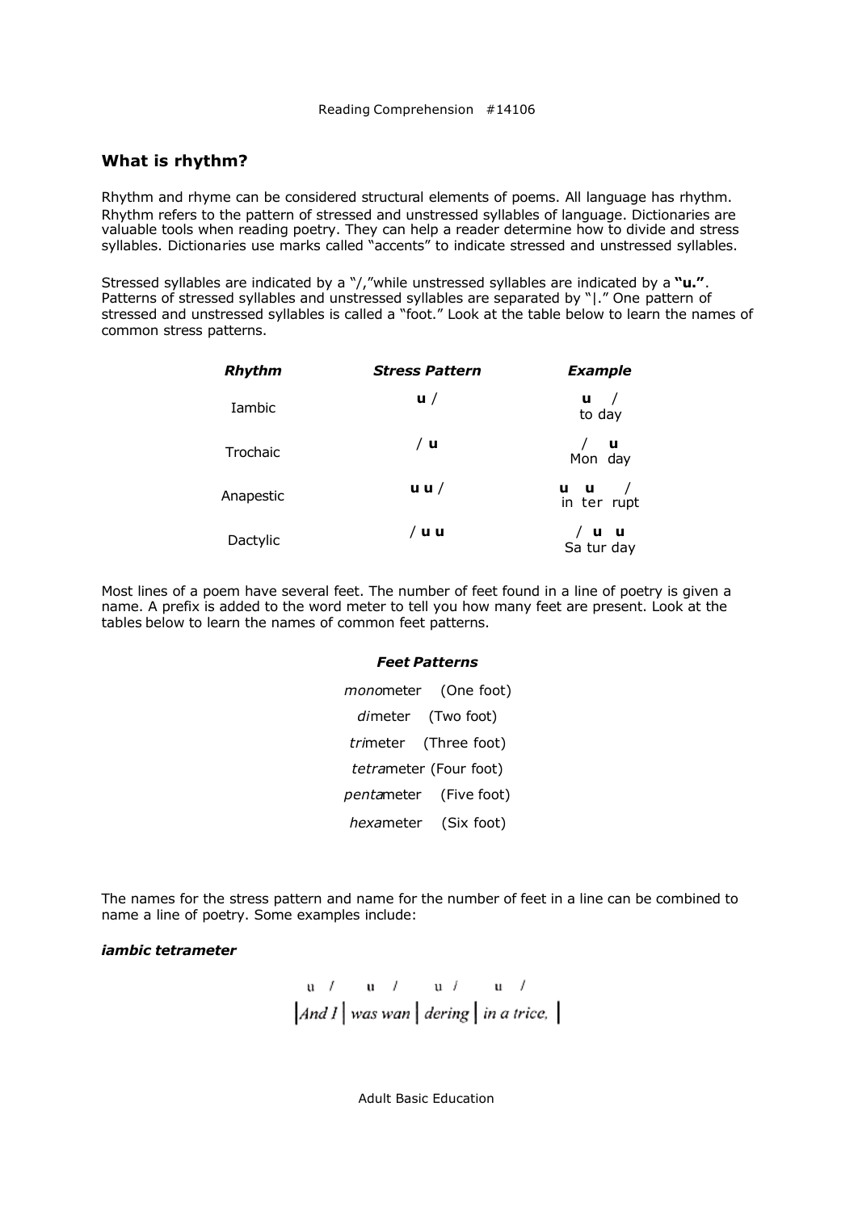## What is rhythm?

Rhythm and rhyme can be considered structural elements of poems. All language has rhythm. Rhythm refers to the pattern of stressed and unstressed syllables of language. Dictionaries are valuable tools when reading poetry. They can help a reader determine how to divide and stress syllables. Dictionaries use marks called "accents" to indicate stressed and unstressed syllables.

Stressed syllables are indicated by a "/,"while unstressed syllables are indicated by a **"u."**. Patterns of stressed syllables and unstressed syllables are separated by "|." One pattern of stressed and unstressed syllables is called a "foot." Look at the table below to learn the names of common stress patterns.

| ***Rhythm*** | ***Stress Pattern*** | ***Example*** |
|---|---|---|
| Iambic | **u** / | **u** / <br> to day |
| Trochaic | / **u** | / **u** <br> Mon day |
| Anapestic | **u u** / | **u u** / <br> in ter rupt |
| Dactylic | / **u u** | / **u u** <br> Sa tur day |

Most lines of a poem have several feet. The number of feet found in a line of poetry is given a name. A prefix is added to the word meter to tell you how many feet are present. Look at the tables below to learn the names of common feet patterns.

***Feet Patterns***

*mono*meter (One foot)
*di*meter (Two foot)
*tri*meter (Three foot)
*tetra*meter (Four foot)
*penta*meter (Five foot)
*hexa*meter (Six foot)

The names for the stress pattern and name for the number of feet in a line can be combined to name a line of poetry. Some examples include:

***iambic tetrameter***

```
 u  /     u  /     u  /     u  /
|And I | was wan | dering | in a trice. |
```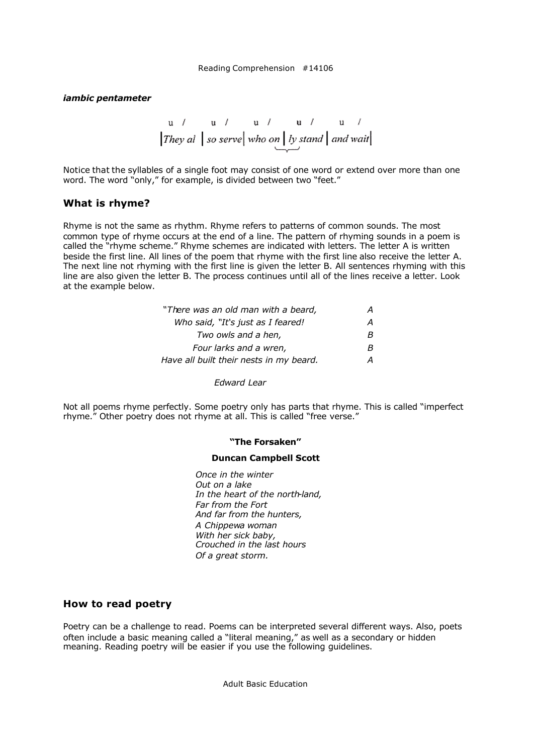*iambic pentameter*

```
 u  /       u  /       u  /       u  /       u  /
|They al | so serve| who on | ly stand | and wait|
```

Notice that the syllables of a single foot may consist of one word or extend over more than one word. The word "only," for example, is divided between two "feet."

## What is rhyme?

Rhyme is not the same as rhythm. Rhyme refers to patterns of common sounds. The most common type of rhyme occurs at the end of a line. The pattern of rhyming sounds in a poem is called the "rhyme scheme." Rhyme schemes are indicated with letters. The letter A is written beside the first line. All lines of the poem that rhyme with the first line also receive the letter A. The next line not rhyming with the first line is given the letter B. All sentences rhyming with this line are also given the letter B. The process continues until all of the lines receive a letter. Look at the example below.

| | |
|---|---|
| *"There was an old man with a beard,* | *A* |
| *Who said, "It's just as I feared!* | *A* |
| *Two owls and a hen,* | *B* |
| *Four larks and a wren,* | *B* |
| *Have all built their nests in my beard.* | *A* |

*Edward Lear*

Not all poems rhyme perfectly. Some poetry only has parts that rhyme. This is called "imperfect rhyme." Other poetry does not rhyme at all. This is called "free verse."

**"The Forsaken"**

**Duncan Campbell Scott**

*Once in the winter*
*Out on a lake*
*In the heart of the north-land,*
*Far from the Fort*
*And far from the hunters,*
*A Chippewa woman*
*With her sick baby,*
*Crouched in the last hours*
*Of a great storm.*

## How to read poetry

Poetry can be a challenge to read. Poems can be interpreted several different ways. Also, poets often include a basic meaning called a "literal meaning," as well as a secondary or hidden meaning. Reading poetry will be easier if you use the following guidelines.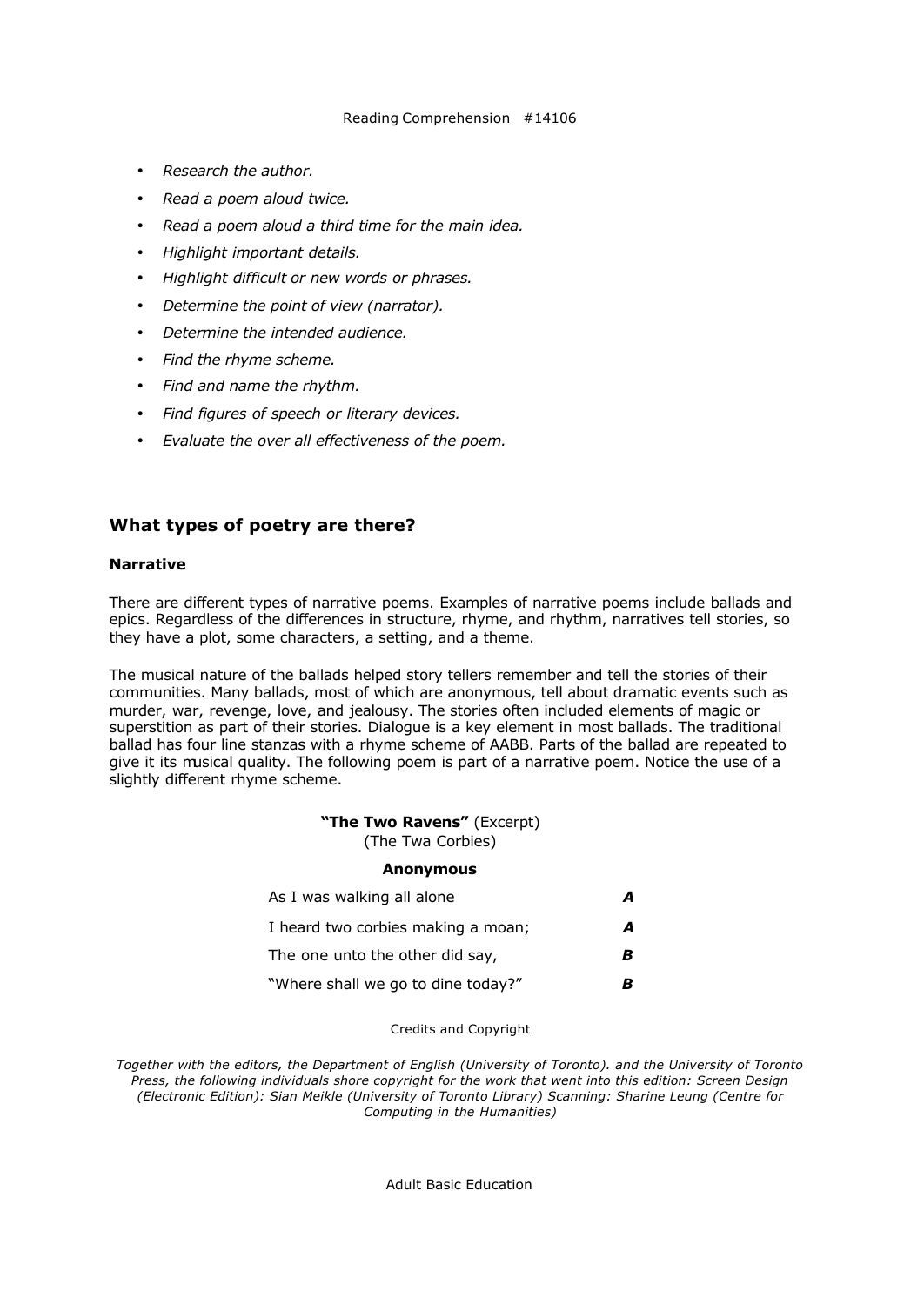- *Research the author.*
- *Read a poem aloud twice.*
- *Read a poem aloud a third time for the main idea.*
- *Highlight important details.*
- *Highlight difficult or new words or phrases.*
- *Determine the point of view (narrator).*
- *Determine the intended audience.*
- *Find the rhyme scheme.*
- *Find and name the rhythm.*
- *Find figures of speech or literary devices.*
- *Evaluate the over all effectiveness of the poem.*

## What types of poetry are there?

### Narrative

There are different types of narrative poems. Examples of narrative poems include ballads and epics. Regardless of the differences in structure, rhyme, and rhythm, narratives tell stories, so they have a plot, some characters, a setting, and a theme.

The musical nature of the ballads helped story tellers remember and tell the stories of their communities. Many ballads, most of which are anonymous, tell about dramatic events such as murder, war, revenge, love, and jealousy. The stories often included elements of magic or superstition as part of their stories. Dialogue is a key element in most ballads. The traditional ballad has four line stanzas with a rhyme scheme of AABB. Parts of the ballad are repeated to give it its musical quality. The following poem is part of a narrative poem. Notice the use of a slightly different rhyme scheme.

**"The Two Ravens"** (Excerpt)
(The Twa Corbies)

**Anonymous**

| | |
|---|---|
| As I was walking all alone | ***A*** |
| I heard two corbies making a moan; | ***A*** |
| The one unto the other did say, | ***B*** |
| "Where shall we go to dine today?" | ***B*** |

Credits and Copyright

*Together with the editors, the Department of English (University of Toronto). and the University of Toronto Press, the following individuals shore copyright for the work that went into this edition: Screen Design (Electronic Edition): Sian Meikle (University of Toronto Library) Scanning: Sharine Leung (Centre for Computing in the Humanities)*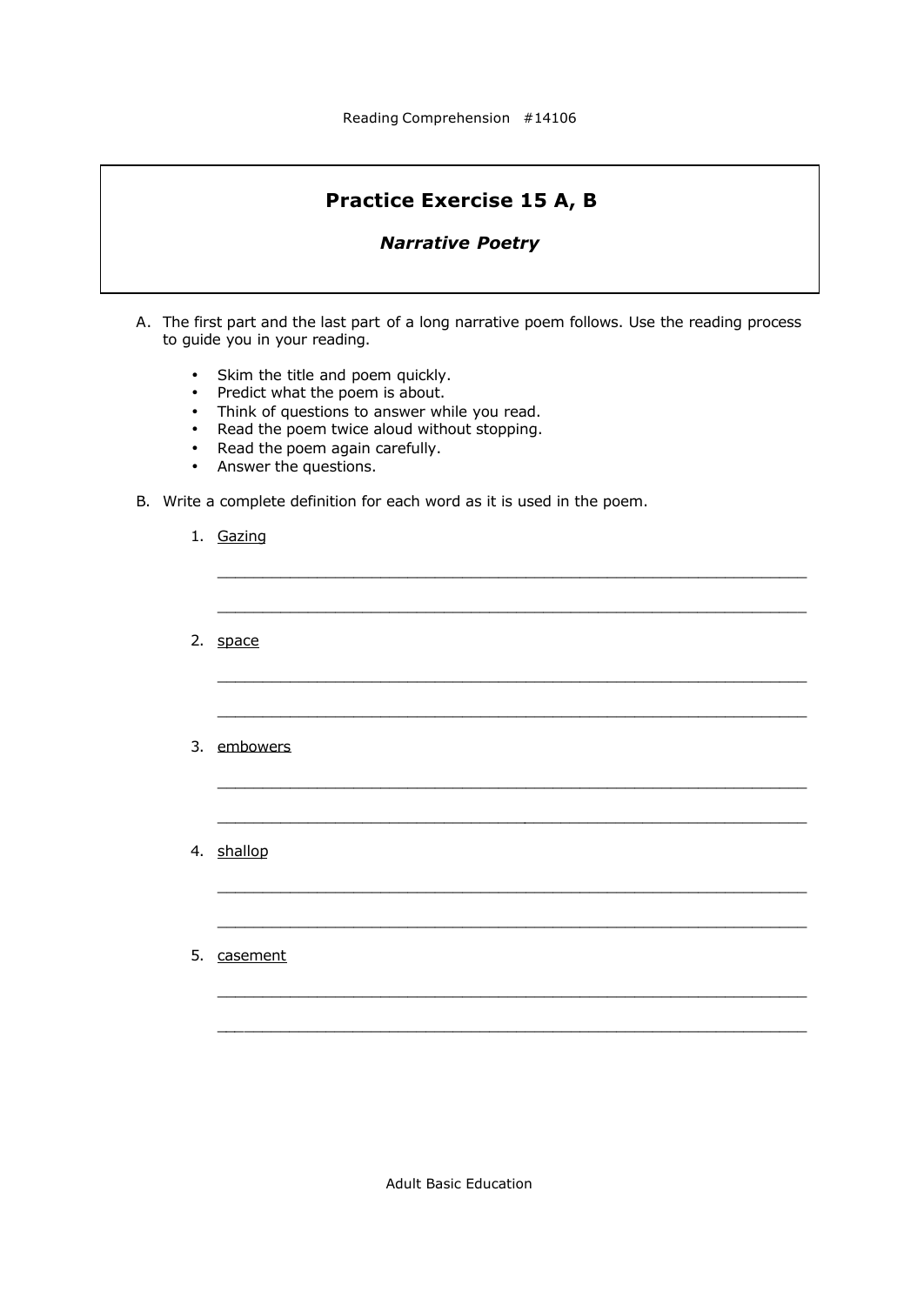## Practice Exercise 15 A, B

### *Narrative Poetry*

A. The first part and the last part of a long narrative poem follows. Use the reading process to guide you in your reading.

- Skim the title and poem quickly.
- Predict what the poem is about.
- Think of questions to answer while you read.
- Read the poem twice aloud without stopping.
- Read the poem again carefully.
- Answer the questions.

B. Write a complete definition for each word as it is used in the poem.

1. <u>Gazing</u>

   ___________________________________________________________________

   ___________________________________________________________________

2. <u>space</u>

   ___________________________________________________________________

   ___________________________________________________________________

3. <u>embowers</u>

   ___________________________________________________________________

   ___________________________________________________________________

4. <u>shallop</u>

   ___________________________________________________________________

   ___________________________________________________________________

5. <u>casement</u>

   ___________________________________________________________________

   ___________________________________________________________________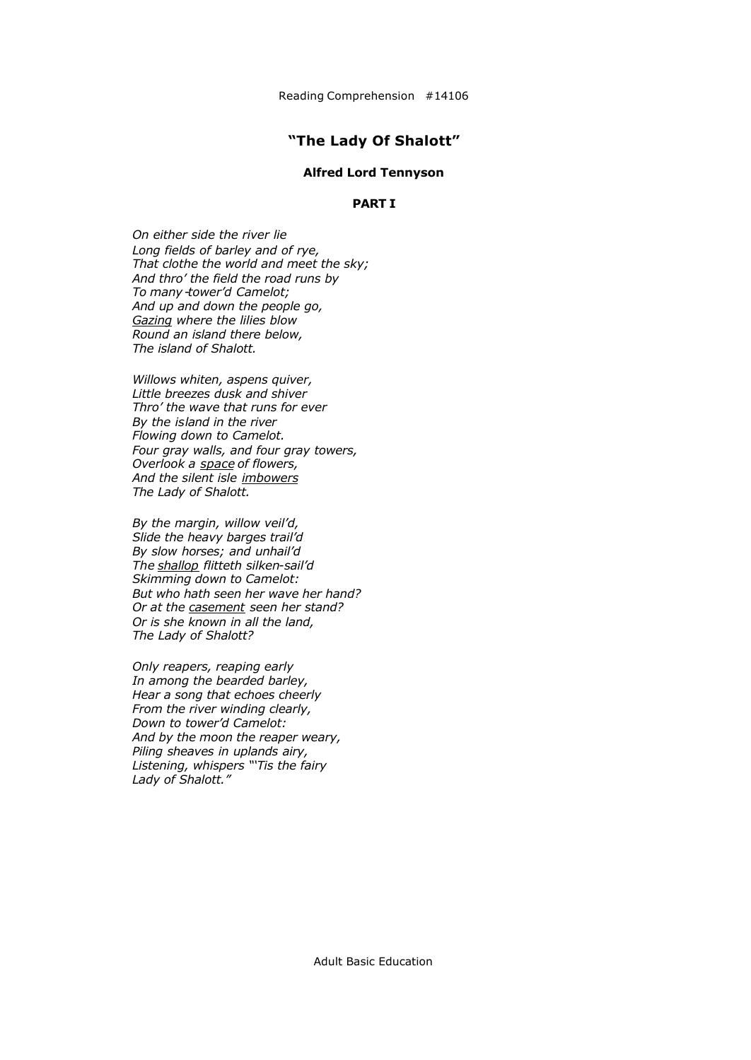# "The Lady Of Shalott"

### Alfred Lord Tennyson

#### PART I

*On either side the river lie*
*Long fields of barley and of rye,*
*That clothe the world and meet the sky;*
*And thro' the field the road runs by*
*To many-tower'd Camelot;*
*And up and down the people go,*
*<u>Gazing</u> where the lilies blow*
*Round an island there below,*
*The island of Shalott.*

*Willows whiten, aspens quiver,*
*Little breezes dusk and shiver*
*Thro' the wave that runs for ever*
*By the island in the river*
*Flowing down to Camelot.*
*Four gray walls, and four gray towers,*
*Overlook a <u>space</u> of flowers,*
*And the silent isle <u>imbowers</u>*
*The Lady of Shalott.*

*By the margin, willow veil'd,*
*Slide the heavy barges trail'd*
*By slow horses; and unhail'd*
*The <u>shallop</u> flitteth silken-sail'd*
*Skimming down to Camelot:*
*But who hath seen her wave her hand?*
*Or at the <u>casement</u> seen her stand?*
*Or is she known in all the land,*
*The Lady of Shalott?*

*Only reapers, reaping early*
*In among the bearded barley,*
*Hear a song that echoes cheerly*
*From the river winding clearly,*
*Down to tower'd Camelot:*
*And by the moon the reaper weary,*
*Piling sheaves in uplands airy,*
*Listening, whispers "'Tis the fairy*
*Lady of Shalott."*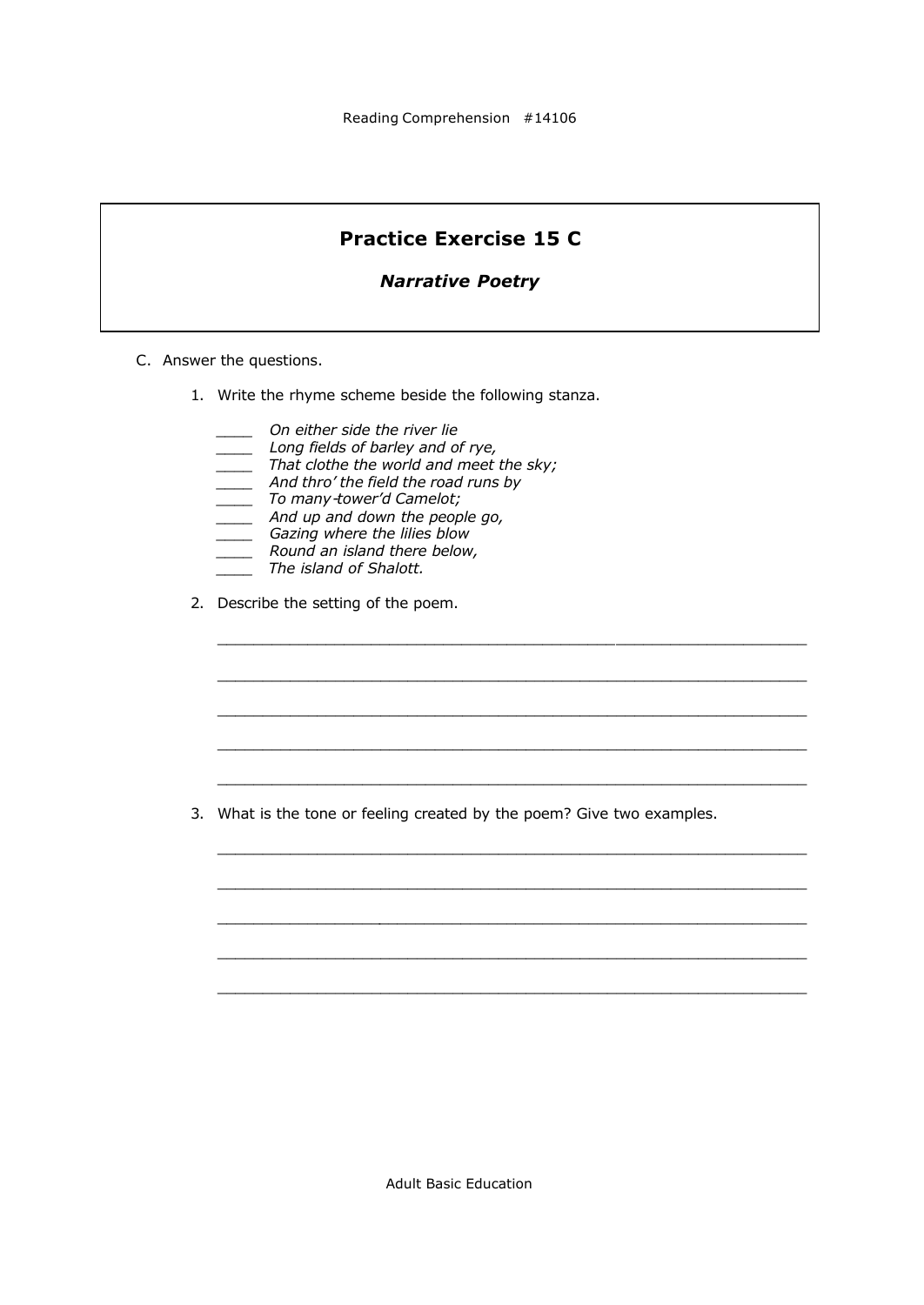## Practice Exercise 15 C

### *Narrative Poetry*

C. Answer the questions.

1. Write the rhyme scheme beside the following stanza.

   ____ *On either side the river lie*
   ____ *Long fields of barley and of rye,*
   ____ *That clothe the world and meet the sky;*
   ____ *And thro' the field the road runs by*
   ____ *To many-tower'd Camelot;*
   ____ *And up and down the people go,*
   ____ *Gazing where the lilies blow*
   ____ *Round an island there below,*
   ____ *The island of Shalott.*

2. Describe the setting of the poem.

   ________________________________________________________________

   ________________________________________________________________

   ________________________________________________________________

   ________________________________________________________________

   ________________________________________________________________

3. What is the tone or feeling created by the poem? Give two examples.

   ________________________________________________________________

   ________________________________________________________________

   ________________________________________________________________

   ________________________________________________________________

   ________________________________________________________________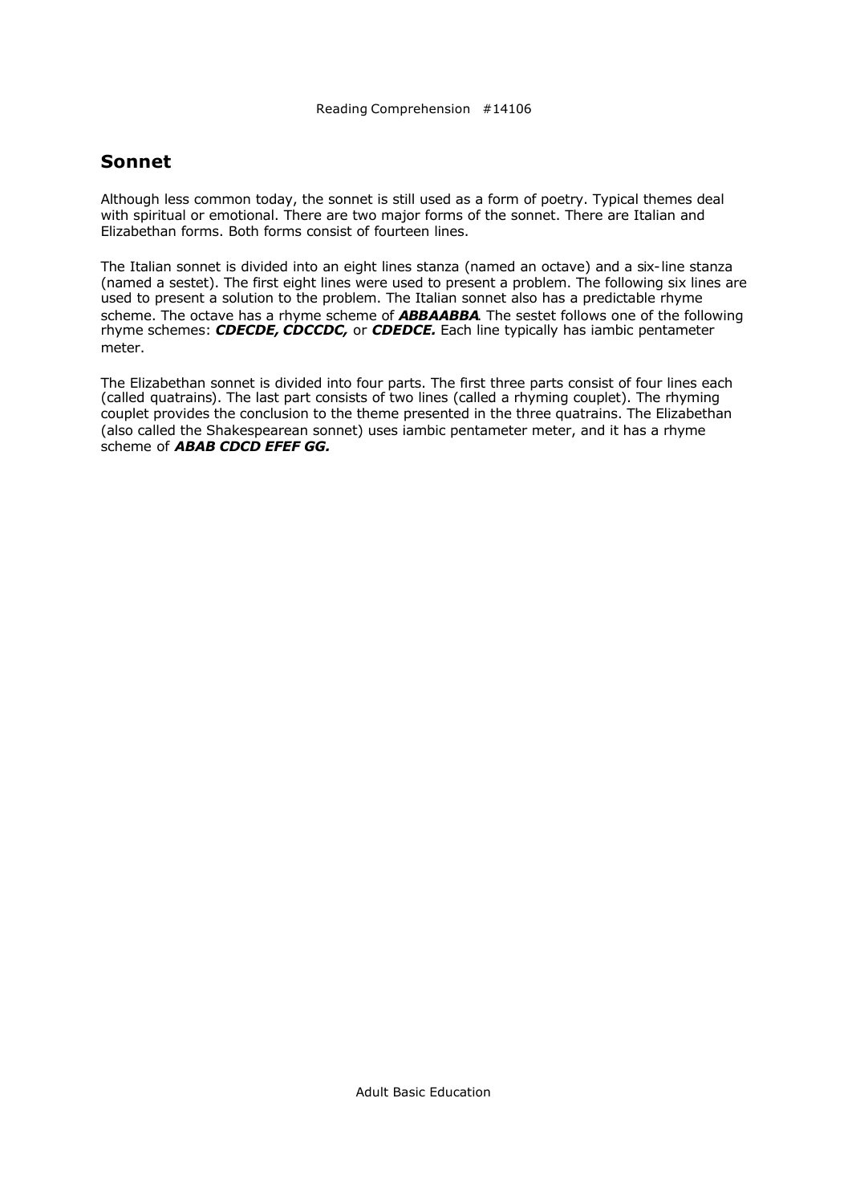Reading Comprehension #14106

## Sonnet

Although less common today, the sonnet is still used as a form of poetry. Typical themes deal with spiritual or emotional. There are two major forms of the sonnet. There are Italian and Elizabethan forms. Both forms consist of fourteen lines.

The Italian sonnet is divided into an eight lines stanza (named an octave) and a six-line stanza (named a sestet). The first eight lines were used to present a problem. The following six lines are used to present a solution to the problem. The Italian sonnet also has a predictable rhyme scheme. The octave has a rhyme scheme of ***ABBAABBA***. The sestet follows one of the following rhyme schemes: ***CDECDE, CDCCDC,*** or ***CDEDCE.*** Each line typically has iambic pentameter meter.

The Elizabethan sonnet is divided into four parts. The first three parts consist of four lines each (called quatrains). The last part consists of two lines (called a rhyming couplet). The rhyming couplet provides the conclusion to the theme presented in the three quatrains. The Elizabethan (also called the Shakespearean sonnet) uses iambic pentameter meter, and it has a rhyme scheme of ***ABAB CDCD EFEF GG.***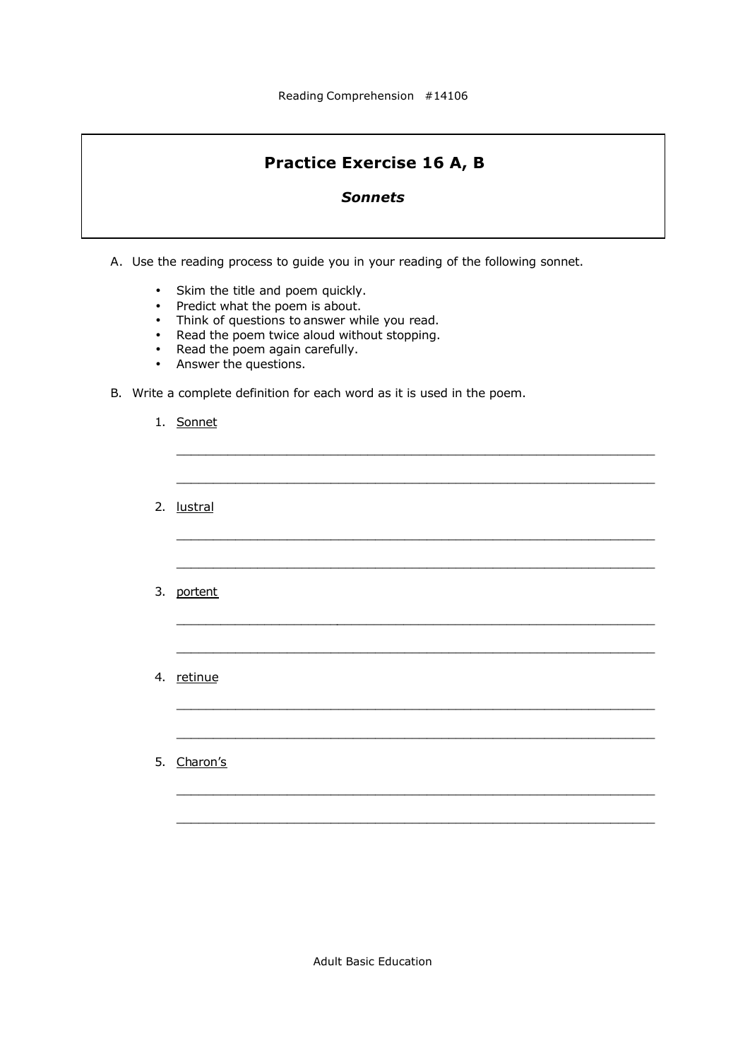# Practice Exercise 16 A, B

## *Sonnets*

A. Use the reading process to guide you in your reading of the following sonnet.

- Skim the title and poem quickly.
- Predict what the poem is about.
- Think of questions to answer while you read.
- Read the poem twice aloud without stopping.
- Read the poem again carefully.
- Answer the questions.

B. Write a complete definition for each word as it is used in the poem.

1. Sonnet

   ______________________________________________________________

   ______________________________________________________________

2. lustral

   ______________________________________________________________

   ______________________________________________________________

3. portent

   ______________________________________________________________

   ______________________________________________________________

4. retinue

   ______________________________________________________________

   ______________________________________________________________

5. Charon's

   ______________________________________________________________

   ______________________________________________________________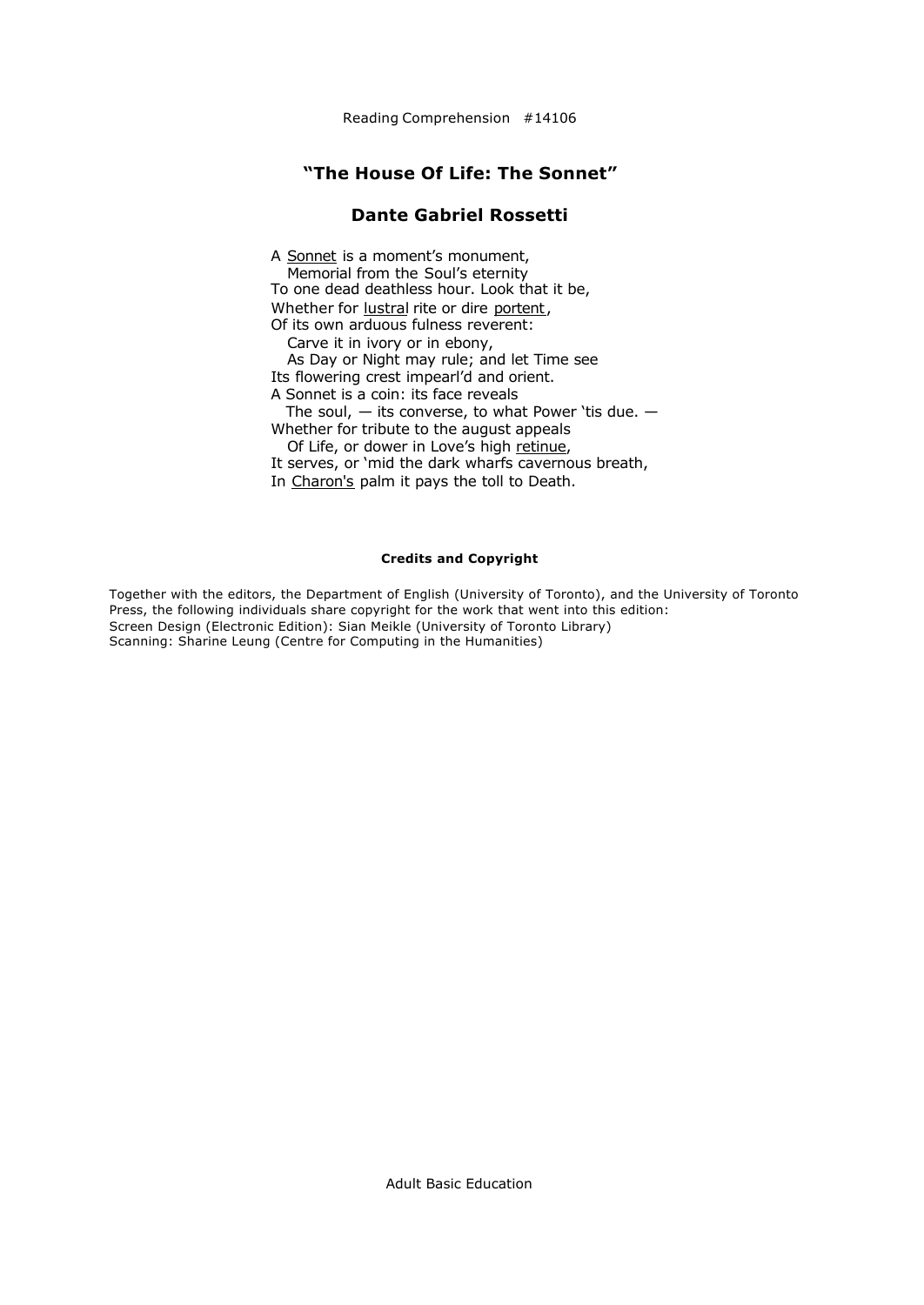Reading Comprehension #14106

## "The House Of Life: The Sonnet"

## Dante Gabriel Rossetti

A Sonnet is a moment's monument,  
   Memorial from the Soul's eternity  
To one dead deathless hour. Look that it be,  
Whether for lustral rite or dire portent,  
Of its own arduous fulness reverent:  
   Carve it in ivory or in ebony,  
   As Day or Night may rule; and let Time see  
Its flowering crest impearl'd and orient.  
A Sonnet is a coin: its face reveals  
   The soul, — its converse, to what Power 'tis due. —  
Whether for tribute to the august appeals  
   Of Life, or dower in Love's high retinue,  
It serves, or 'mid the dark wharfs cavernous breath,  
In Charon's palm it pays the toll to Death.

**Credits and Copyright**

Together with the editors, the Department of English (University of Toronto), and the University of Toronto Press, the following individuals share copyright for the work that went into this edition:  
Screen Design (Electronic Edition): Sian Meikle (University of Toronto Library)  
Scanning: Sharine Leung (Centre for Computing in the Humanities)

Adult Basic Education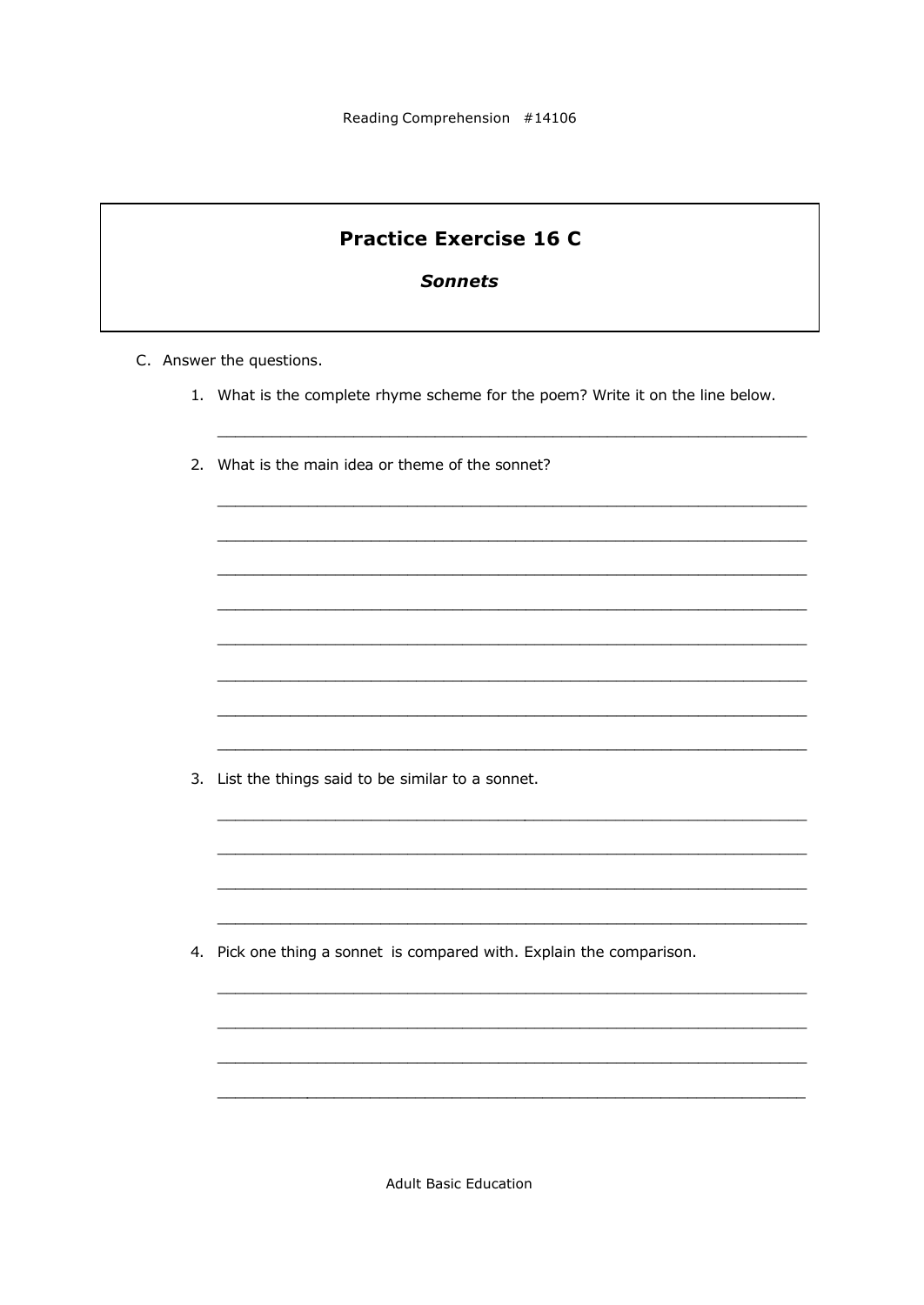## Practice Exercise 16 C

### *Sonnets*

C. Answer the questions.

1. What is the complete rhyme scheme for the poem? Write it on the line below.

   ______________________________________________________________

2. What is the main idea or theme of the sonnet?

   ______________________________________________________________

   ______________________________________________________________

   ______________________________________________________________

   ______________________________________________________________

   ______________________________________________________________

   ______________________________________________________________

   ______________________________________________________________

   ______________________________________________________________

3. List the things said to be similar to a sonnet.

   ______________________________________________________________

   ______________________________________________________________

   ______________________________________________________________

   ______________________________________________________________

4. Pick one thing a sonnet is compared with. Explain the comparison.

   ______________________________________________________________

   ______________________________________________________________

   ______________________________________________________________

   ______________________________________________________________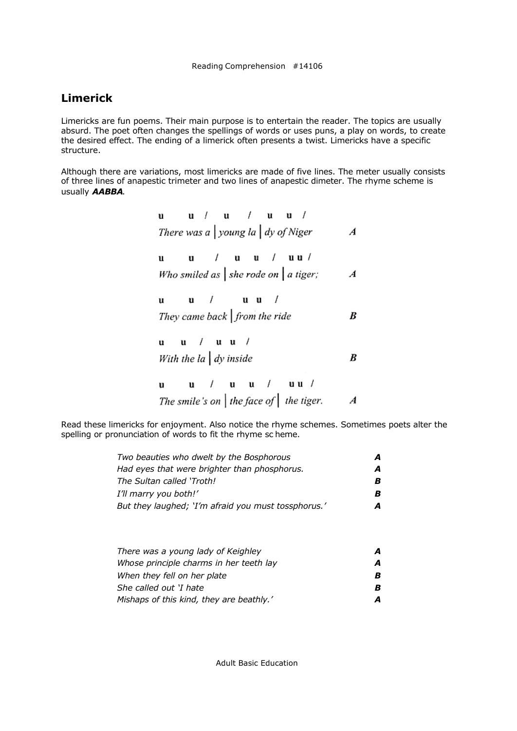## Limerick

Limericks are fun poems. Their main purpose is to entertain the reader. The topics are usually absurd. The poet often changes the spellings of words or uses puns, a play on words, to create the desired effect. The ending of a limerick often presents a twist. Limericks have a specific structure.

Although there are variations, most limericks are made of five lines. The meter usually consists of three lines of anapestic trimeter and two lines of anapestic dimeter. The rhyme scheme is usually ***AABBA***.

| Line | Rhyme |
| --- | --- |
| u u / u / u u / | |
| *There was a \| young la \| dy of Niger* | ***A*** |
| u u / u u / u u / | |
| *Who smiled as \| she rode on \| a tiger;* | ***A*** |
| u u / u u / | |
| *They came back \| from the ride* | ***B*** |
| u u / u u / | |
| *With the la \| dy inside* | ***B*** |
| u u / u u / u u / | |
| *The smile's on \| the face of \| the tiger.* | ***A*** |

Read these limericks for enjoyment. Also notice the rhyme schemes. Sometimes poets alter the spelling or pronunciation of words to fit the rhyme sc heme.

| | |
| --- | --- |
| *Two beauties who dwelt by the Bosphorous* | ***A*** |
| *Had eyes that were brighter than phosphorus.* | ***A*** |
| *The Sultan called 'Troth!* | ***B*** |
| *I'll marry you both!'* | ***B*** |
| *But they laughed; 'I'm afraid you must tossphorus.'* | ***A*** |

| | |
| --- | --- |
| *There was a young lady of Keighley* | ***A*** |
| *Whose principle charms in her teeth lay* | ***A*** |
| *When they fell on her plate* | ***B*** |
| *She called out 'I hate* | ***B*** |
| *Mishaps of this kind, they are beathly.'* | ***A*** |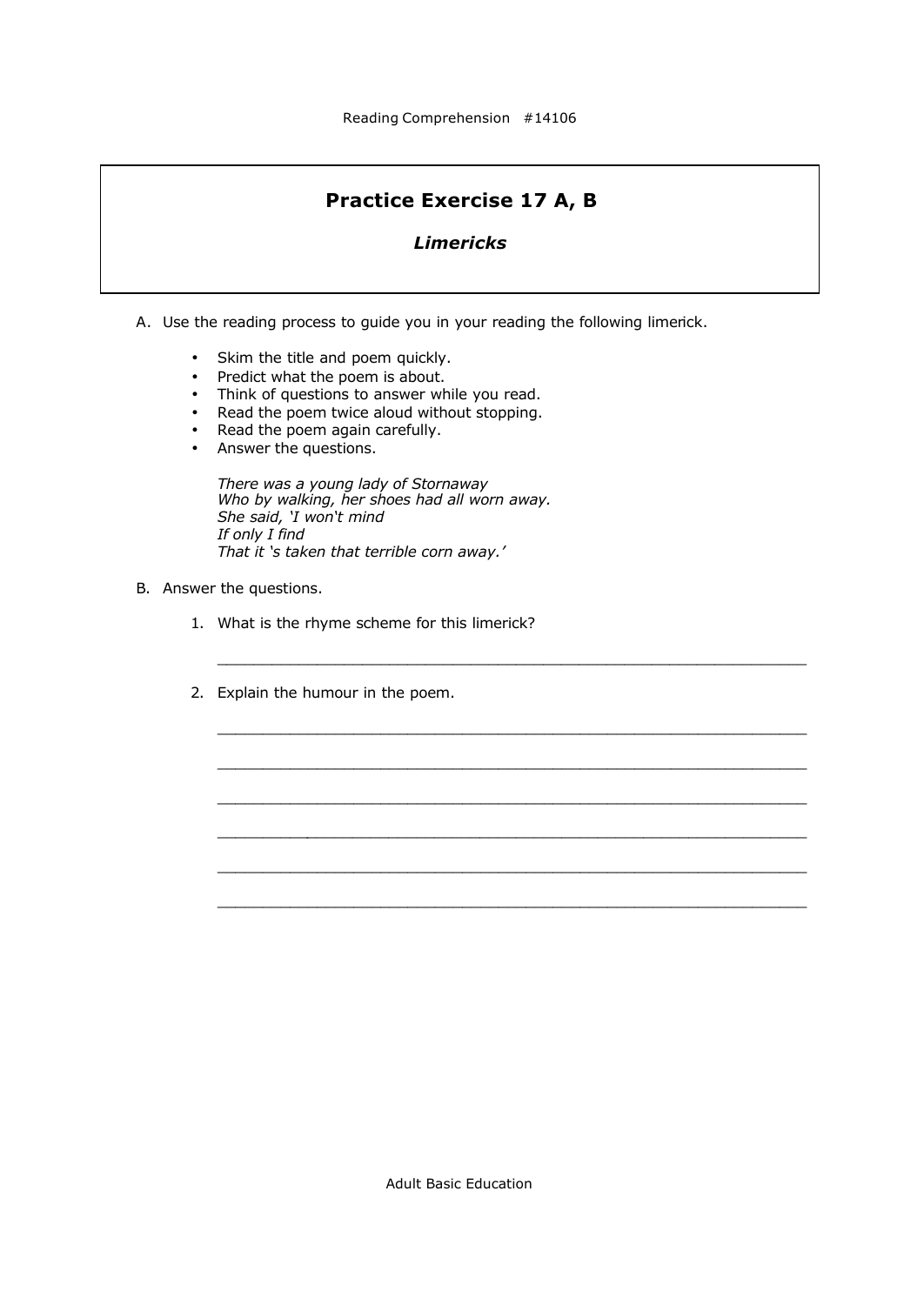## Practice Exercise 17 A, B

### *Limericks*

A. Use the reading process to guide you in your reading the following limerick.

- Skim the title and poem quickly.
- Predict what the poem is about.
- Think of questions to answer while you read.
- Read the poem twice aloud without stopping.
- Read the poem again carefully.
- Answer the questions.

> *There was a young lady of Stornaway*
> *Who by walking, her shoes had all worn away.*
> *She said, 'I won't mind*
> *If only I find*
> *That it 's taken that terrible corn away.'*

B. Answer the questions.

1. What is the rhyme scheme for this limerick?

   ______________________________________________________________

2. Explain the humour in the poem.

   ______________________________________________________________

   ______________________________________________________________

   ______________________________________________________________

   ______________________________________________________________

   ______________________________________________________________

   ______________________________________________________________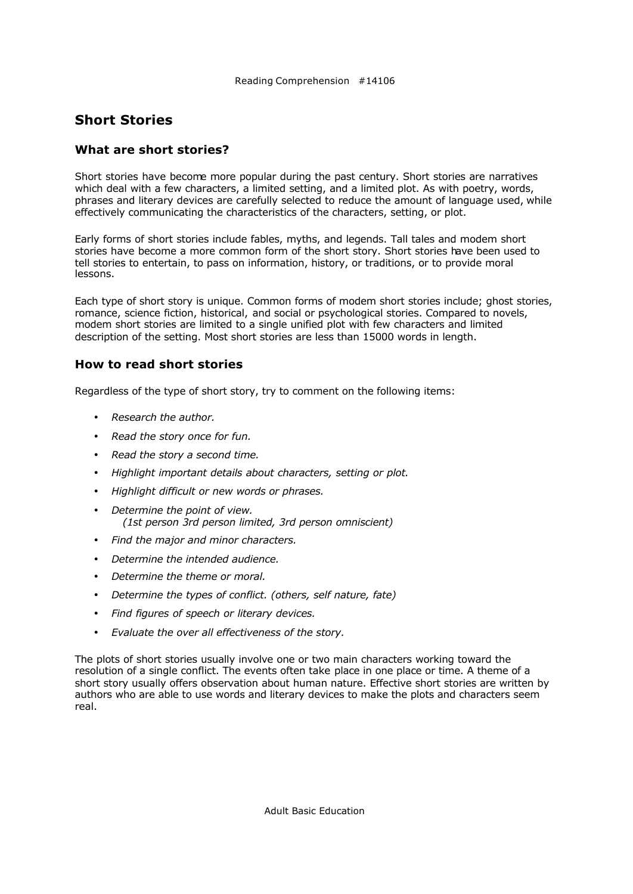# Short Stories

## What are short stories?

Short stories have become more popular during the past century. Short stories are narratives which deal with a few characters, a limited setting, and a limited plot. As with poetry, words, phrases and literary devices are carefully selected to reduce the amount of language used, while effectively communicating the characteristics of the characters, setting, or plot.

Early forms of short stories include fables, myths, and legends. Tall tales and modem short stories have become a more common form of the short story. Short stories have been used to tell stories to entertain, to pass on information, history, or traditions, or to provide moral lessons.

Each type of short story is unique. Common forms of modem short stories include; ghost stories, romance, science fiction, historical, and social or psychological stories. Compared to novels, modem short stories are limited to a single unified plot with few characters and limited description of the setting. Most short stories are less than 15000 words in length.

## How to read short stories

Regardless of the type of short story, try to comment on the following items:

- *Research the author.*
- *Read the story once for fun.*
- *Read the story a second time.*
- *Highlight important details about characters, setting or plot.*
- *Highlight difficult or new words or phrases.*
- *Determine the point of view.*
  *(1st person 3rd person limited, 3rd person omniscient)*
- *Find the major and minor characters.*
- *Determine the intended audience.*
- *Determine the theme or moral.*
- *Determine the types of conflict. (others, self nature, fate)*
- *Find figures of speech or literary devices.*
- *Evaluate the over all effectiveness of the story.*

The plots of short stories usually involve one or two main characters working toward the resolution of a single conflict. The events often take place in one place or time. A theme of a short story usually offers observation about human nature. Effective short stories are written by authors who are able to use words and literary devices to make the plots and characters seem real.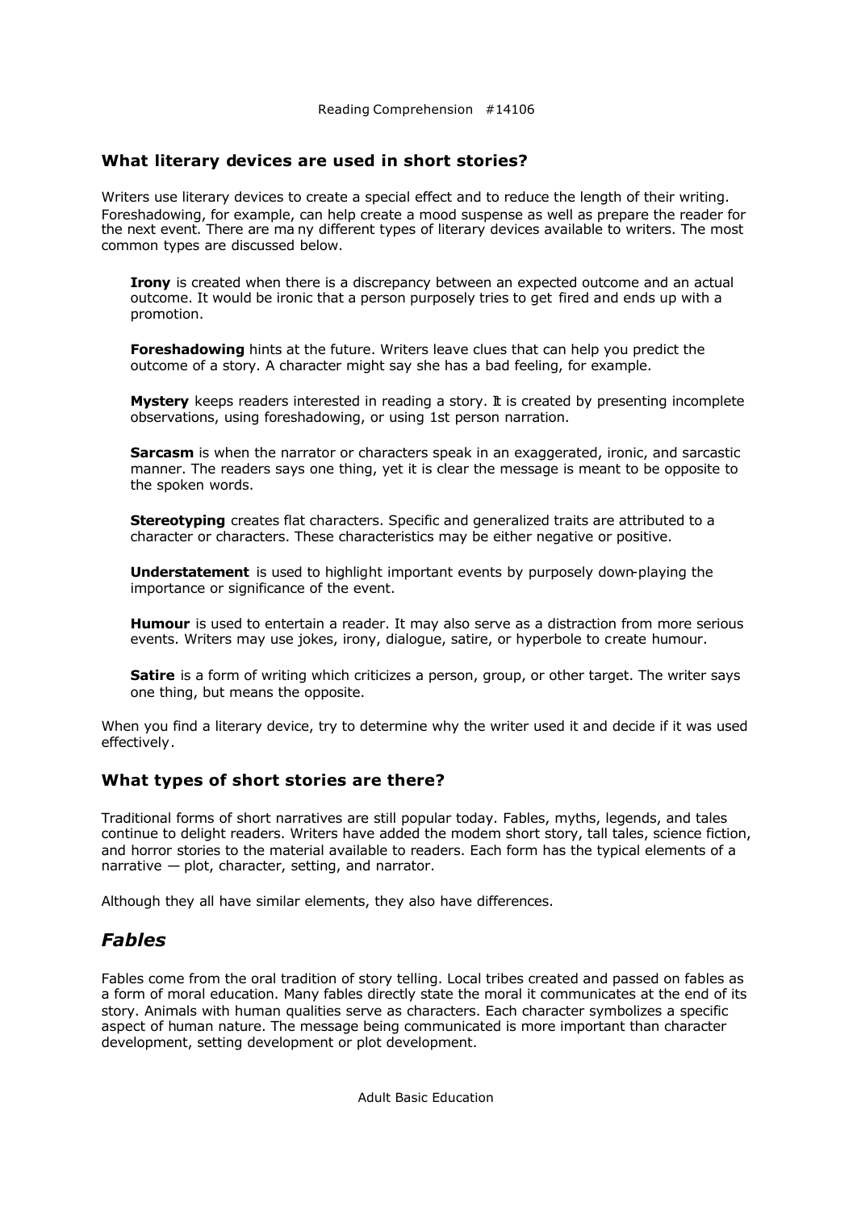## What literary devices are used in short stories?

Writers use literary devices to create a special effect and to reduce the length of their writing. Foreshadowing, for example, can help create a mood suspense as well as prepare the reader for the next event. There are many different types of literary devices available to writers. The most common types are discussed below.

**Irony** is created when there is a discrepancy between an expected outcome and an actual outcome. It would be ironic that a person purposely tries to get fired and ends up with a promotion.

**Foreshadowing** hints at the future. Writers leave clues that can help you predict the outcome of a story. A character might say she has a bad feeling, for example.

**Mystery** keeps readers interested in reading a story. It is created by presenting incomplete observations, using foreshadowing, or using 1st person narration.

**Sarcasm** is when the narrator or characters speak in an exaggerated, ironic, and sarcastic manner. The readers says one thing, yet it is clear the message is meant to be opposite to the spoken words.

**Stereotyping** creates flat characters. Specific and generalized traits are attributed to a character or characters. These characteristics may be either negative or positive.

**Understatement** is used to highlight important events by purposely down-playing the importance or significance of the event.

**Humour** is used to entertain a reader. It may also serve as a distraction from more serious events. Writers may use jokes, irony, dialogue, satire, or hyperbole to create humour.

**Satire** is a form of writing which criticizes a person, group, or other target. The writer says one thing, but means the opposite.

When you find a literary device, try to determine why the writer used it and decide if it was used effectively.

## What types of short stories are there?

Traditional forms of short narratives are still popular today. Fables, myths, legends, and tales continue to delight readers. Writers have added the modem short story, tall tales, science fiction, and horror stories to the material available to readers. Each form has the typical elements of a narrative — plot, character, setting, and narrator.

Although they all have similar elements, they also have differences.

## *Fables*

Fables come from the oral tradition of story telling. Local tribes created and passed on fables as a form of moral education. Many fables directly state the moral it communicates at the end of its story. Animals with human qualities serve as characters. Each character symbolizes a specific aspect of human nature. The message being communicated is more important than character development, setting development or plot development.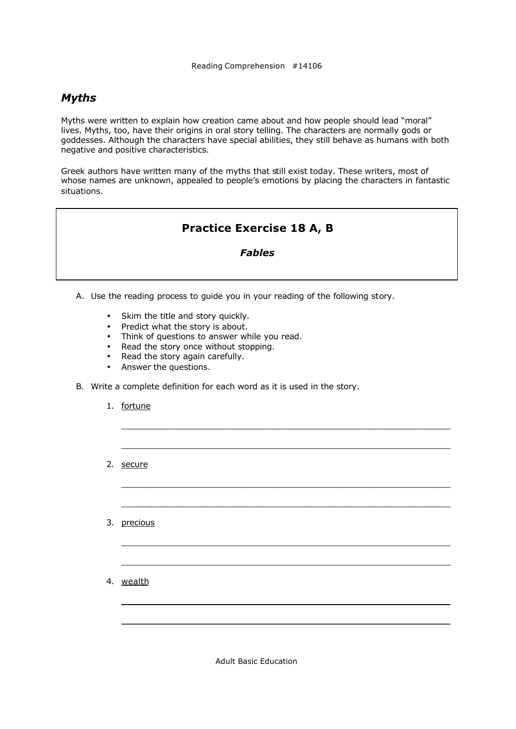## *Myths*

Myths were written to explain how creation came about and how people should lead "moral" lives. Myths, too, have their origins in oral story telling. The characters are normally gods or goddesses. Although the characters have special abilities, they still behave as humans with both negative and positive characteristics.

Greek authors have written many of the myths that still exist today. These writers, most of whose names are unknown, appealed to people's emotions by placing the characters in fantastic situations.

### Practice Exercise 18 A, B

***Fables***

A. Use the reading process to guide you in your reading of the following story.

- Skim the title and story quickly.
- Predict what the story is about.
- Think of questions to answer while you read.
- Read the story once without stopping.
- Read the story again carefully.
- Answer the questions.

B. Write a complete definition for each word as it is used in the story.

1. fortune

_______________________________________________________________

_______________________________________________________________

2. secure

_______________________________________________________________

_______________________________________________________________

3. precious

_______________________________________________________________

_______________________________________________________________

4. wealth

_______________________________________________________________

_______________________________________________________________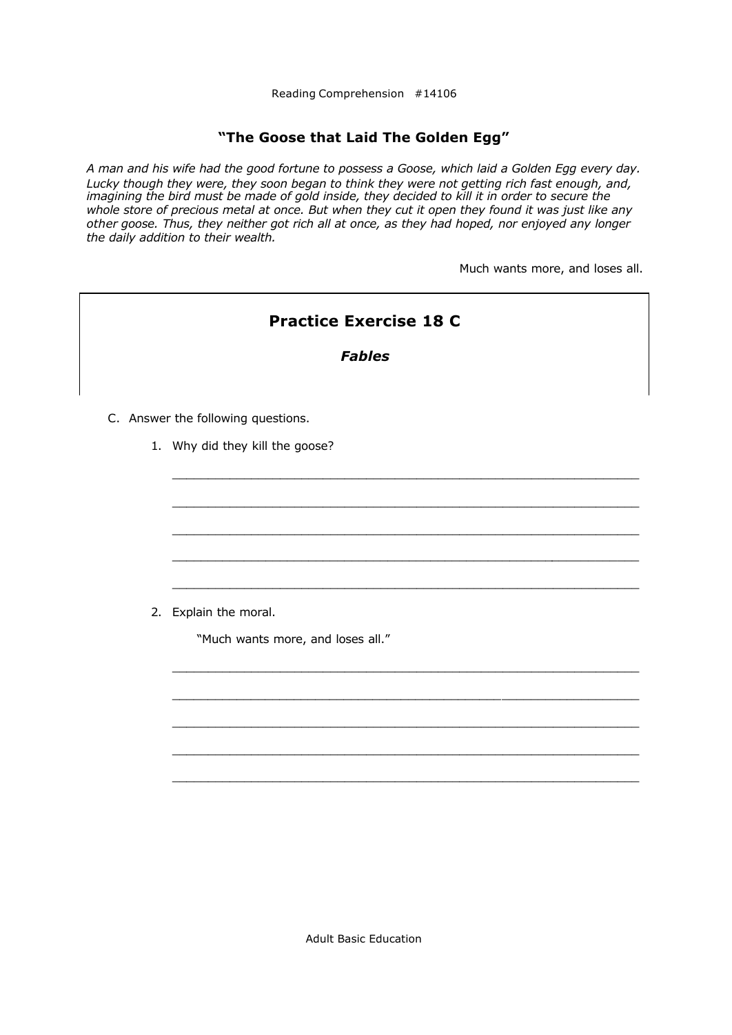Reading Comprehension #14106

## "The Goose that Laid The Golden Egg"

*A man and his wife had the good fortune to possess a Goose, which laid a Golden Egg every day. Lucky though they were, they soon began to think they were not getting rich fast enough, and, imagining the bird must be made of gold inside, they decided to kill it in order to secure the whole store of precious metal at once. But when they cut it open they found it was just like any other goose. Thus, they neither got rich all at once, as they had hoped, nor enjoyed any longer the daily addition to their wealth.*

Much wants more, and loses all.

## Practice Exercise 18 C

### *Fables*

C. Answer the following questions.

1. Why did they kill the goose?

_______________________________________________________________

_______________________________________________________________

_______________________________________________________________

_______________________________________________________________

_______________________________________________________________

2. Explain the moral.

   "Much wants more, and loses all."

_______________________________________________________________

_______________________________________________________________

_______________________________________________________________

_______________________________________________________________

_______________________________________________________________

Adult Basic Education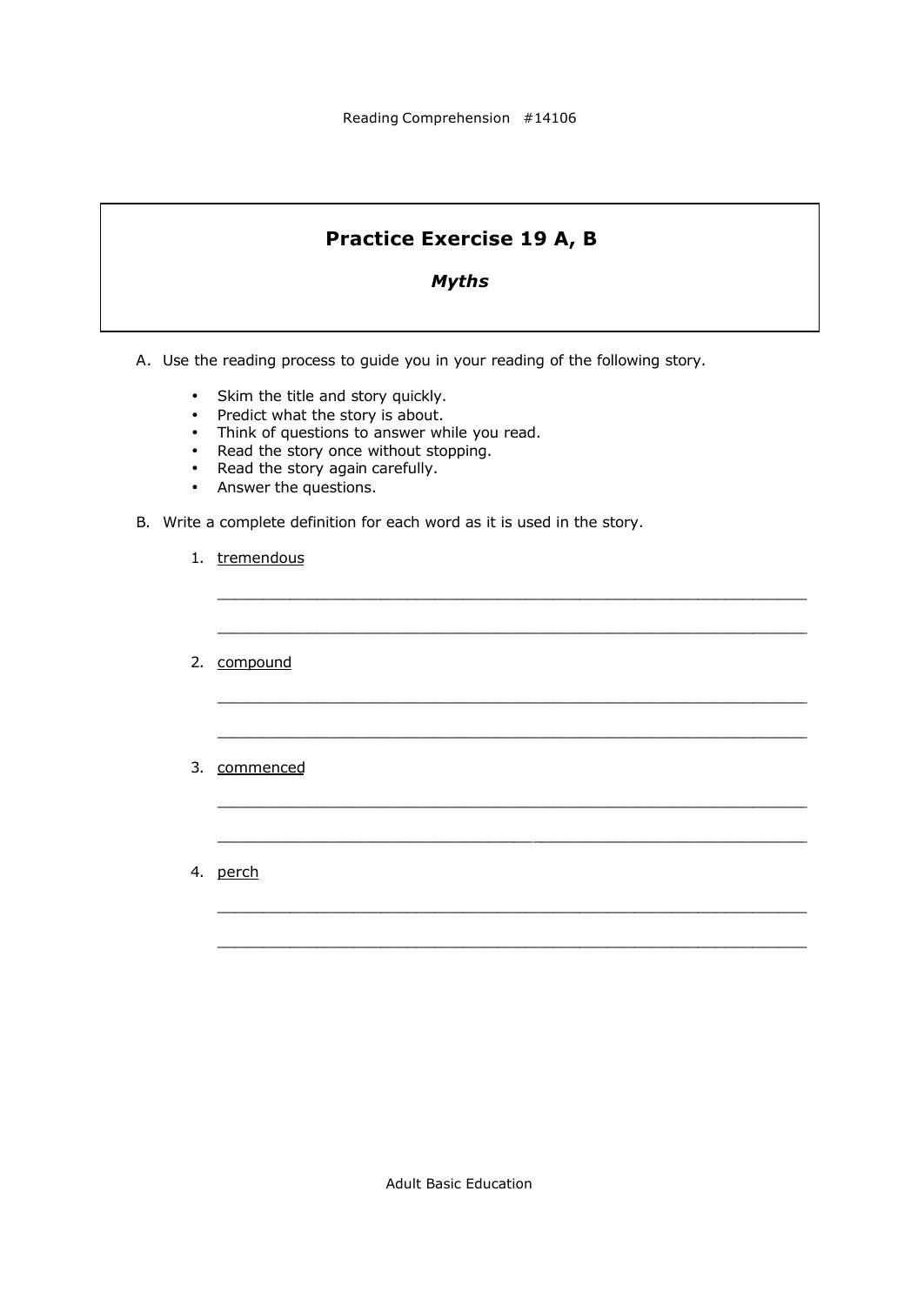## Practice Exercise 19 A, B

### *Myths*

A. Use the reading process to guide you in your reading of the following story.

- Skim the title and story quickly.
- Predict what the story is about.
- Think of questions to answer while you read.
- Read the story once without stopping.
- Read the story again carefully.
- Answer the questions.

B. Write a complete definition for each word as it is used in the story.

1. <u>tremendous</u>

   ______________________________________________________________

   ______________________________________________________________

2. <u>compound</u>

   ______________________________________________________________

   ______________________________________________________________

3. <u>commenced</u>

   ______________________________________________________________

   ______________________________________________________________

4. <u>perch</u>

   ______________________________________________________________

   ______________________________________________________________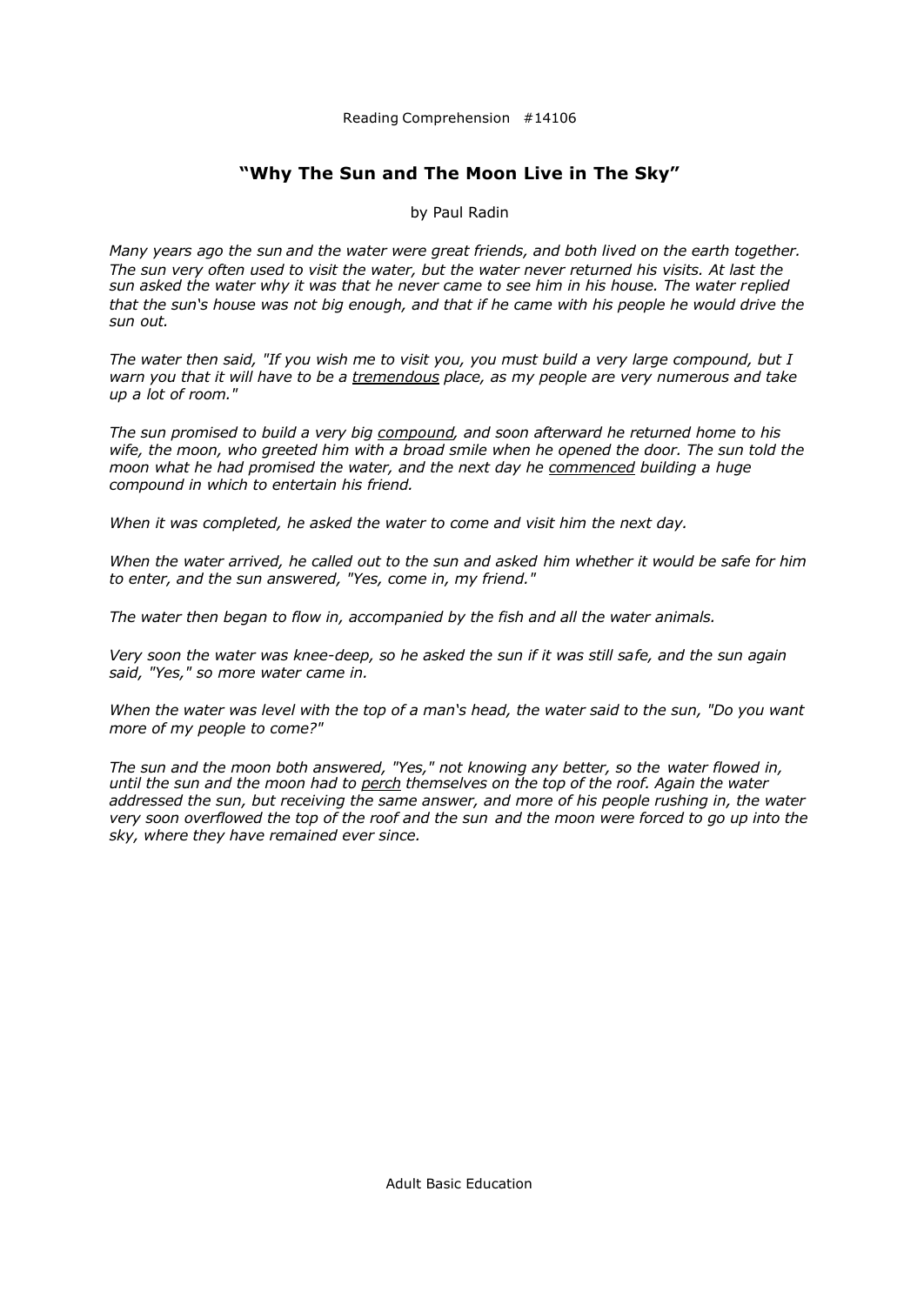Reading Comprehension #14106

## "Why The Sun and The Moon Live in The Sky"

by Paul Radin

*Many years ago the sun and the water were great friends, and both lived on the earth together. The sun very often used to visit the water, but the water never returned his visits. At last the sun asked the water why it was that he never came to see him in his house. The water replied that the sun's house was not big enough, and that if he came with his people he would drive the sun out.*

*The water then said, "If you wish me to visit you, you must build a very large compound, but I warn you that it will have to be a <u>tremendous</u> place, as my people are very numerous and take up a lot of room."*

*The sun promised to build a very big <u>compound</u>, and soon afterward he returned home to his wife, the moon, who greeted him with a broad smile when he opened the door. The sun told the moon what he had promised the water, and the next day he <u>commenced</u> building a huge compound in which to entertain his friend.*

*When it was completed, he asked the water to come and visit him the next day.*

*When the water arrived, he called out to the sun and asked him whether it would be safe for him to enter, and the sun answered, "Yes, come in, my friend."*

*The water then began to flow in, accompanied by the fish and all the water animals.*

*Very soon the water was knee-deep, so he asked the sun if it was still safe, and the sun again said, "Yes," so more water came in.*

*When the water was level with the top of a man's head, the water said to the sun, "Do you want more of my people to come?"*

*The sun and the moon both answered, "Yes," not knowing any better, so the water flowed in, until the sun and the moon had to <u>perch</u> themselves on the top of the roof. Again the water addressed the sun, but receiving the same answer, and more of his people rushing in, the water very soon overflowed the top of the roof and the sun and the moon were forced to go up into the sky, where they have remained ever since.*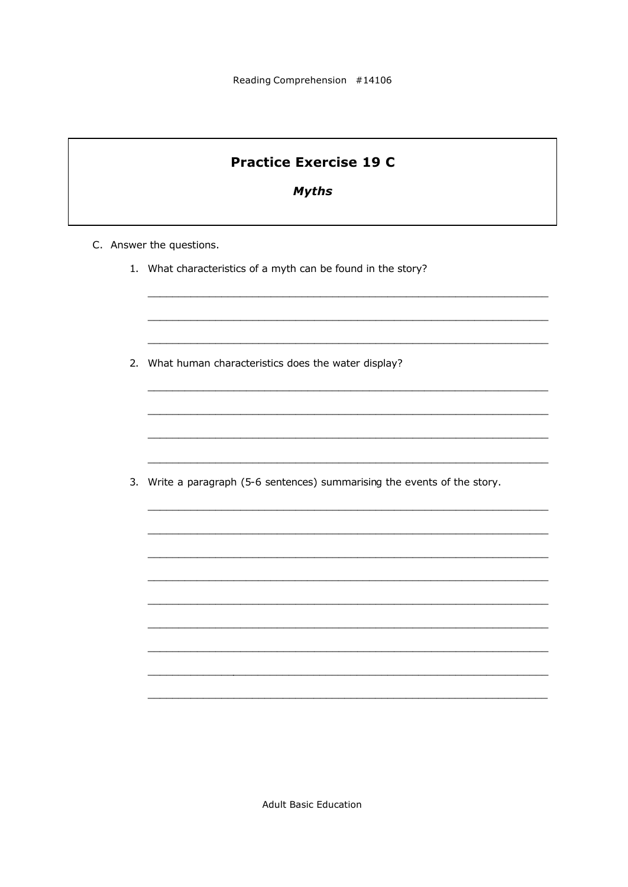# Practice Exercise 19 C

***Myths***

C. Answer the questions.

1. What characteristics of a myth can be found in the story?

   ______________________________________________________________

   ______________________________________________________________

   ______________________________________________________________

2. What human characteristics does the water display?

   ______________________________________________________________

   ______________________________________________________________

   ______________________________________________________________

   ______________________________________________________________

3. Write a paragraph (5-6 sentences) summarising the events of the story.

   ______________________________________________________________

   ______________________________________________________________

   ______________________________________________________________

   ______________________________________________________________

   ______________________________________________________________

   ______________________________________________________________

   ______________________________________________________________

   ______________________________________________________________

   ______________________________________________________________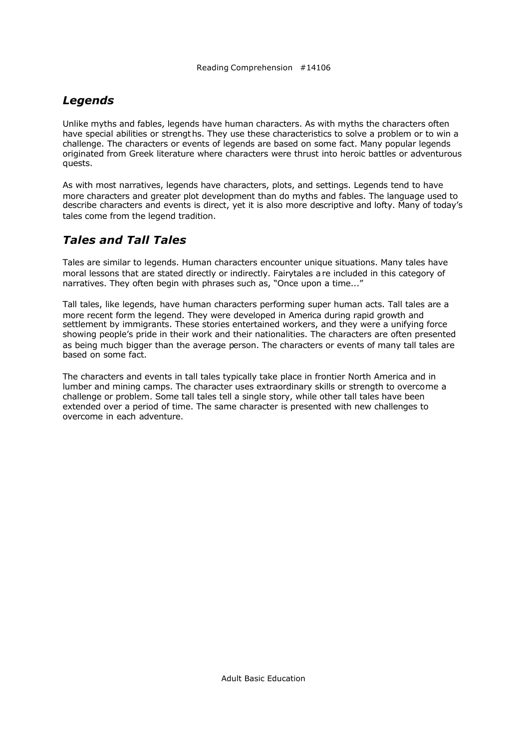## *Legends*

Unlike myths and fables, legends have human characters. As with myths the characters often have special abilities or strengths. They use these characteristics to solve a problem or to win a challenge. The characters or events of legends are based on some fact. Many popular legends originated from Greek literature where characters were thrust into heroic battles or adventurous quests.

As with most narratives, legends have characters, plots, and settings. Legends tend to have more characters and greater plot development than do myths and fables. The language used to describe characters and events is direct, yet it is also more descriptive and lofty. Many of today's tales come from the legend tradition.

## *Tales and Tall Tales*

Tales are similar to legends. Human characters encounter unique situations. Many tales have moral lessons that are stated directly or indirectly. Fairytales are included in this category of narratives. They often begin with phrases such as, "Once upon a time..."

Tall tales, like legends, have human characters performing super human acts. Tall tales are a more recent form the legend. They were developed in America during rapid growth and settlement by immigrants. These stories entertained workers, and they were a unifying force showing people's pride in their work and their nationalities. The characters are often presented as being much bigger than the average person. The characters or events of many tall tales are based on some fact.

The characters and events in tall tales typically take place in frontier North America and in lumber and mining camps. The character uses extraordinary skills or strength to overcome a challenge or problem. Some tall tales tell a single story, while other tall tales have been extended over a period of time. The same character is presented with new challenges to overcome in each adventure.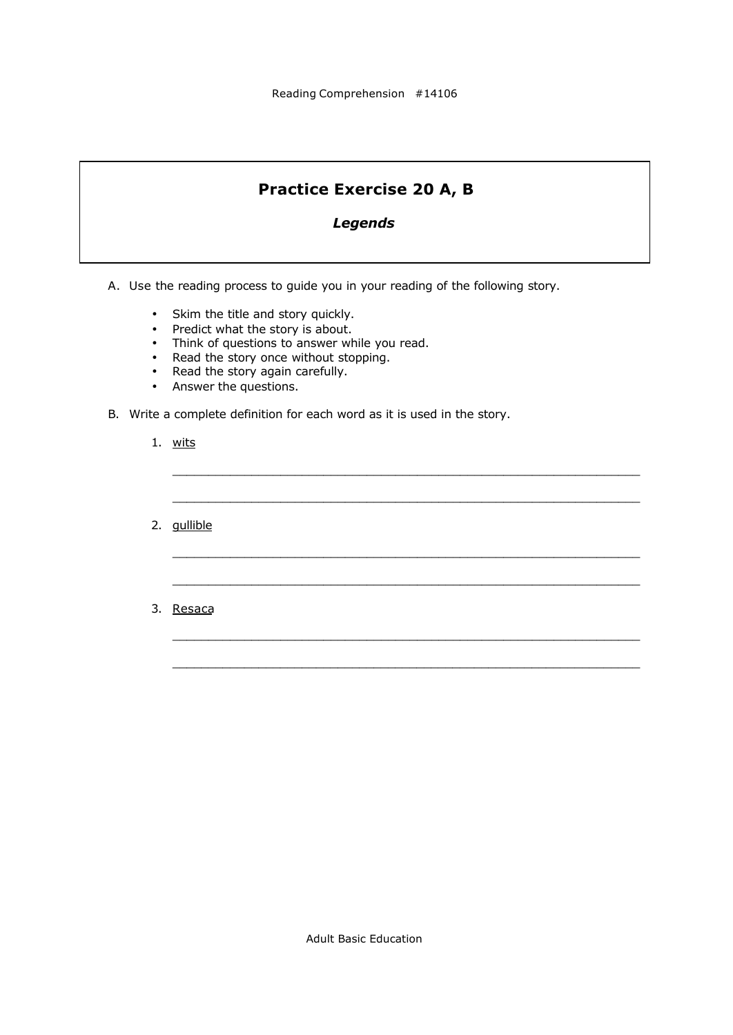# Practice Exercise 20 A, B

## *Legends*

A. Use the reading process to guide you in your reading of the following story.

- Skim the title and story quickly.
- Predict what the story is about.
- Think of questions to answer while you read.
- Read the story once without stopping.
- Read the story again carefully.
- Answer the questions.

B. Write a complete definition for each word as it is used in the story.

1. <u>wits</u>

   ______________________________________________________________

   ______________________________________________________________

2. <u>gullible</u>

   ______________________________________________________________

   ______________________________________________________________

3. <u>Resaca</u>

   ______________________________________________________________

   ______________________________________________________________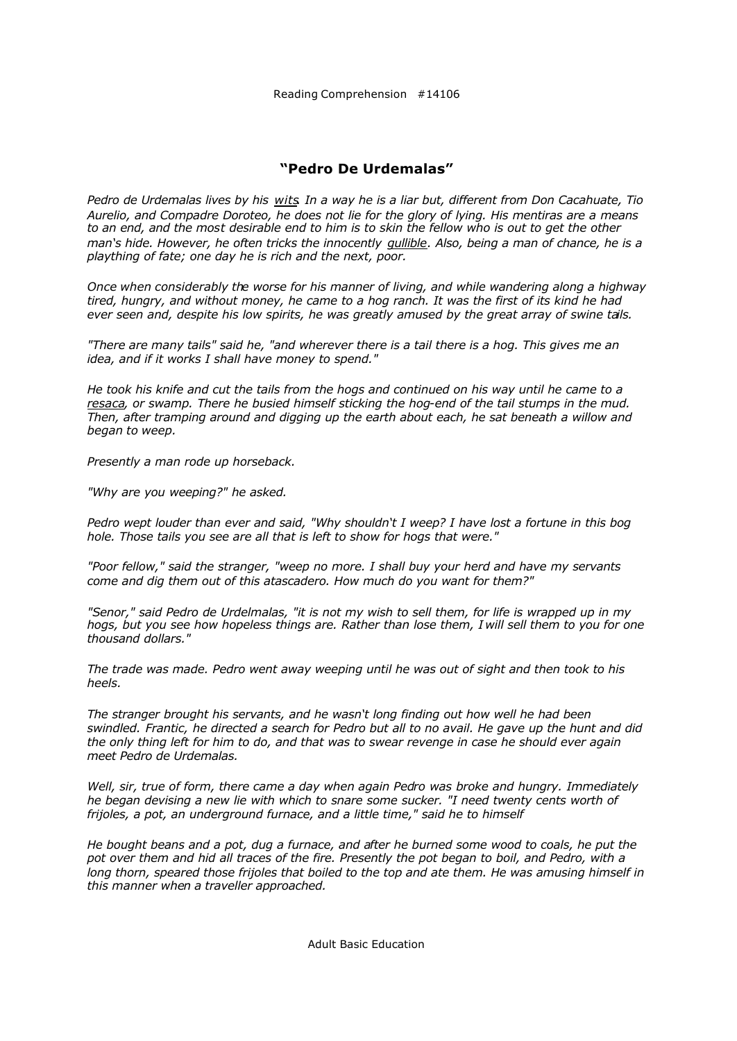## "Pedro De Urdemalas"

*Pedro de Urdemalas lives by his wits. In a way he is a liar but, different from Don Cacahuate, Tio Aurelio, and Compadre Doroteo, he does not lie for the glory of lying. His mentiras are a means to an end, and the most desirable end to him is to skin the fellow who is out to get the other man's hide. However, he often tricks the innocently gullible. Also, being a man of chance, he is a plaything of fate; one day he is rich and the next, poor.*

*Once when considerably the worse for his manner of living, and while wandering along a highway tired, hungry, and without money, he came to a hog ranch. It was the first of its kind he had ever seen and, despite his low spirits, he was greatly amused by the great array of swine tails.*

*"There are many tails" said he, "and wherever there is a tail there is a hog. This gives me an idea, and if it works I shall have money to spend."*

*He took his knife and cut the tails from the hogs and continued on his way until he came to a resaca, or swamp. There he busied himself sticking the hog-end of the tail stumps in the mud. Then, after tramping around and digging up the earth about each, he sat beneath a willow and began to weep.*

*Presently a man rode up horseback.*

*"Why are you weeping?" he asked.*

*Pedro wept louder than ever and said, "Why shouldn't I weep? I have lost a fortune in this bog hole. Those tails you see are all that is left to show for hogs that were."*

*"Poor fellow," said the stranger, "weep no more. I shall buy your herd and have my servants come and dig them out of this atascadero. How much do you want for them?"*

*"Senor," said Pedro de Urdelmalas, "it is not my wish to sell them, for life is wrapped up in my hogs, but you see how hopeless things are. Rather than lose them, I will sell them to you for one thousand dollars."*

*The trade was made. Pedro went away weeping until he was out of sight and then took to his heels.*

*The stranger brought his servants, and he wasn't long finding out how well he had been swindled. Frantic, he directed a search for Pedro but all to no avail. He gave up the hunt and did the only thing left for him to do, and that was to swear revenge in case he should ever again meet Pedro de Urdemalas.*

*Well, sir, true of form, there came a day when again Pedro was broke and hungry. Immediately he began devising a new lie with which to snare some sucker. "I need twenty cents worth of frijoles, a pot, an underground furnace, and a little time," said he to himself*

*He bought beans and a pot, dug a furnace, and after he burned some wood to coals, he put the pot over them and hid all traces of the fire. Presently the pot began to boil, and Pedro, with a long thorn, speared those frijoles that boiled to the top and ate them. He was amusing himself in this manner when a traveller approached.*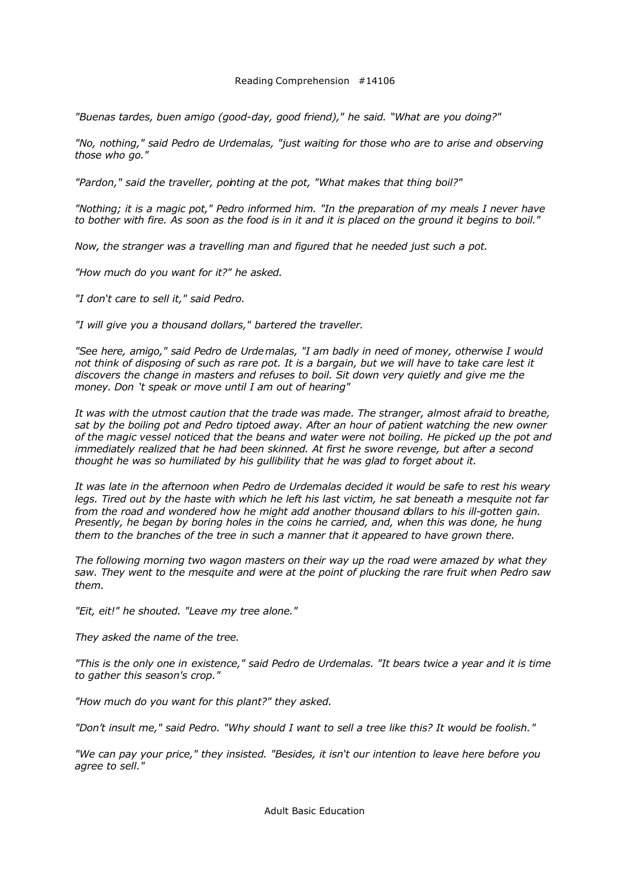*"Buenas tardes, buen amigo (good-day, good friend)," he said. "What are you doing?"*

*"No, nothing," said Pedro de Urdemalas, "just waiting for those who are to arise and observing those who go."*

*"Pardon," said the traveller, pointing at the pot, "What makes that thing boil?"*

*"Nothing; it is a magic pot," Pedro informed him. "In the preparation of my meals I never have to bother with fire. As soon as the food is in it and it is placed on the ground it begins to boil."*

*Now, the stranger was a travelling man and figured that he needed just such a pot.*

*"How much do you want for it?" he asked.*

*"I don't care to sell it," said Pedro.*

*"I will give you a thousand dollars," bartered the traveller.*

*"See here, amigo," said Pedro de Urdemalas, "I am badly in need of money, otherwise I would not think of disposing of such as rare pot. It is a bargain, but we will have to take care lest it discovers the change in masters and refuses to boil. Sit down very quietly and give me the money. Don 't speak or move until I am out of hearing"*

*It was with the utmost caution that the trade was made. The stranger, almost afraid to breathe, sat by the boiling pot and Pedro tiptoed away. After an hour of patient watching the new owner of the magic vessel noticed that the beans and water were not boiling. He picked up the pot and immediately realized that he had been skinned. At first he swore revenge, but after a second thought he was so humiliated by his gullibility that he was glad to forget about it.*

*It was late in the afternoon when Pedro de Urdemalas decided it would be safe to rest his weary legs. Tired out by the haste with which he left his last victim, he sat beneath a mesquite not far from the road and wondered how he might add another thousand dollars to his ill-gotten gain. Presently, he began by boring holes in the coins he carried, and, when this was done, he hung them to the branches of the tree in such a manner that it appeared to have grown there.*

*The following morning two wagon masters on their way up the road were amazed by what they saw. They went to the mesquite and were at the point of plucking the rare fruit when Pedro saw them.*

*"Eit, eit!" he shouted. "Leave my tree alone."*

*They asked the name of the tree.*

*"This is the only one in existence," said Pedro de Urdemalas. "It bears twice a year and it is time to gather this season's crop."*

*"How much do you want for this plant?" they asked.*

*"Don't insult me," said Pedro. "Why should I want to sell a tree like this? It would be foolish."*

*"We can pay your price," they insisted. "Besides, it isn't our intention to leave here before you agree to sell."*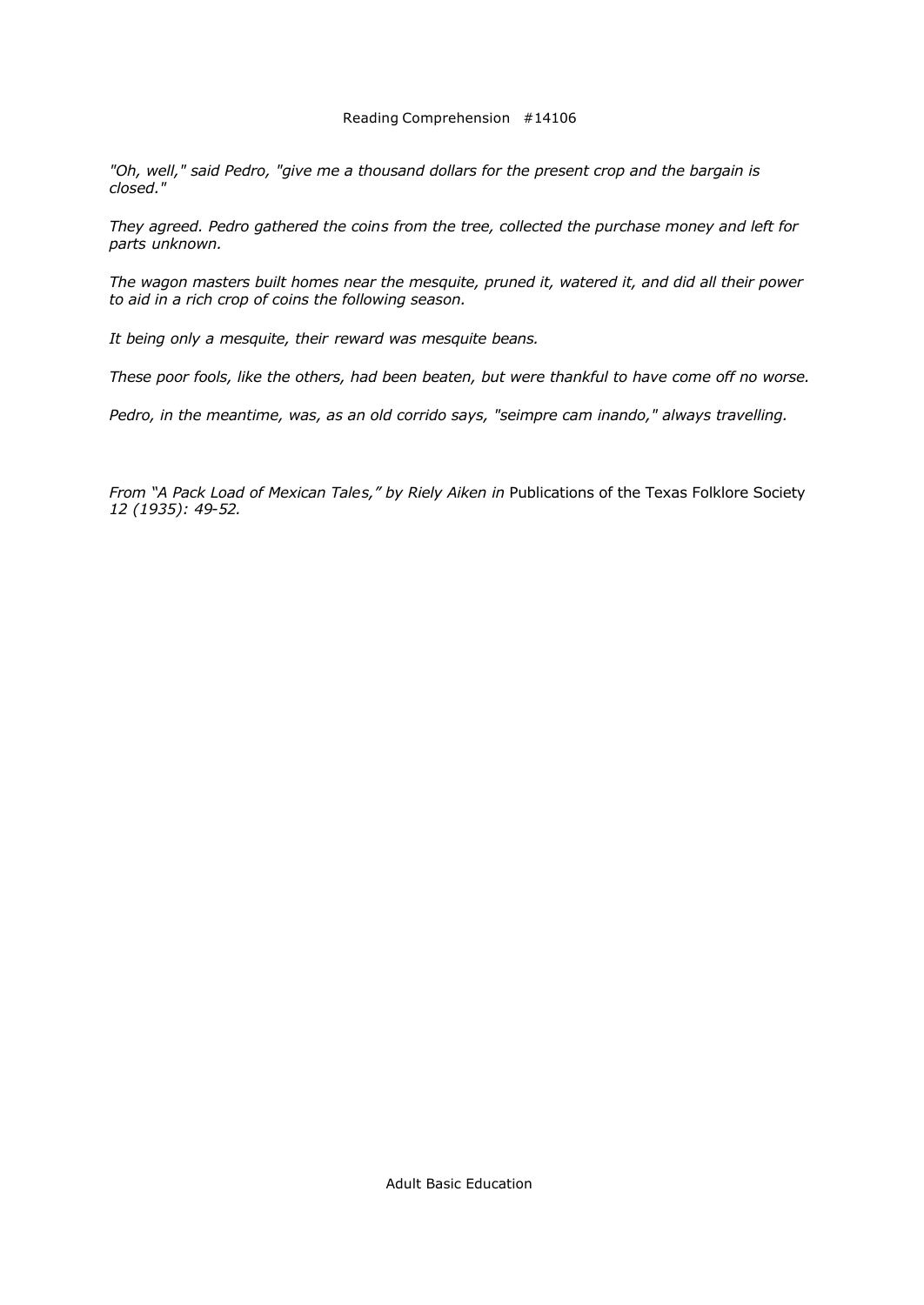*"Oh, well," said Pedro, "give me a thousand dollars for the present crop and the bargain is closed."*

*They agreed. Pedro gathered the coins from the tree, collected the purchase money and left for parts unknown.*

*The wagon masters built homes near the mesquite, pruned it, watered it, and did all their power to aid in a rich crop of coins the following season.*

*It being only a mesquite, their reward was mesquite beans.*

*These poor fools, like the others, had been beaten, but were thankful to have come off no worse.*

*Pedro, in the meantime, was, as an old corrido says, "seimpre cam inando," always travelling.*

*From "A Pack Load of Mexican Tales," by Riely Aiken in* Publications of the Texas Folklore Society *12 (1935): 49-52.*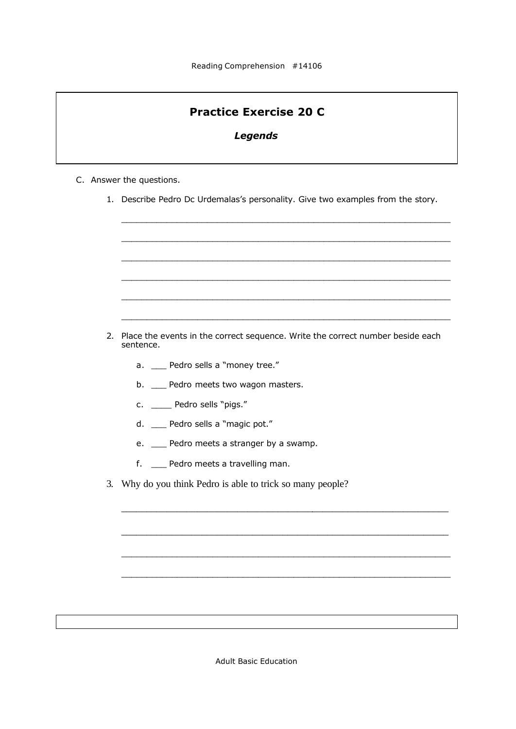## Practice Exercise 20 C

### *Legends*

C. Answer the questions.

1. Describe Pedro Dc Urdemalas's personality. Give two examples from the story.

   ______________________________________________________________

   ______________________________________________________________

   ______________________________________________________________

   ______________________________________________________________

   ______________________________________________________________

   ______________________________________________________________

2. Place the events in the correct sequence. Write the correct number beside each sentence.

   a. ___ Pedro sells a "money tree."

   b. ___ Pedro meets two wagon masters.

   c. ____ Pedro sells "pigs."

   d. ___ Pedro sells a "magic pot."

   e. ___ Pedro meets a stranger by a swamp.

   f. ___ Pedro meets a travelling man.

3. Why do you think Pedro is able to trick so many people?

   ______________________________________________________________

   ______________________________________________________________

   ______________________________________________________________

   ______________________________________________________________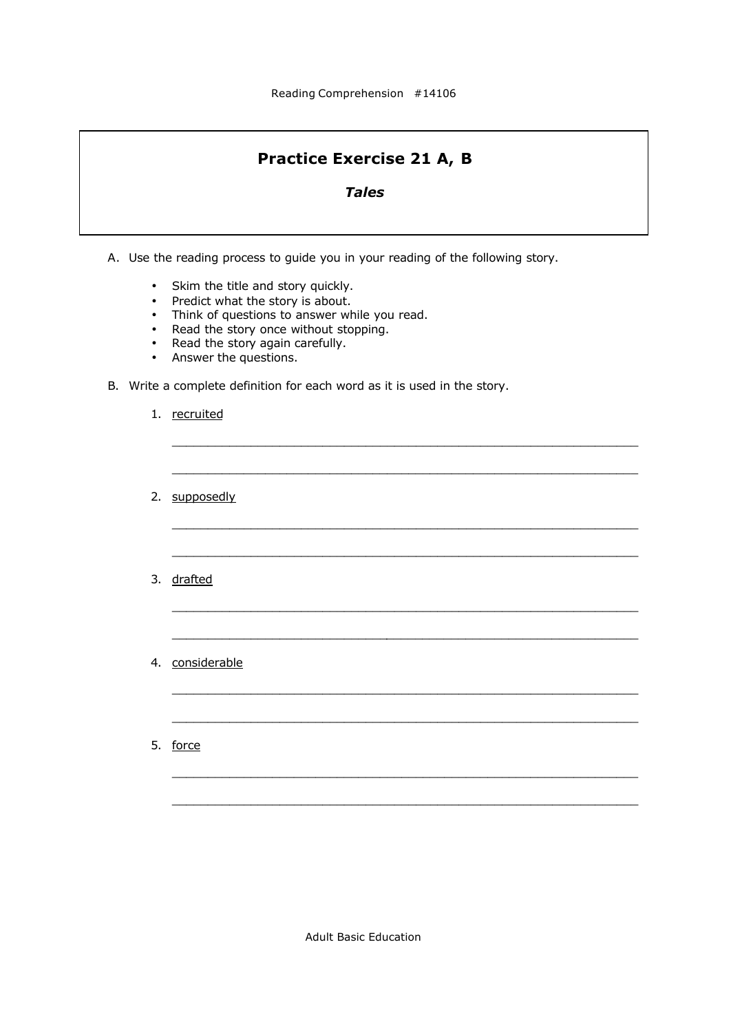# Practice Exercise 21 A, B

***Tales***

A. Use the reading process to guide you in your reading of the following story.

- Skim the title and story quickly.
- Predict what the story is about.
- Think of questions to answer while you read.
- Read the story once without stopping.
- Read the story again carefully.
- Answer the questions.

B. Write a complete definition for each word as it is used in the story.

1. <u>recruited</u>

 ______________________________________________________________

 ______________________________________________________________

2. <u>supposedly</u>

 ______________________________________________________________

 ______________________________________________________________

3. <u>drafted</u>

 ______________________________________________________________

 ______________________________________________________________

4. <u>considerable</u>

 ______________________________________________________________

 ______________________________________________________________

5. <u>force</u>

 ______________________________________________________________

 ______________________________________________________________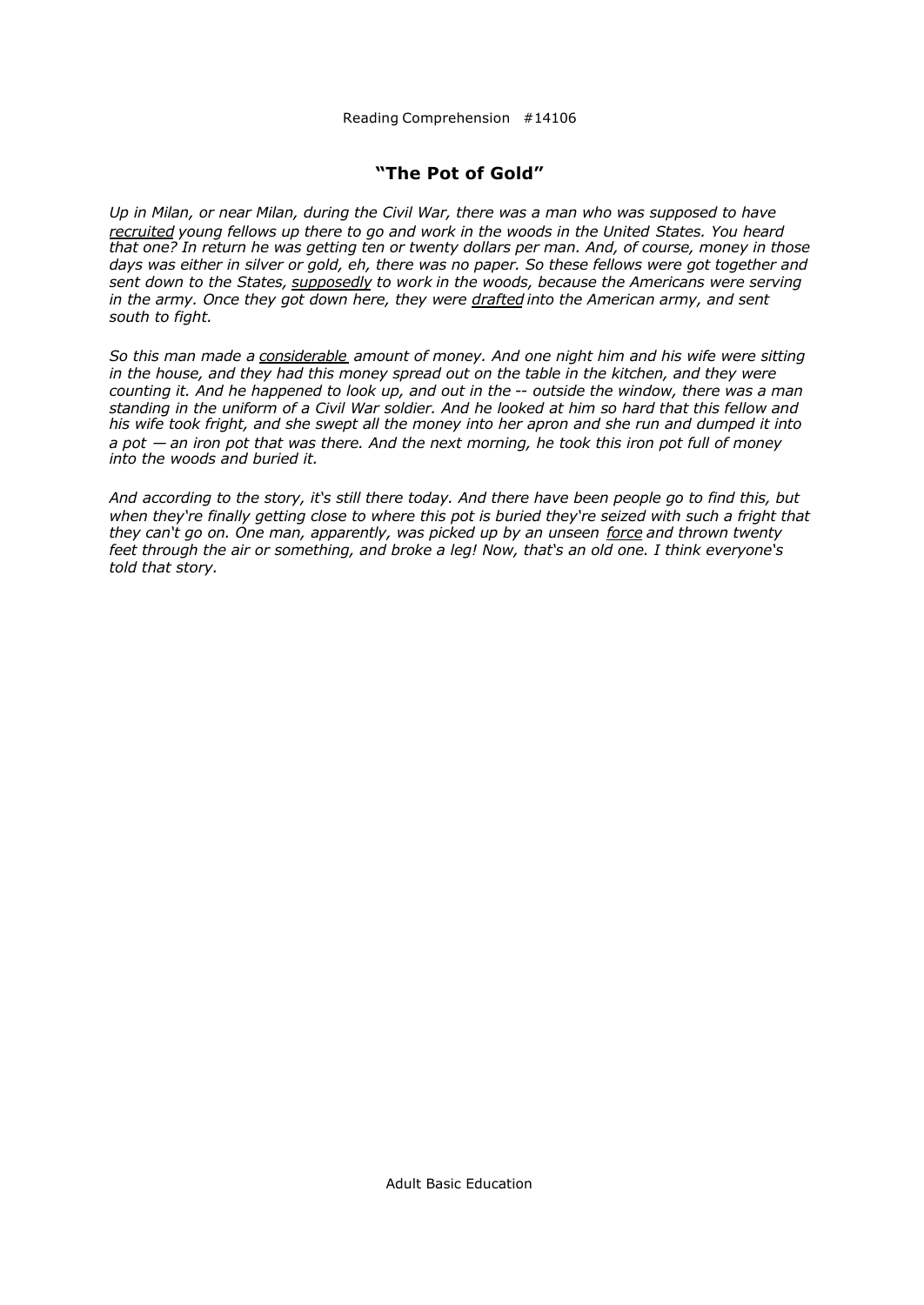Reading Comprehension #14106

## "The Pot of Gold"

*Up in Milan, or near Milan, during the Civil War, there was a man who was supposed to have <u>recruited</u> young fellows up there to go and work in the woods in the United States. You heard that one? In return he was getting ten or twenty dollars per man. And, of course, money in those days was either in silver or gold, eh, there was no paper. So these fellows were got together and sent down to the States, <u>supposedly</u> to work in the woods, because the Americans were serving in the army. Once they got down here, they were <u>drafted</u> into the American army, and sent south to fight.*

*So this man made a <u>considerable</u> amount of money. And one night him and his wife were sitting in the house, and they had this money spread out on the table in the kitchen, and they were counting it. And he happened to look up, and out in the -- outside the window, there was a man standing in the uniform of a Civil War soldier. And he looked at him so hard that this fellow and his wife took fright, and she swept all the money into her apron and she run and dumped it into a pot — an iron pot that was there. And the next morning, he took this iron pot full of money into the woods and buried it.*

*And according to the story, it's still there today. And there have been people go to find this, but when they're finally getting close to where this pot is buried they're seized with such a fright that they can't go on. One man, apparently, was picked up by an unseen <u>force</u> and thrown twenty feet through the air or something, and broke a leg! Now, that's an old one. I think everyone's told that story.*

Adult Basic Education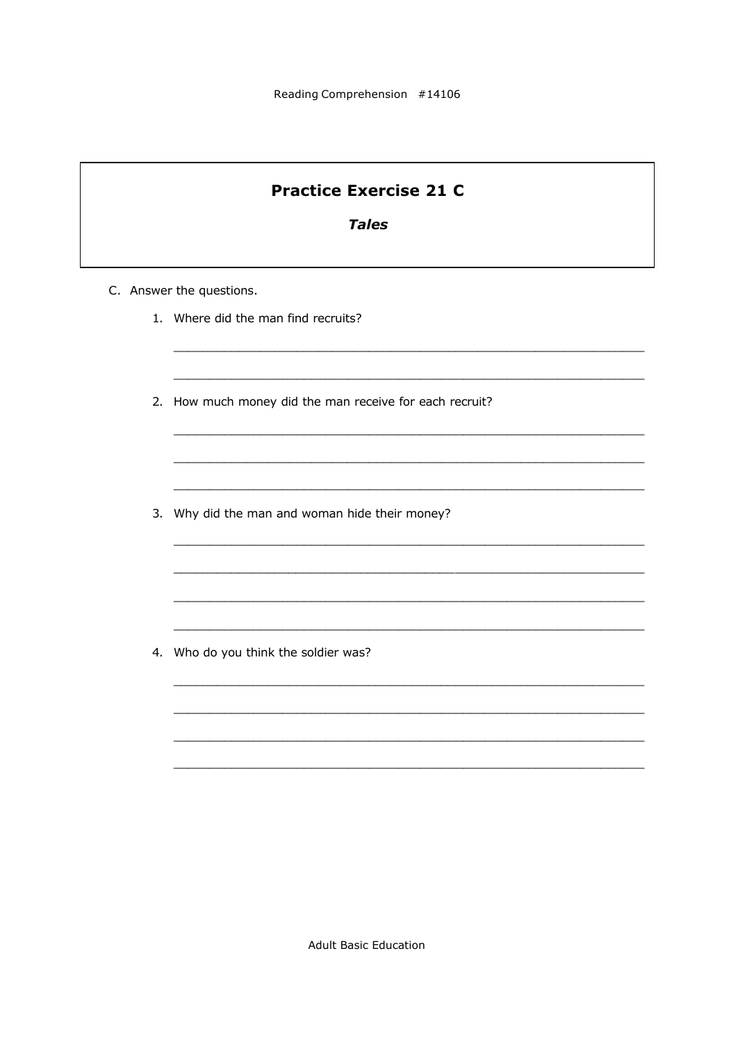## Practice Exercise 21 C

### *Tales*

C. Answer the questions.

1. Where did the man find recruits?

   ______________________________________________________________

   ______________________________________________________________

2. How much money did the man receive for each recruit?

   ______________________________________________________________

   ______________________________________________________________

   ______________________________________________________________

3. Why did the man and woman hide their money?

   ______________________________________________________________

   ______________________________________________________________

   ______________________________________________________________

   ______________________________________________________________

4. Who do you think the soldier was?

   ______________________________________________________________

   ______________________________________________________________

   ______________________________________________________________

   ______________________________________________________________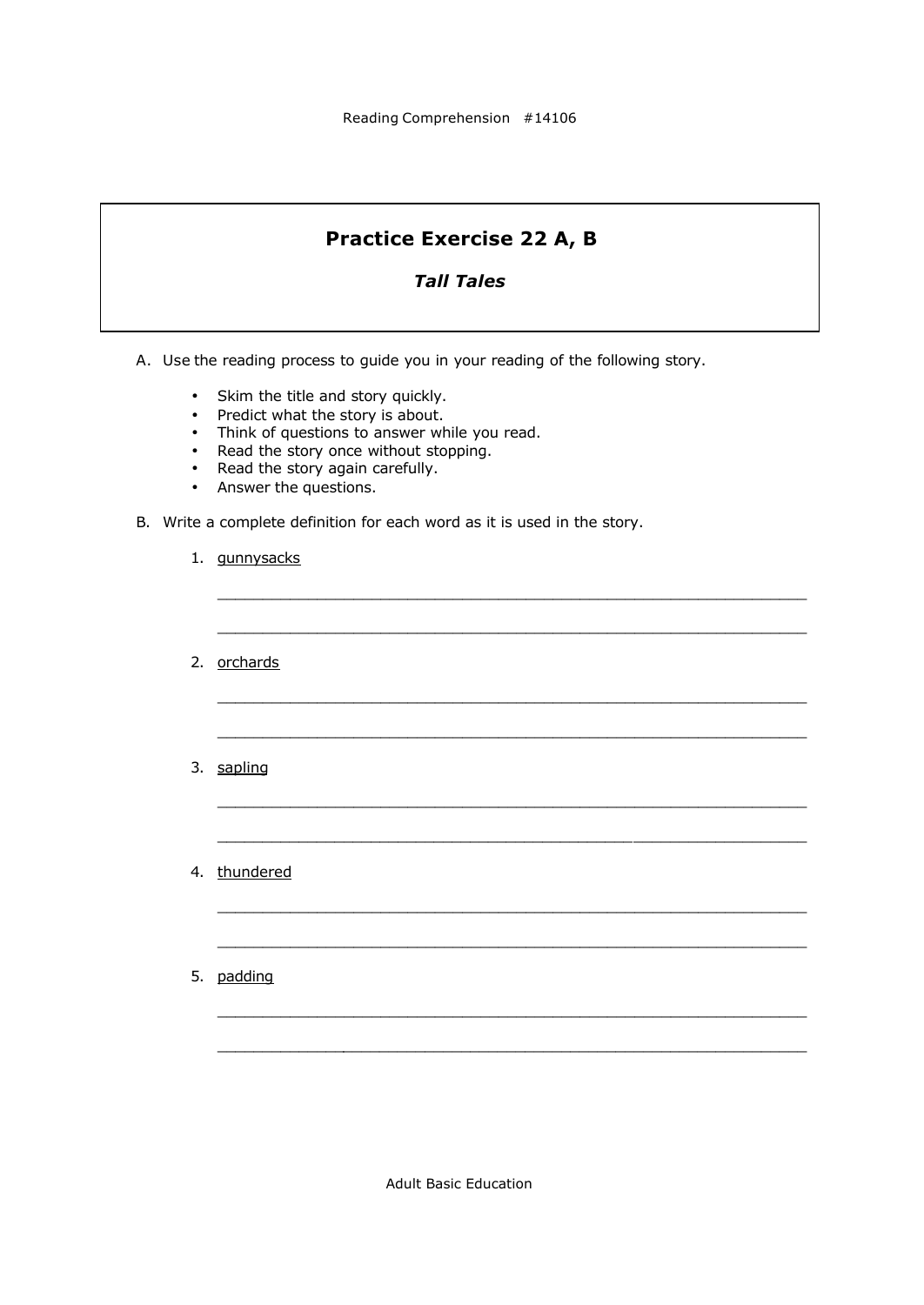# Practice Exercise 22 A, B

## *Tall Tales*

A. Use the reading process to guide you in your reading of the following story.

- Skim the title and story quickly.
- Predict what the story is about.
- Think of questions to answer while you read.
- Read the story once without stopping.
- Read the story again carefully.
- Answer the questions.

B. Write a complete definition for each word as it is used in the story.

1. gunnysacks

_______________________________________________________________

_______________________________________________________________

2. orchards

_______________________________________________________________

_______________________________________________________________

3. sapling

_______________________________________________________________

_______________________________________________________________

4. thundered

_______________________________________________________________

_______________________________________________________________

5. padding

_______________________________________________________________

_______________________________________________________________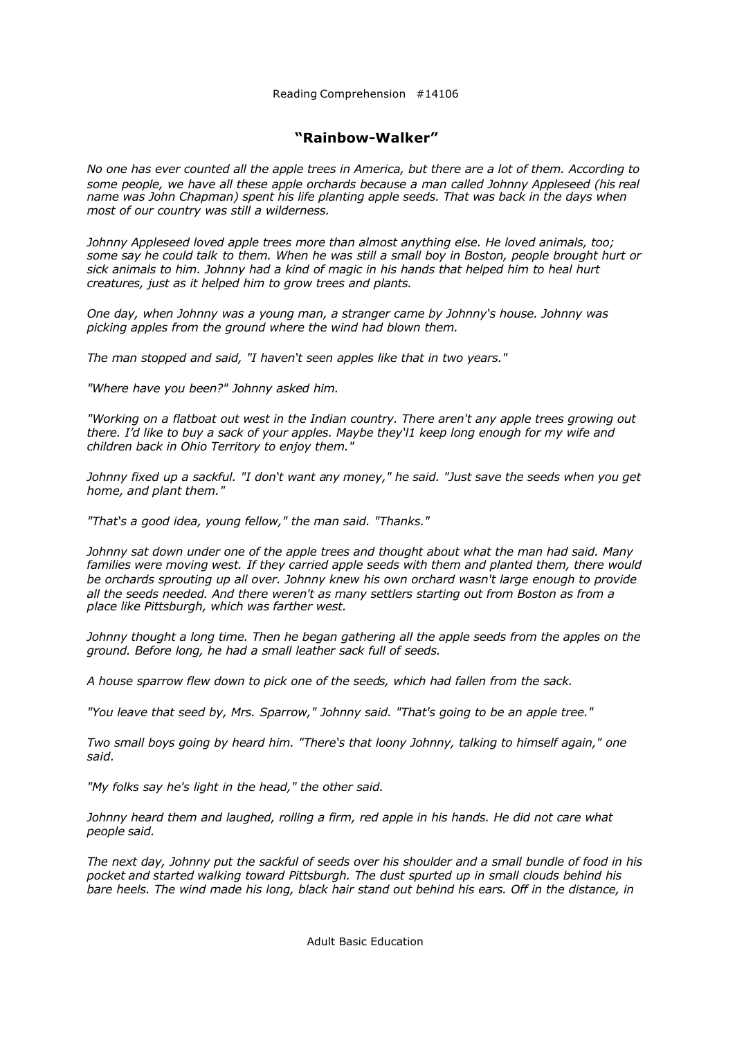## “Rainbow-Walker”

*No one has ever counted all the apple trees in America, but there are a lot of them. According to some people, we have all these apple orchards because a man called Johnny Appleseed (his real name was John Chapman) spent his life planting apple seeds. That was back in the days when most of our country was still a wilderness.*

*Johnny Appleseed loved apple trees more than almost anything else. He loved animals, too; some say he could talk to them. When he was still a small boy in Boston, people brought hurt or sick animals to him. Johnny had a kind of magic in his hands that helped him to heal hurt creatures, just as it helped him to grow trees and plants.*

*One day, when Johnny was a young man, a stranger came by Johnny‘s house. Johnny was picking apples from the ground where the wind had blown them.*

*The man stopped and said, "I haven‘t seen apples like that in two years."*

*"Where have you been?" Johnny asked him.*

*"Working on a flatboat out west in the Indian country. There aren't any apple trees growing out there. I’d like to buy a sack of your apples. Maybe they‘l1 keep long enough for my wife and children back in Ohio Territory to enjoy them."*

*Johnny fixed up a sackful. "I don‘t want any money," he said. "Just save the seeds when you get home, and plant them."*

*"That‘s a good idea, young fellow," the man said. "Thanks."*

*Johnny sat down under one of the apple trees and thought about what the man had said. Many families were moving west. If they carried apple seeds with them and planted them, there would be orchards sprouting up all over. Johnny knew his own orchard wasn't large enough to provide all the seeds needed. And there weren't as many settlers starting out from Boston as from a place like Pittsburgh, which was farther west.*

*Johnny thought a long time. Then he began gathering all the apple seeds from the apples on the ground. Before long, he had a small leather sack full of seeds.*

*A house sparrow flew down to pick one of the seeds, which had fallen from the sack.*

*"You leave that seed by, Mrs. Sparrow," Johnny said. "That's going to be an apple tree."*

*Two small boys going by heard him. "There‘s that loony Johnny, talking to himself again," one said.*

*"My folks say he's light in the head," the other said.*

*Johnny heard them and laughed, rolling a firm, red apple in his hands. He did not care what people said.*

*The next day, Johnny put the sackful of seeds over his shoulder and a small bundle of food in his pocket and started walking toward Pittsburgh. The dust spurted up in small clouds behind his bare heels. The wind made his long, black hair stand out behind his ears. Off in the distance, in*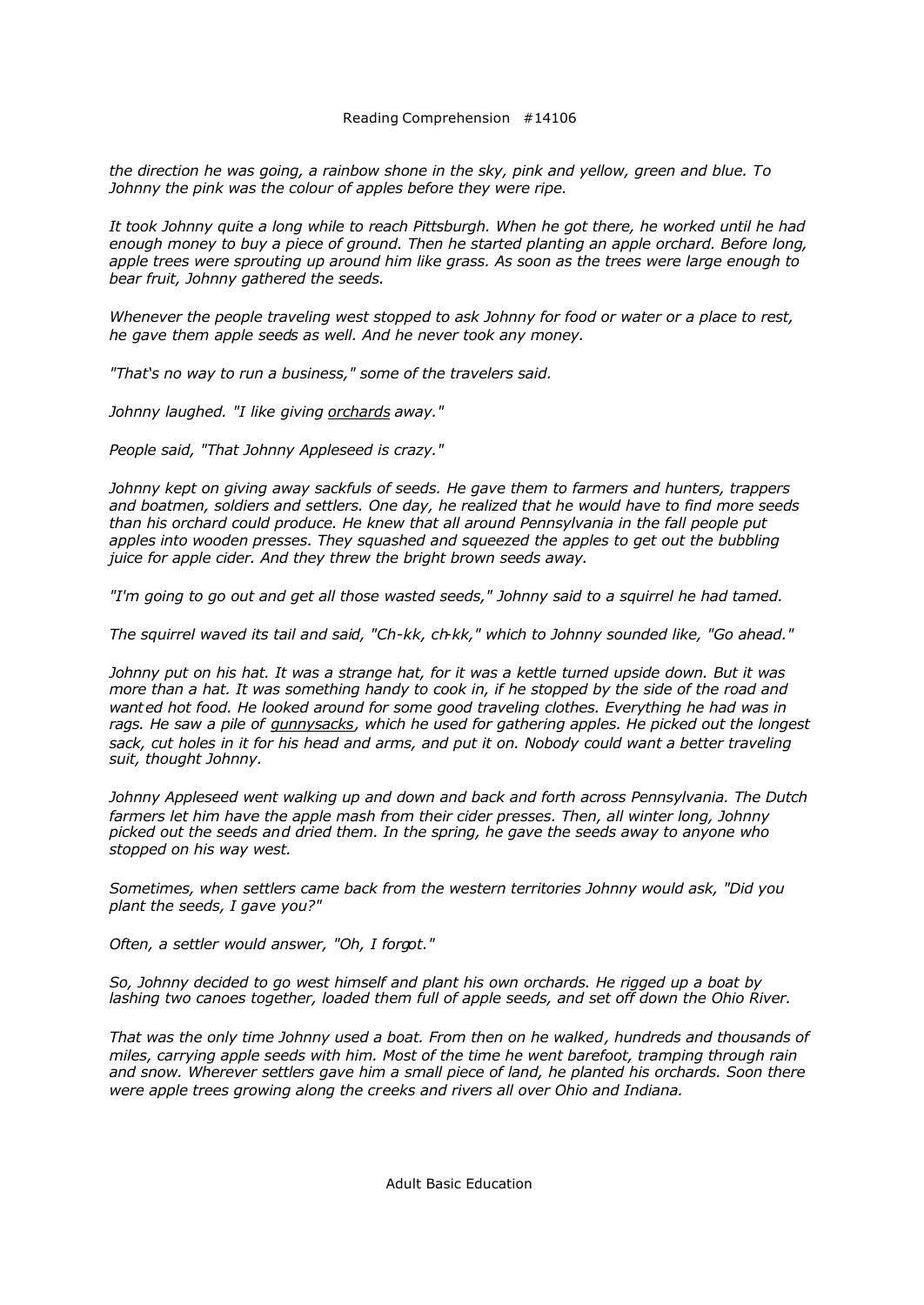*the direction he was going, a rainbow shone in the sky, pink and yellow, green and blue. To Johnny the pink was the colour of apples before they were ripe.*

*It took Johnny quite a long while to reach Pittsburgh. When he got there, he worked until he had enough money to buy a piece of ground. Then he started planting an apple orchard. Before long, apple trees were sprouting up around him like grass. As soon as the trees were large enough to bear fruit, Johnny gathered the seeds.*

*Whenever the people traveling west stopped to ask Johnny for food or water or a place to rest, he gave them apple seeds as well. And he never took any money.*

*"That's no way to run a business," some of the travelers said.*

*Johnny laughed. "I like giving <u>orchards</u> away."*

*People said, "That Johnny Appleseed is crazy."*

*Johnny kept on giving away sackfuls of seeds. He gave them to farmers and hunters, trappers and boatmen, soldiers and settlers. One day, he realized that he would have to find more seeds than his orchard could produce. He knew that all around Pennsylvania in the fall people put apples into wooden presses. They squashed and squeezed the apples to get out the bubbling juice for apple cider. And they threw the bright brown seeds away.*

*"I'm going to go out and get all those wasted seeds," Johnny said to a squirrel he had tamed.*

*The squirrel waved its tail and said, "Ch-kk, ch-kk," which to Johnny sounded like, "Go ahead."*

*Johnny put on his hat. It was a strange hat, for it was a kettle turned upside down. But it was more than a hat. It was something handy to cook in, if he stopped by the side of the road and wanted hot food. He looked around for some good traveling clothes. Everything he had was in rags. He saw a pile of <u>gunnysacks</u>, which he used for gathering apples. He picked out the longest sack, cut holes in it for his head and arms, and put it on. Nobody could want a better traveling suit, thought Johnny.*

*Johnny Appleseed went walking up and down and back and forth across Pennsylvania. The Dutch farmers let him have the apple mash from their cider presses. Then, all winter long, Johnny picked out the seeds and dried them. In the spring, he gave the seeds away to anyone who stopped on his way west.*

*Sometimes, when settlers came back from the western territories Johnny would ask, "Did you plant the seeds, I gave you?"*

*Often, a settler would answer, "Oh, I forgot."*

*So, Johnny decided to go west himself and plant his own orchards. He rigged up a boat by lashing two canoes together, loaded them full of apple seeds, and set off down the Ohio River.*

*That was the only time Johnny used a boat. From then on he walked, hundreds and thousands of miles, carrying apple seeds with him. Most of the time he went barefoot, tramping through rain and snow. Wherever settlers gave him a small piece of land, he planted his orchards. Soon there were apple trees growing along the creeks and rivers all over Ohio and Indiana.*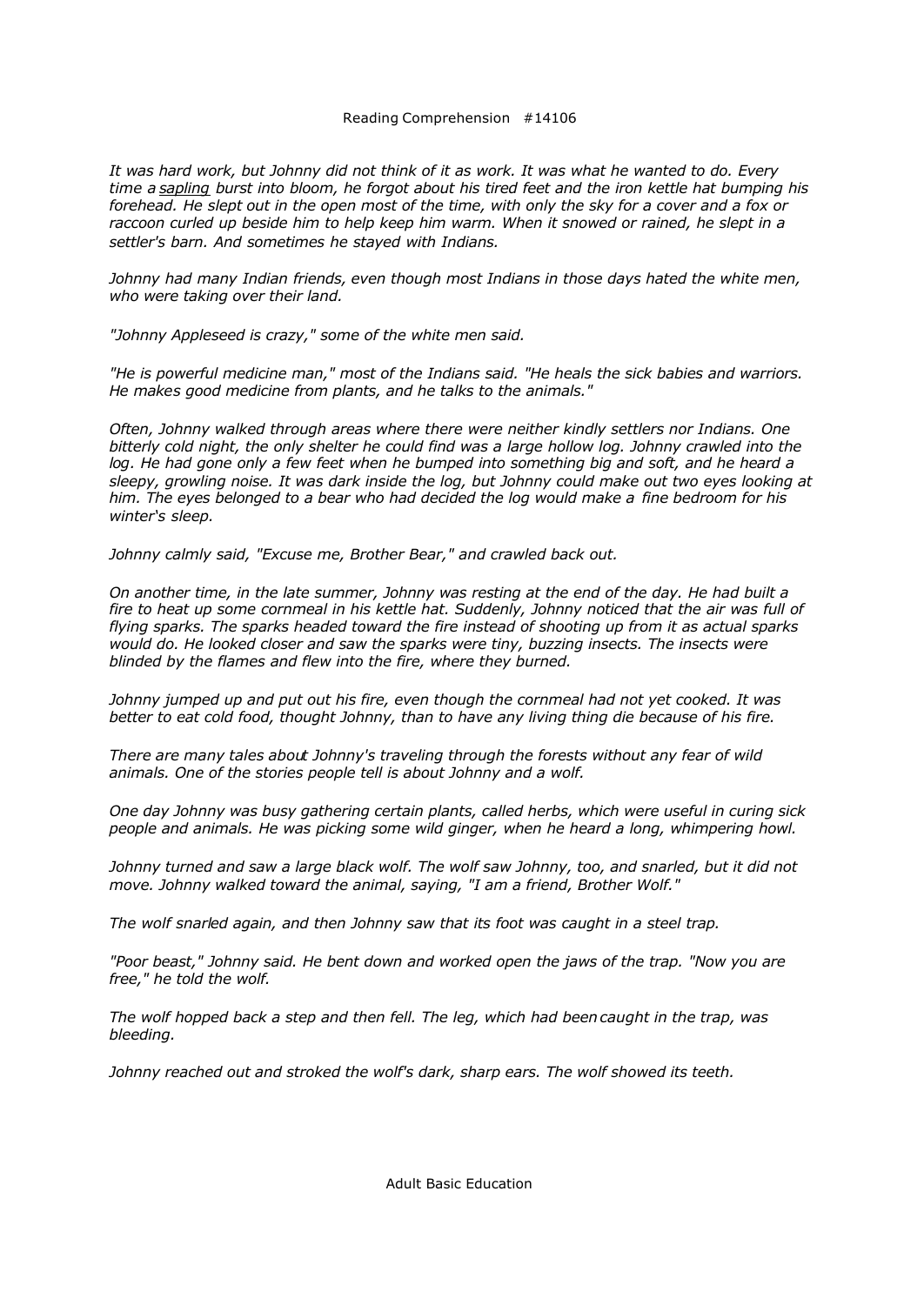Reading Comprehension #14106

*It was hard work, but Johnny did not think of it as work. It was what he wanted to do. Every time a* <u>*sapling*</u> *burst into bloom, he forgot about his tired feet and the iron kettle hat bumping his forehead. He slept out in the open most of the time, with only the sky for a cover and a fox or raccoon curled up beside him to help keep him warm. When it snowed or rained, he slept in a settler's barn. And sometimes he stayed with Indians.*

*Johnny had many Indian friends, even though most Indians in those days hated the white men, who were taking over their land.*

*"Johnny Appleseed is crazy," some of the white men said.*

*"He is powerful medicine man," most of the Indians said. "He heals the sick babies and warriors. He makes good medicine from plants, and he talks to the animals."*

*Often, Johnny walked through areas where there were neither kindly settlers nor Indians. One bitterly cold night, the only shelter he could find was a large hollow log. Johnny crawled into the log. He had gone only a few feet when he bumped into something big and soft, and he heard a sleepy, growling noise. It was dark inside the log, but Johnny could make out two eyes looking at him. The eyes belonged to a bear who had decided the log would make a fine bedroom for his winter's sleep.*

*Johnny calmly said, "Excuse me, Brother Bear," and crawled back out.*

*On another time, in the late summer, Johnny was resting at the end of the day. He had built a fire to heat up some cornmeal in his kettle hat. Suddenly, Johnny noticed that the air was full of flying sparks. The sparks headed toward the fire instead of shooting up from it as actual sparks would do. He looked closer and saw the sparks were tiny, buzzing insects. The insects were blinded by the flames and flew into the fire, where they burned.*

*Johnny jumped up and put out his fire, even though the cornmeal had not yet cooked. It was better to eat cold food, thought Johnny, than to have any living thing die because of his fire.*

*There are many tales about Johnny's traveling through the forests without any fear of wild animals. One of the stories people tell is about Johnny and a wolf.*

*One day Johnny was busy gathering certain plants, called herbs, which were useful in curing sick people and animals. He was picking some wild ginger, when he heard a long, whimpering howl.*

*Johnny turned and saw a large black wolf. The wolf saw Johnny, too, and snarled, but it did not move. Johnny walked toward the animal, saying, "I am a friend, Brother Wolf."*

*The wolf snarled again, and then Johnny saw that its foot was caught in a steel trap.*

*"Poor beast," Johnny said. He bent down and worked open the jaws of the trap. "Now you are free," he told the wolf.*

*The wolf hopped back a step and then fell. The leg, which had been caught in the trap, was bleeding.*

*Johnny reached out and stroked the wolf's dark, sharp ears. The wolf showed its teeth.*

Adult Basic Education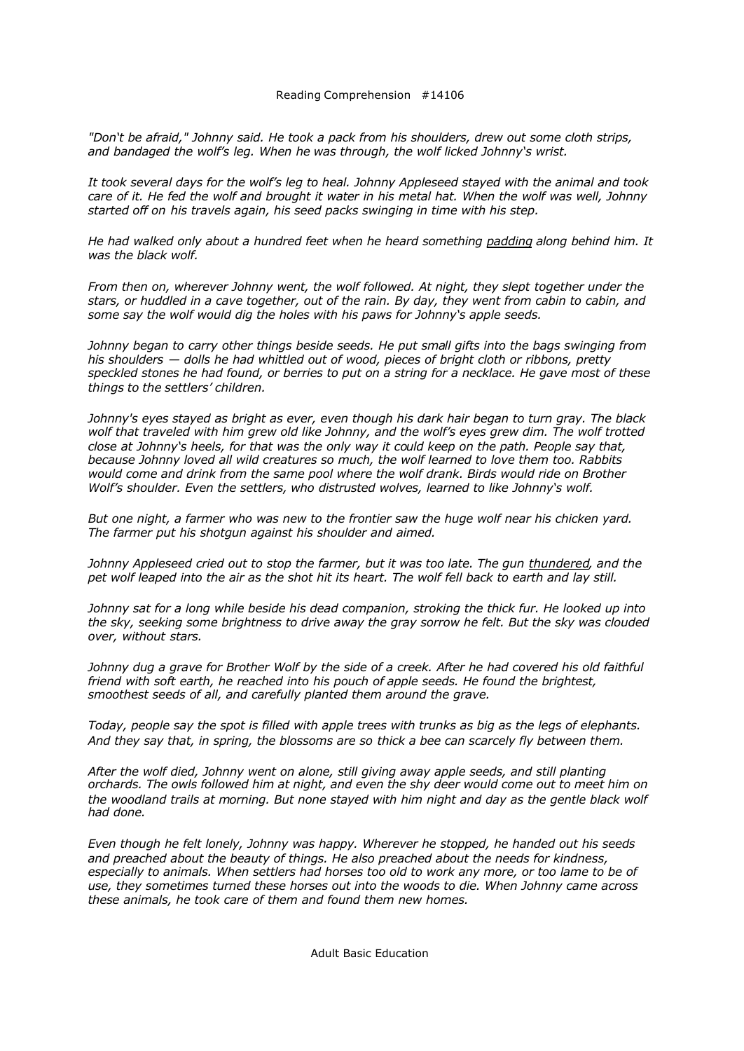*"Don't be afraid," Johnny said. He took a pack from his shoulders, drew out some cloth strips, and bandaged the wolf's leg. When he was through, the wolf licked Johnny's wrist.*

*It took several days for the wolf's leg to heal. Johnny Appleseed stayed with the animal and took care of it. He fed the wolf and brought it water in his metal hat. When the wolf was well, Johnny started off on his travels again, his seed packs swinging in time with his step.*

*He had walked only about a hundred feet when he heard something <u>padding</u> along behind him. It was the black wolf.*

*From then on, wherever Johnny went, the wolf followed. At night, they slept together under the stars, or huddled in a cave together, out of the rain. By day, they went from cabin to cabin, and some say the wolf would dig the holes with his paws for Johnny's apple seeds.*

*Johnny began to carry other things beside seeds. He put small gifts into the bags swinging from his shoulders — dolls he had whittled out of wood, pieces of bright cloth or ribbons, pretty speckled stones he had found, or berries to put on a string for a necklace. He gave most of these things to the settlers' children.*

*Johnny's eyes stayed as bright as ever, even though his dark hair began to turn gray. The black wolf that traveled with him grew old like Johnny, and the wolf's eyes grew dim. The wolf trotted close at Johnny's heels, for that was the only way it could keep on the path. People say that, because Johnny loved all wild creatures so much, the wolf learned to love them too. Rabbits would come and drink from the same pool where the wolf drank. Birds would ride on Brother Wolf's shoulder. Even the settlers, who distrusted wolves, learned to like Johnny's wolf.*

*But one night, a farmer who was new to the frontier saw the huge wolf near his chicken yard. The farmer put his shotgun against his shoulder and aimed.*

*Johnny Appleseed cried out to stop the farmer, but it was too late. The gun <u>thundered</u>, and the pet wolf leaped into the air as the shot hit its heart. The wolf fell back to earth and lay still.*

*Johnny sat for a long while beside his dead companion, stroking the thick fur. He looked up into the sky, seeking some brightness to drive away the gray sorrow he felt. But the sky was clouded over, without stars.*

*Johnny dug a grave for Brother Wolf by the side of a creek. After he had covered his old faithful friend with soft earth, he reached into his pouch of apple seeds. He found the brightest, smoothest seeds of all, and carefully planted them around the grave.*

*Today, people say the spot is filled with apple trees with trunks as big as the legs of elephants. And they say that, in spring, the blossoms are so thick a bee can scarcely fly between them.*

*After the wolf died, Johnny went on alone, still giving away apple seeds, and still planting orchards. The owls followed him at night, and even the shy deer would come out to meet him on the woodland trails at morning. But none stayed with him night and day as the gentle black wolf had done.*

*Even though he felt lonely, Johnny was happy. Wherever he stopped, he handed out his seeds and preached about the beauty of things. He also preached about the needs for kindness, especially to animals. When settlers had horses too old to work any more, or too lame to be of use, they sometimes turned these horses out into the woods to die. When Johnny came across these animals, he took care of them and found them new homes.*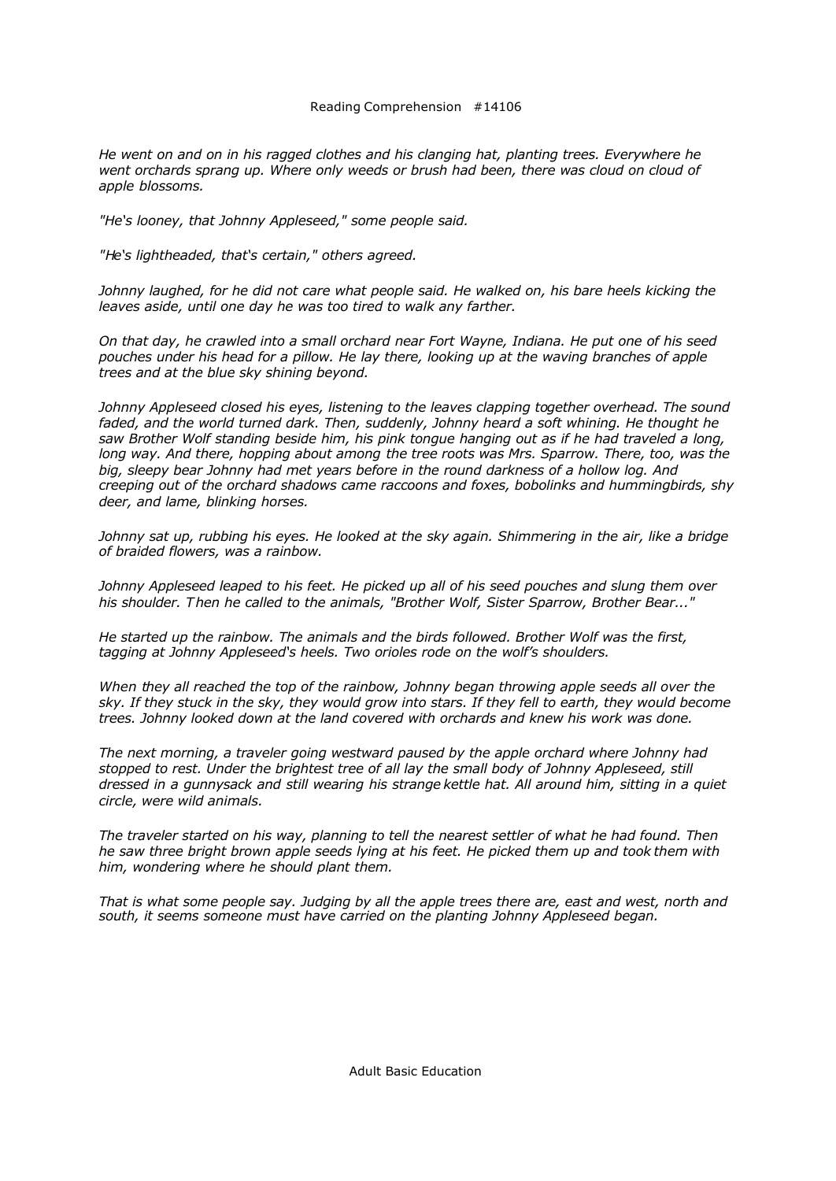Reading Comprehension #14106

*He went on and on in his ragged clothes and his clanging hat, planting trees. Everywhere he went orchards sprang up. Where only weeds or brush had been, there was cloud on cloud of apple blossoms.*

*"He's looney, that Johnny Appleseed," some people said.*

*"He's lightheaded, that's certain," others agreed.*

*Johnny laughed, for he did not care what people said. He walked on, his bare heels kicking the leaves aside, until one day he was too tired to walk any farther.*

*On that day, he crawled into a small orchard near Fort Wayne, Indiana. He put one of his seed pouches under his head for a pillow. He lay there, looking up at the waving branches of apple trees and at the blue sky shining beyond.*

*Johnny Appleseed closed his eyes, listening to the leaves clapping together overhead. The sound faded, and the world turned dark. Then, suddenly, Johnny heard a soft whining. He thought he saw Brother Wolf standing beside him, his pink tongue hanging out as if he had traveled a long, long way. And there, hopping about among the tree roots was Mrs. Sparrow. There, too, was the big, sleepy bear Johnny had met years before in the round darkness of a hollow log. And creeping out of the orchard shadows came raccoons and foxes, bobolinks and hummingbirds, shy deer, and lame, blinking horses.*

*Johnny sat up, rubbing his eyes. He looked at the sky again. Shimmering in the air, like a bridge of braided flowers, was a rainbow.*

*Johnny Appleseed leaped to his feet. He picked up all of his seed pouches and slung them over his shoulder. Then he called to the animals, "Brother Wolf, Sister Sparrow, Brother Bear..."*

*He started up the rainbow. The animals and the birds followed. Brother Wolf was the first, tagging at Johnny Appleseed's heels. Two orioles rode on the wolf's shoulders.*

*When they all reached the top of the rainbow, Johnny began throwing apple seeds all over the sky. If they stuck in the sky, they would grow into stars. If they fell to earth, they would become trees. Johnny looked down at the land covered with orchards and knew his work was done.*

*The next morning, a traveler going westward paused by the apple orchard where Johnny had stopped to rest. Under the brightest tree of all lay the small body of Johnny Appleseed, still dressed in a gunnysack and still wearing his strange kettle hat. All around him, sitting in a quiet circle, were wild animals.*

*The traveler started on his way, planning to tell the nearest settler of what he had found. Then he saw three bright brown apple seeds lying at his feet. He picked them up and took them with him, wondering where he should plant them.*

*That is what some people say. Judging by all the apple trees there are, east and west, north and south, it seems someone must have carried on the planting Johnny Appleseed began.*

Adult Basic Education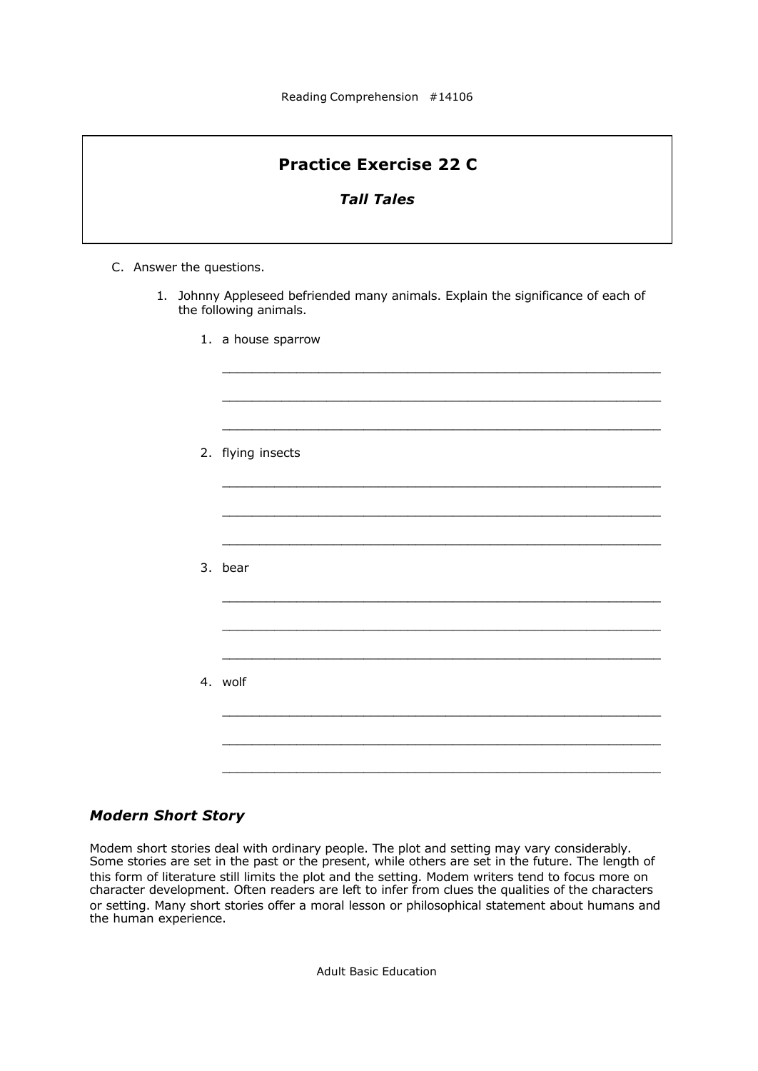## Practice Exercise 22 C

### *Tall Tales*

C. Answer the questions.

1. Johnny Appleseed befriended many animals. Explain the significance of each of the following animals.

    1. a house sparrow

    ___________________________________________________________

    ___________________________________________________________

    ___________________________________________________________

    2. flying insects

    ___________________________________________________________

    ___________________________________________________________

    ___________________________________________________________

    3. bear

    ___________________________________________________________

    ___________________________________________________________

    ___________________________________________________________

    4. wolf

    ___________________________________________________________

    ___________________________________________________________

    ___________________________________________________________

### *Modern Short Story*

Modem short stories deal with ordinary people. The plot and setting may vary considerably. Some stories are set in the past or the present, while others are set in the future. The length of this form of literature still limits the plot and the setting. Modem writers tend to focus more on character development. Often readers are left to infer from clues the qualities of the characters or setting. Many short stories offer a moral lesson or philosophical statement about humans and the human experience.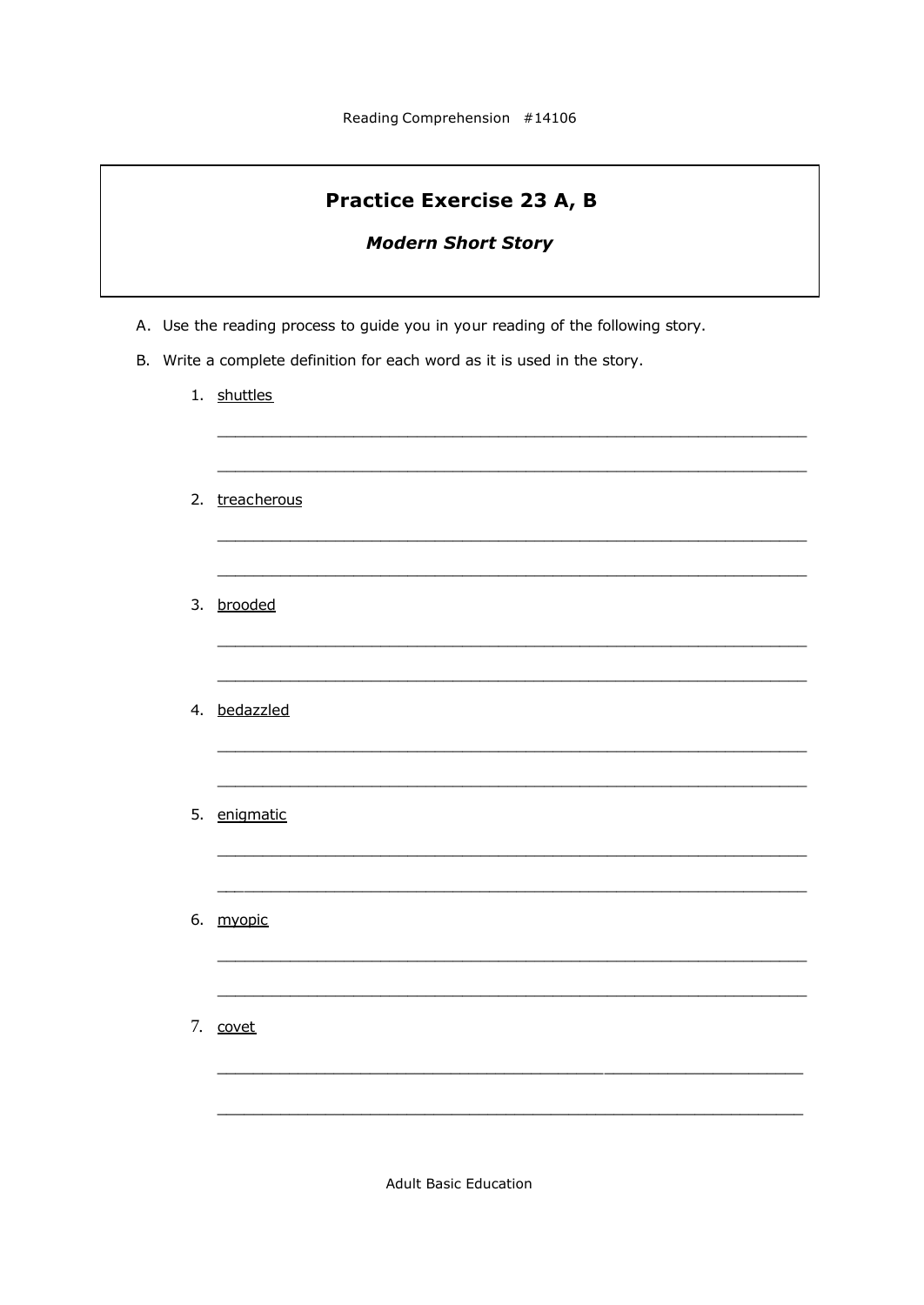## Practice Exercise 23 A, B

### *Modern Short Story*

A. Use the reading process to guide you in your reading of the following story.

B. Write a complete definition for each word as it is used in the story.

1. shuttles

______________________________________________________________

______________________________________________________________

2. treacherous

______________________________________________________________

______________________________________________________________

3. brooded

______________________________________________________________

______________________________________________________________

4. bedazzled

______________________________________________________________

______________________________________________________________

5. enigmatic

______________________________________________________________

______________________________________________________________

6. myopic

______________________________________________________________

______________________________________________________________

7. covet

______________________________________________________________

______________________________________________________________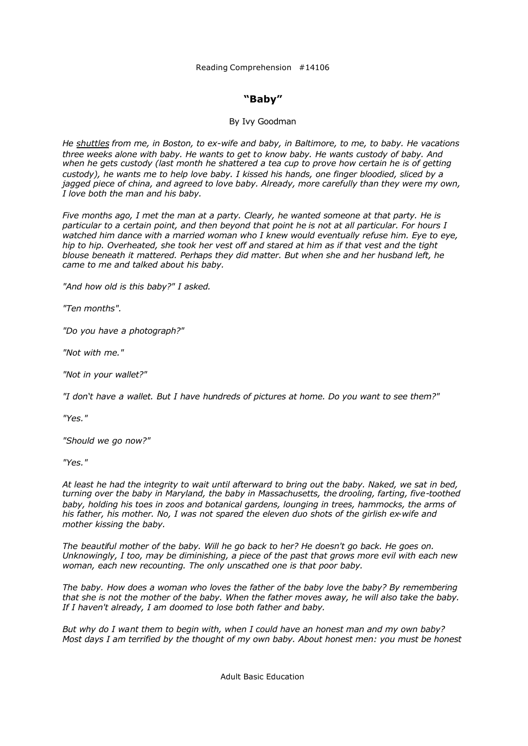Reading Comprehension #14106

# **"Baby"**

By Ivy Goodman

*He <u>shuttles</u> from me, in Boston, to ex-wife and baby, in Baltimore, to me, to baby. He vacations three weeks alone with baby. He wants to get to know baby. He wants custody of baby. And when he gets custody (last month he shattered a tea cup to prove how certain he is of getting custody), he wants me to help love baby. I kissed his hands, one finger bloodied, sliced by a jagged piece of china, and agreed to love baby. Already, more carefully than they were my own, I love both the man and his baby.*

*Five months ago, I met the man at a party. Clearly, he wanted someone at that party. He is particular to a certain point, and then beyond that point he is not at all particular. For hours I watched him dance with a married woman who I knew would eventually refuse him. Eye to eye, hip to hip. Overheated, she took her vest off and stared at him as if that vest and the tight blouse beneath it mattered. Perhaps they did matter. But when she and her husband left, he came to me and talked about his baby.*

*"And how old is this baby?" I asked.*

*"Ten months".*

*"Do you have a photograph?"*

*"Not with me."*

*"Not in your wallet?"*

*"I don't have a wallet. But I have hundreds of pictures at home. Do you want to see them?"*

*"Yes."*

*"Should we go now?"*

*"Yes."*

*At least he had the integrity to wait until afterward to bring out the baby. Naked, we sat in bed, turning over the baby in Maryland, the baby in Massachusetts, the drooling, farting, five-toothed baby, holding his toes in zoos and botanical gardens, lounging in trees, hammocks, the arms of his father, his mother. No, I was not spared the eleven duo shots of the girlish ex-wife and mother kissing the baby.*

*The beautiful mother of the baby. Will he go back to her? He doesn't go back. He goes on. Unknowingly, I too, may be diminishing, a piece of the past that grows more evil with each new woman, each new recounting. The only unscathed one is that poor baby.*

*The baby. How does a woman who loves the father of the baby love the baby? By remembering that she is not the mother of the baby. When the father moves away, he will also take the baby. If I haven't already, I am doomed to lose both father and baby.*

*But why do I want them to begin with, when I could have an honest man and my own baby? Most days I am terrified by the thought of my own baby. About honest men: you must be honest*

Adult Basic Education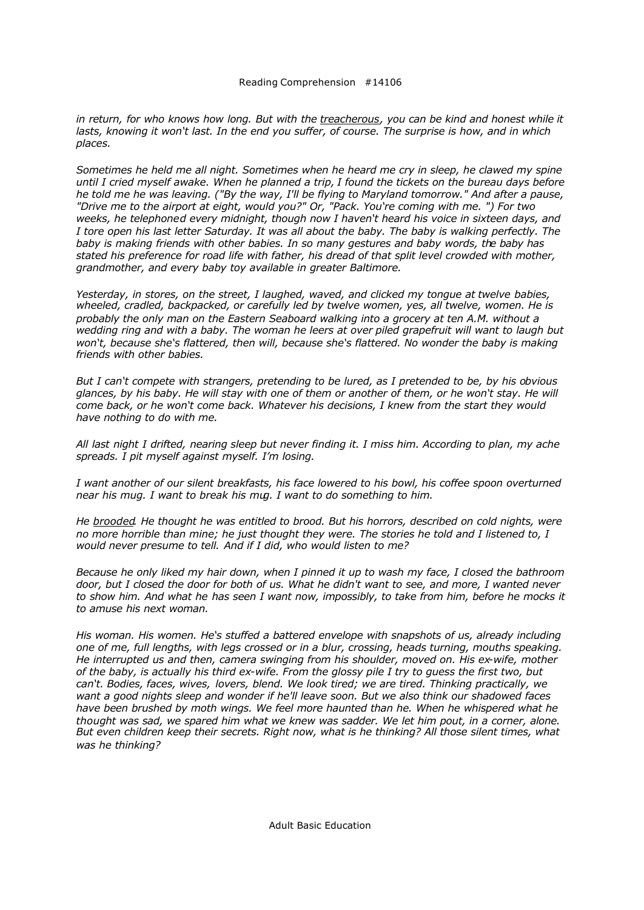*in return, for who knows how long. But with the treacherous, you can be kind and honest while it lasts, knowing it won't last. In the end you suffer, of course. The surprise is how, and in which places.*

*Sometimes he held me all night. Sometimes when he heard me cry in sleep, he clawed my spine until I cried myself awake. When he planned a trip, I found the tickets on the bureau days before he told me he was leaving. ("By the way, I'll be flying to Maryland tomorrow." And after a pause, "Drive me to the airport at eight, would you?" Or, "Pack. You're coming with me. ") For two weeks, he telephoned every midnight, though now I haven't heard his voice in sixteen days, and I tore open his last letter Saturday. It was all about the baby. The baby is walking perfectly. The baby is making friends with other babies. In so many gestures and baby words, the baby has stated his preference for road life with father, his dread of that split level crowded with mother, grandmother, and every baby toy available in greater Baltimore.*

*Yesterday, in stores, on the street, I laughed, waved, and clicked my tongue at twelve babies, wheeled, cradled, backpacked, or carefully led by twelve women, yes, all twelve, women. He is probably the only man on the Eastern Seaboard walking into a grocery at ten A.M. without a wedding ring and with a baby. The woman he leers at over piled grapefruit will want to laugh but won't, because she's flattered, then will, because she's flattered. No wonder the baby is making friends with other babies.*

*But I can't compete with strangers, pretending to be lured, as I pretended to be, by his obvious glances, by his baby. He will stay with one of them or another of them, or he won't stay. He will come back, or he won't come back. Whatever his decisions, I knew from the start they would have nothing to do with me.*

*All last night I drifted, nearing sleep but never finding it. I miss him. According to plan, my ache spreads. I pit myself against myself. I'm losing.*

*I want another of our silent breakfasts, his face lowered to his bowl, his coffee spoon overturned near his mug. I want to break his mug. I want to do something to him.*

*He brooded. He thought he was entitled to brood. But his horrors, described on cold nights, were no more horrible than mine; he just thought they were. The stories he told and I listened to, I would never presume to tell. And if I did, who would listen to me?*

*Because he only liked my hair down, when I pinned it up to wash my face, I closed the bathroom door, but I closed the door for both of us. What he didn't want to see, and more, I wanted never to show him. And what he has seen I want now, impossibly, to take from him, before he mocks it to amuse his next woman.*

*His woman. His women. He's stuffed a battered envelope with snapshots of us, already including one of me, full lengths, with legs crossed or in a blur, crossing, heads turning, mouths speaking. He interrupted us and then, camera swinging from his shoulder, moved on. His ex-wife, mother of the baby, is actually his third ex-wife. From the glossy pile I try to guess the first two, but can't. Bodies, faces, wives, lovers, blend. We look tired; we are tired. Thinking practically, we want a good nights sleep and wonder if he'll leave soon. But we also think our shadowed faces have been brushed by moth wings. We feel more haunted than he. When he whispered what he thought was sad, we spared him what we knew was sadder. We let him pout, in a corner, alone. But even children keep their secrets. Right now, what is he thinking? All those silent times, what was he thinking?*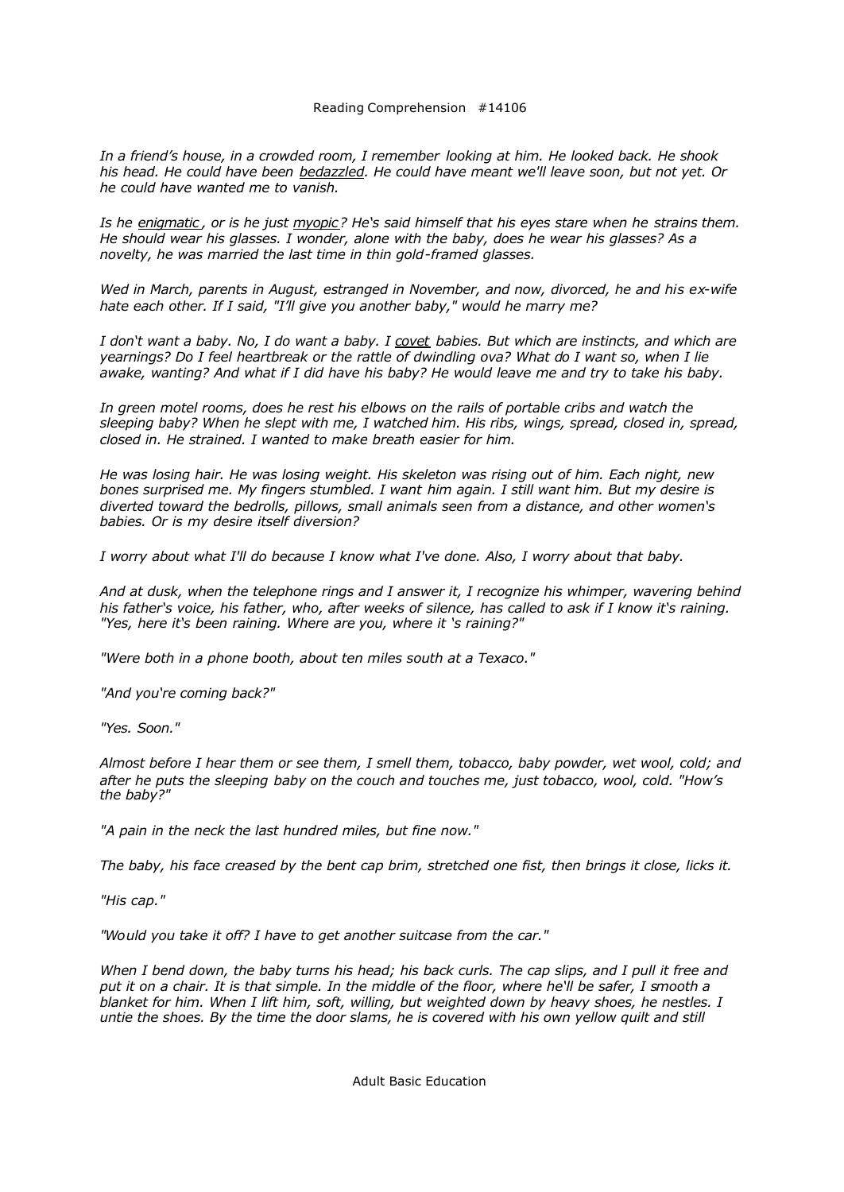Reading Comprehension #14106

*In a friend's house, in a crowded room, I remember looking at him. He looked back. He shook his head. He could have been <u>bedazzled</u>. He could have meant we'll leave soon, but not yet. Or he could have wanted me to vanish.*

*Is he <u>enigmatic</u>, or is he just <u>myopic</u>? He's said himself that his eyes stare when he strains them. He should wear his glasses. I wonder, alone with the baby, does he wear his glasses? As a novelty, he was married the last time in thin gold-framed glasses.*

*Wed in March, parents in August, estranged in November, and now, divorced, he and his ex-wife hate each other. If I said, "I'll give you another baby," would he marry me?*

*I don't want a baby. No, I do want a baby. I <u>covet</u> babies. But which are instincts, and which are yearnings? Do I feel heartbreak or the rattle of dwindling ova? What do I want so, when I lie awake, wanting? And what if I did have his baby? He would leave me and try to take his baby.*

*In green motel rooms, does he rest his elbows on the rails of portable cribs and watch the sleeping baby? When he slept with me, I watched him. His ribs, wings, spread, closed in, spread, closed in. He strained. I wanted to make breath easier for him.*

*He was losing hair. He was losing weight. His skeleton was rising out of him. Each night, new bones surprised me. My fingers stumbled. I want him again. I still want him. But my desire is diverted toward the bedrolls, pillows, small animals seen from a distance, and other women's babies. Or is my desire itself diversion?*

*I worry about what I'll do because I know what I've done. Also, I worry about that baby.*

*And at dusk, when the telephone rings and I answer it, I recognize his whimper, wavering behind his father's voice, his father, who, after weeks of silence, has called to ask if I know it's raining. "Yes, here it's been raining. Where are you, where it 's raining?"*

*"Were both in a phone booth, about ten miles south at a Texaco."*

*"And you're coming back?"*

*"Yes. Soon."*

*Almost before I hear them or see them, I smell them, tobacco, baby powder, wet wool, cold; and after he puts the sleeping baby on the couch and touches me, just tobacco, wool, cold. "How's the baby?"*

*"A pain in the neck the last hundred miles, but fine now."*

*The baby, his face creased by the bent cap brim, stretched one fist, then brings it close, licks it.*

*"His cap."*

*"Would you take it off? I have to get another suitcase from the car."*

*When I bend down, the baby turns his head; his back curls. The cap slips, and I pull it free and put it on a chair. It is that simple. In the middle of the floor, where he'll be safer, I smooth a blanket for him. When I lift him, soft, willing, but weighted down by heavy shoes, he nestles. I untie the shoes. By the time the door slams, he is covered with his own yellow quilt and still*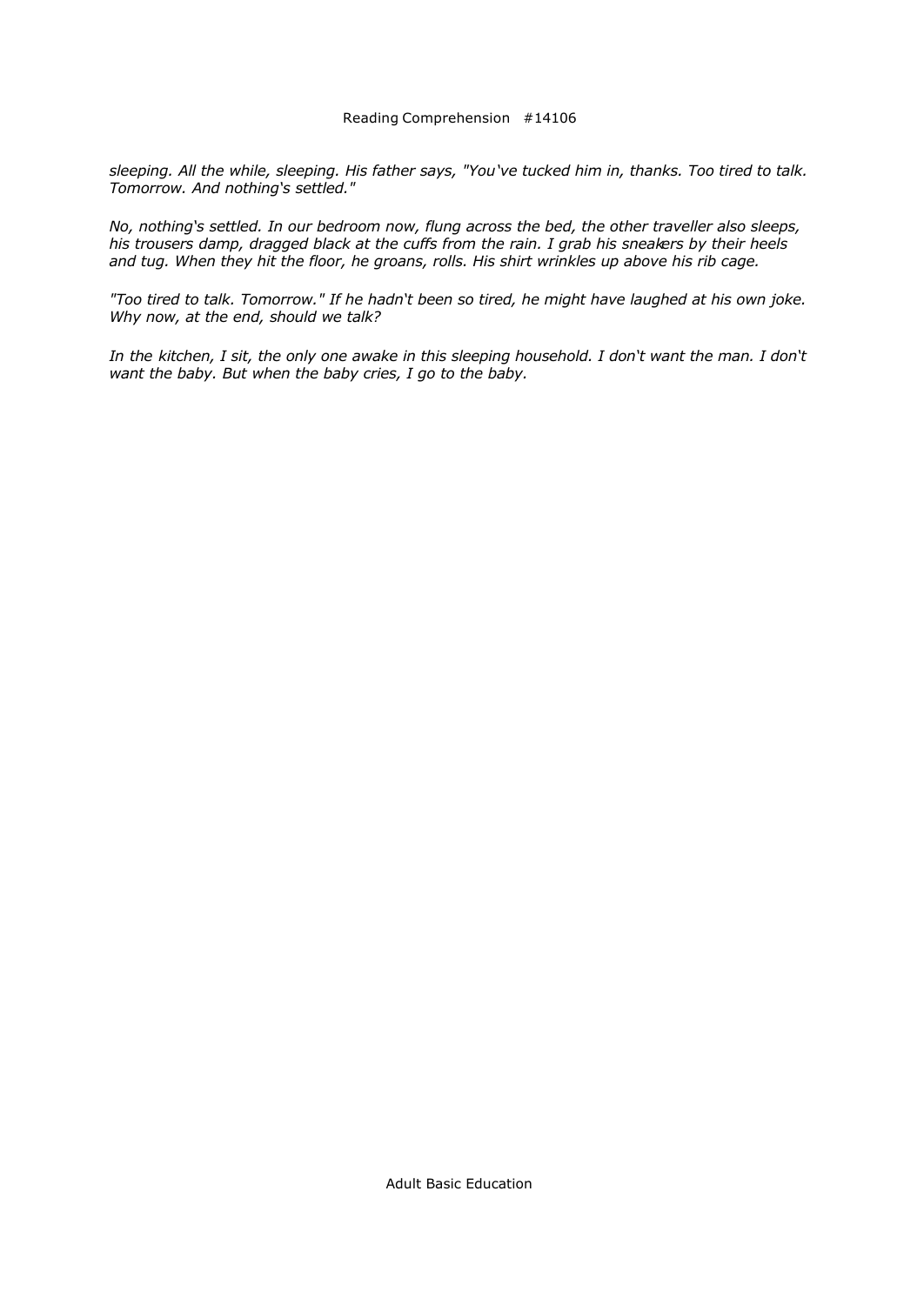*sleeping. All the while, sleeping. His father says, "You've tucked him in, thanks. Too tired to talk. Tomorrow. And nothing's settled."*

*No, nothing's settled. In our bedroom now, flung across the bed, the other traveller also sleeps, his trousers damp, dragged black at the cuffs from the rain. I grab his sneakers by their heels and tug. When they hit the floor, he groans, rolls. His shirt wrinkles up above his rib cage.*

*"Too tired to talk. Tomorrow." If he hadn't been so tired, he might have laughed at his own joke. Why now, at the end, should we talk?*

*In the kitchen, I sit, the only one awake in this sleeping household. I don't want the man. I don't want the baby. But when the baby cries, I go to the baby.*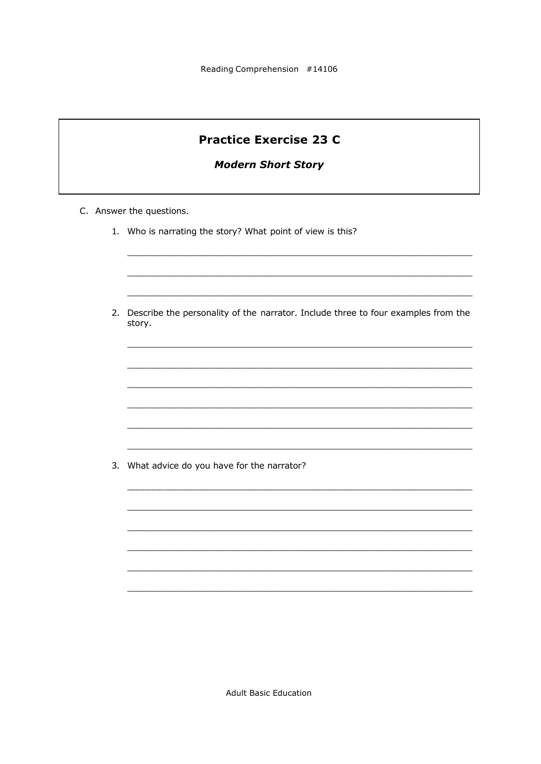## Practice Exercise 23 C

### *Modern Short Story*

C. Answer the questions.

1. Who is narrating the story? What point of view is this?

___________________________________________________________________

___________________________________________________________________

___________________________________________________________________

2. Describe the personality of the narrator. Include three to four examples from the story.

___________________________________________________________________

___________________________________________________________________

___________________________________________________________________

___________________________________________________________________

___________________________________________________________________

___________________________________________________________________

3. What advice do you have for the narrator?

___________________________________________________________________

___________________________________________________________________

___________________________________________________________________

___________________________________________________________________

___________________________________________________________________

___________________________________________________________________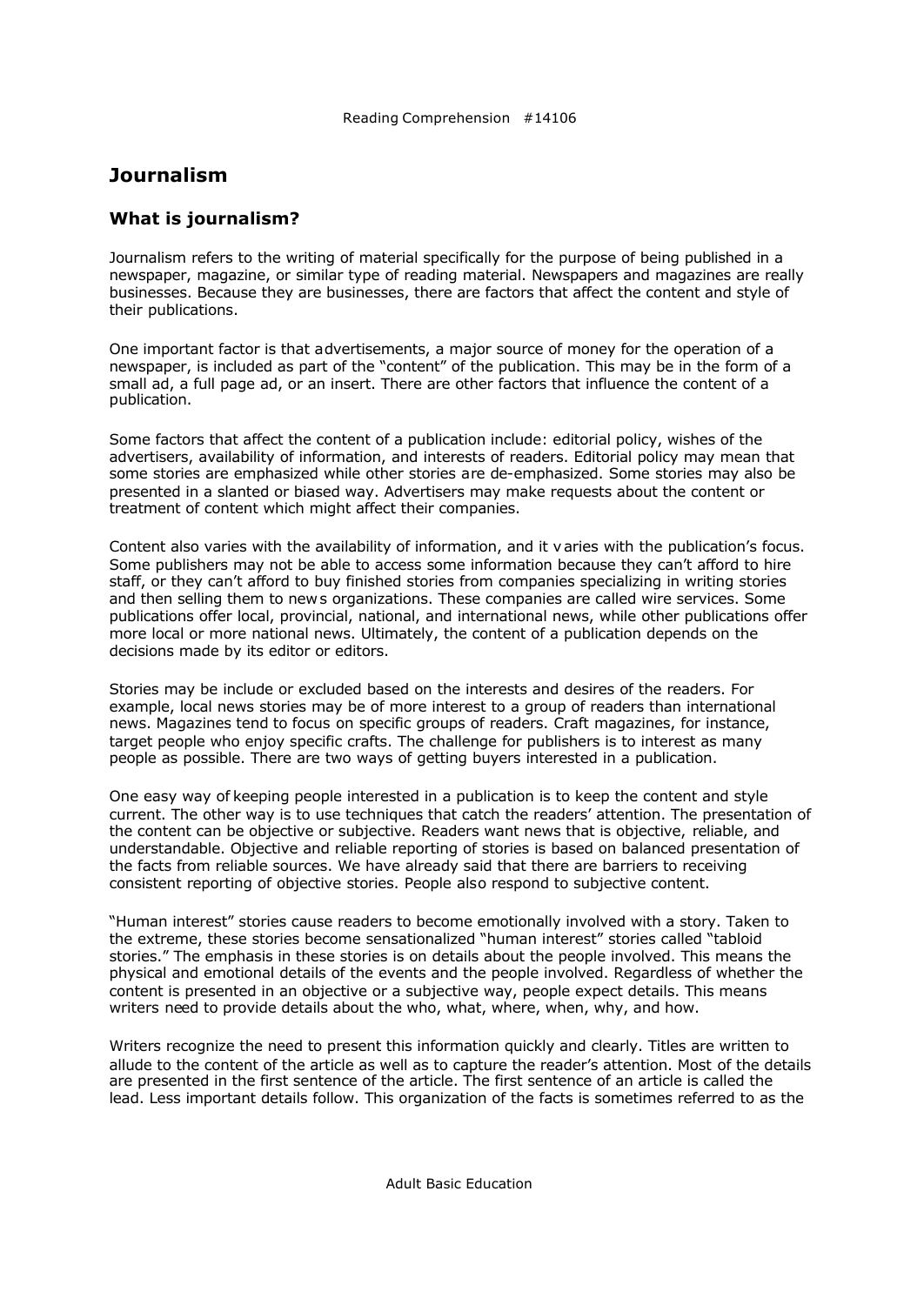# Journalism

## What is journalism?

Journalism refers to the writing of material specifically for the purpose of being published in a newspaper, magazine, or similar type of reading material. Newspapers and magazines are really businesses. Because they are businesses, there are factors that affect the content and style of their publications.

One important factor is that advertisements, a major source of money for the operation of a newspaper, is included as part of the "content" of the publication. This may be in the form of a small ad, a full page ad, or an insert. There are other factors that influence the content of a publication.

Some factors that affect the content of a publication include: editorial policy, wishes of the advertisers, availability of information, and interests of readers. Editorial policy may mean that some stories are emphasized while other stories are de-emphasized. Some stories may also be presented in a slanted or biased way. Advertisers may make requests about the content or treatment of content which might affect their companies.

Content also varies with the availability of information, and it varies with the publication's focus. Some publishers may not be able to access some information because they can't afford to hire staff, or they can't afford to buy finished stories from companies specializing in writing stories and then selling them to news organizations. These companies are called wire services. Some publications offer local, provincial, national, and international news, while other publications offer more local or more national news. Ultimately, the content of a publication depends on the decisions made by its editor or editors.

Stories may be include or excluded based on the interests and desires of the readers. For example, local news stories may be of more interest to a group of readers than international news. Magazines tend to focus on specific groups of readers. Craft magazines, for instance, target people who enjoy specific crafts. The challenge for publishers is to interest as many people as possible. There are two ways of getting buyers interested in a publication.

One easy way of keeping people interested in a publication is to keep the content and style current. The other way is to use techniques that catch the readers' attention. The presentation of the content can be objective or subjective. Readers want news that is objective, reliable, and understandable. Objective and reliable reporting of stories is based on balanced presentation of the facts from reliable sources. We have already said that there are barriers to receiving consistent reporting of objective stories. People also respond to subjective content.

"Human interest" stories cause readers to become emotionally involved with a story. Taken to the extreme, these stories become sensationalized "human interest" stories called "tabloid stories." The emphasis in these stories is on details about the people involved. This means the physical and emotional details of the events and the people involved. Regardless of whether the content is presented in an objective or a subjective way, people expect details. This means writers need to provide details about the who, what, where, when, why, and how.

Writers recognize the need to present this information quickly and clearly. Titles are written to allude to the content of the article as well as to capture the reader's attention. Most of the details are presented in the first sentence of the article. The first sentence of an article is called the lead. Less important details follow. This organization of the facts is sometimes referred to as the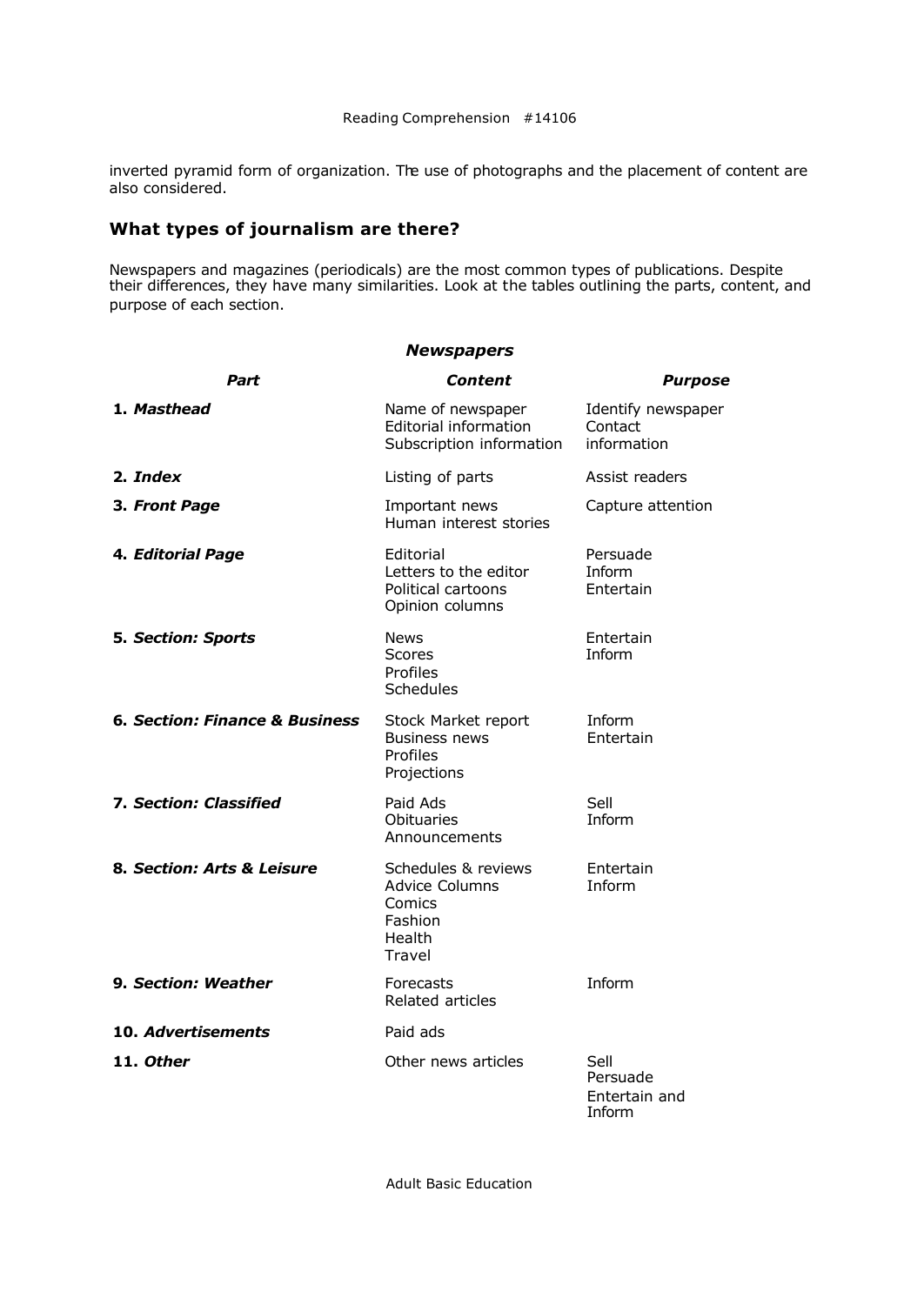inverted pyramid form of organization. The use of photographs and the placement of content are also considered.

## What types of journalism are there?

Newspapers and magazines (periodicals) are the most common types of publications. Despite their differences, they have many similarities. Look at the tables outlining the parts, content, and purpose of each section.

***Newspapers***

| *Part* | *Content* | *Purpose* |
|---|---|---|
| **1. *Masthead*** | Name of newspaper<br>Editorial information<br>Subscription information | Identify newspaper<br>Contact information |
| **2. *Index*** | Listing of parts | Assist readers |
| **3. *Front Page*** | Important news<br>Human interest stories | Capture attention |
| **4. *Editorial Page*** | Editorial<br>Letters to the editor<br>Political cartoons<br>Opinion columns | Persuade<br>Inform<br>Entertain |
| **5. *Section: Sports*** | News<br>Scores<br>Profiles<br>Schedules | Entertain<br>Inform |
| **6. *Section: Finance & Business*** | Stock Market report<br>Business news<br>Profiles<br>Projections | Inform<br>Entertain |
| **7. *Section: Classified*** | Paid Ads<br>Obituaries<br>Announcements | Sell<br>Inform |
| **8. *Section: Arts & Leisure*** | Schedules & reviews<br>Advice Columns<br>Comics<br>Fashion<br>Health<br>Travel | Entertain<br>Inform |
| **9. *Section: Weather*** | Forecasts<br>Related articles | Inform |
| **10. *Advertisements*** | Paid ads | |
| **11. *Other*** | Other news articles | Sell<br>Persuade<br>Entertain and Inform |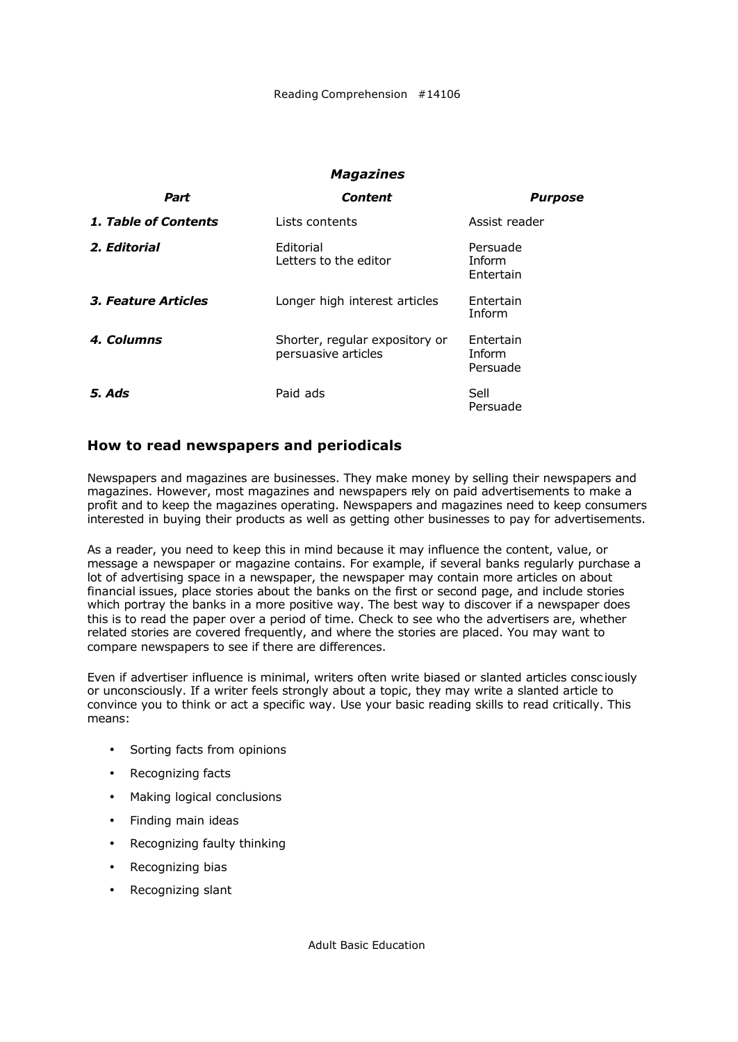### *Magazines*

| *Part* | *Content* | *Purpose* |
|---|---|---|
| ***1. Table of Contents*** | Lists contents | Assist reader |
| ***2. Editorial*** | Editorial<br>Letters to the editor | Persuade<br>Inform<br>Entertain |
| ***3. Feature Articles*** | Longer high interest articles | Entertain<br>Inform |
| ***4. Columns*** | Shorter, regular expository or persuasive articles | Entertain<br>Inform<br>Persuade |
| ***5. Ads*** | Paid ads | Sell<br>Persuade |

## How to read newspapers and periodicals

Newspapers and magazines are businesses. They make money by selling their newspapers and magazines. However, most magazines and newspapers rely on paid advertisements to make a profit and to keep the magazines operating. Newspapers and magazines need to keep consumers interested in buying their products as well as getting other businesses to pay for advertisements.

As a reader, you need to keep this in mind because it may influence the content, value, or message a newspaper or magazine contains. For example, if several banks regularly purchase a lot of advertising space in a newspaper, the newspaper may contain more articles on about financial issues, place stories about the banks on the first or second page, and include stories which portray the banks in a more positive way. The best way to discover if a newspaper does this is to read the paper over a period of time. Check to see who the advertisers are, whether related stories are covered frequently, and where the stories are placed. You may want to compare newspapers to see if there are differences.

Even if advertiser influence is minimal, writers often write biased or slanted articles consciously or unconsciously. If a writer feels strongly about a topic, they may write a slanted article to convince you to think or act a specific way. Use your basic reading skills to read critically. This means:

- Sorting facts from opinions
- Recognizing facts
- Making logical conclusions
- Finding main ideas
- Recognizing faulty thinking
- Recognizing bias
- Recognizing slant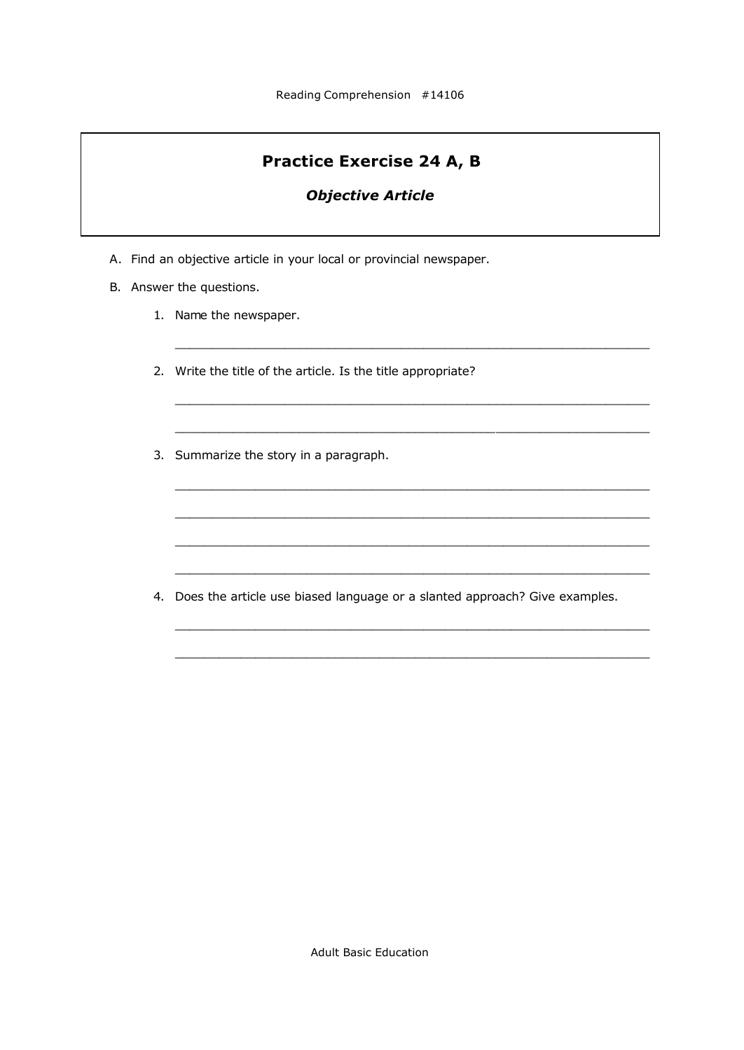## Practice Exercise 24 A, B

***Objective Article***

A. Find an objective article in your local or provincial newspaper.

B. Answer the questions.

1. Name the newspaper.

   ______________________________________________________________

2. Write the title of the article. Is the title appropriate?

   ______________________________________________________________

   ______________________________________________________________

3. Summarize the story in a paragraph.

   ______________________________________________________________

   ______________________________________________________________

   ______________________________________________________________

   ______________________________________________________________

4. Does the article use biased language or a slanted approach? Give examples.

   ______________________________________________________________

   ______________________________________________________________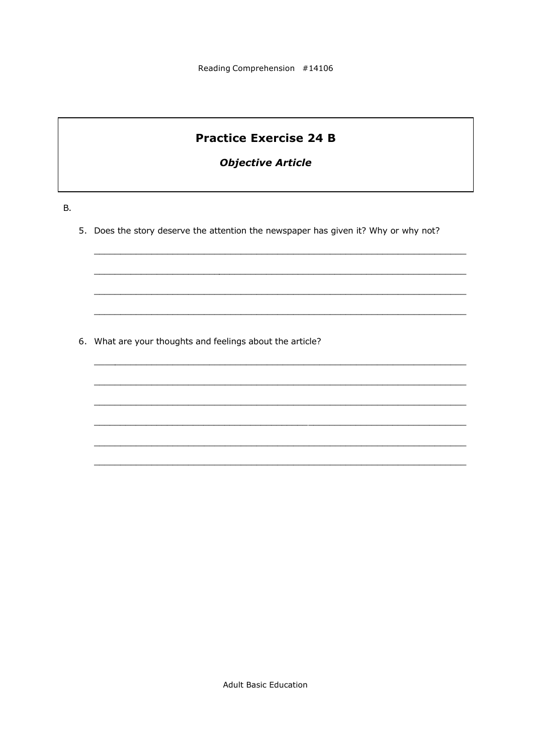## Practice Exercise 24 B

### ***Objective Article***

B.

5. Does the story deserve the attention the newspaper has given it? Why or why not?

    ______________________________________________________________________

    ______________________________________________________________________

    ______________________________________________________________________

    ______________________________________________________________________

6. What are your thoughts and feelings about the article?

    ______________________________________________________________________

    ______________________________________________________________________

    ______________________________________________________________________

    ______________________________________________________________________

    ______________________________________________________________________

    ______________________________________________________________________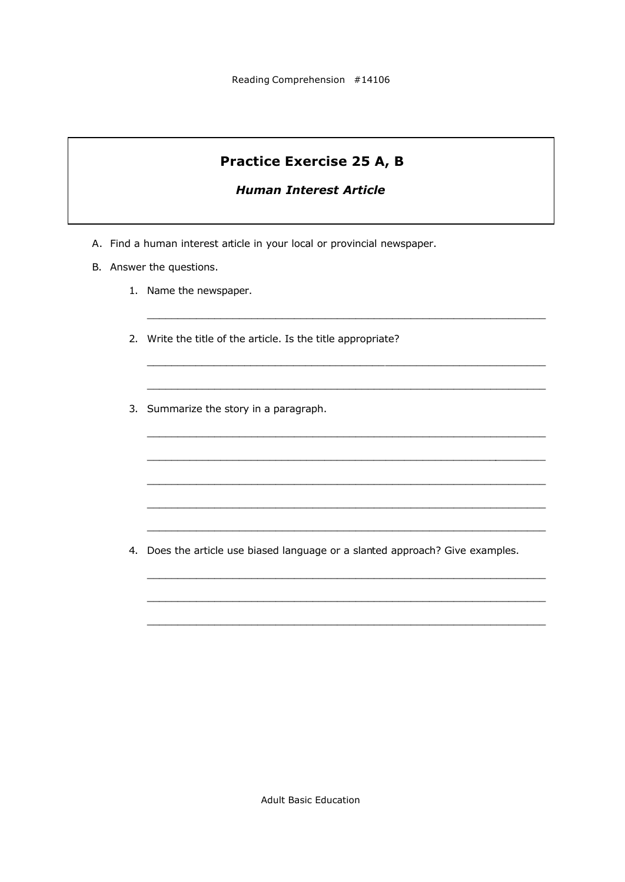## Practice Exercise 25 A, B

### *Human Interest Article*

A. Find a human interest article in your local or provincial newspaper.

B. Answer the questions.

1. Name the newspaper.

   ______________________________________________________________

2. Write the title of the article. Is the title appropriate?

   ______________________________________________________________

   ______________________________________________________________

3. Summarize the story in a paragraph.

   ______________________________________________________________

   ______________________________________________________________

   ______________________________________________________________

   ______________________________________________________________

   ______________________________________________________________

4. Does the article use biased language or a slanted approach? Give examples.

   ______________________________________________________________

   ______________________________________________________________

   ______________________________________________________________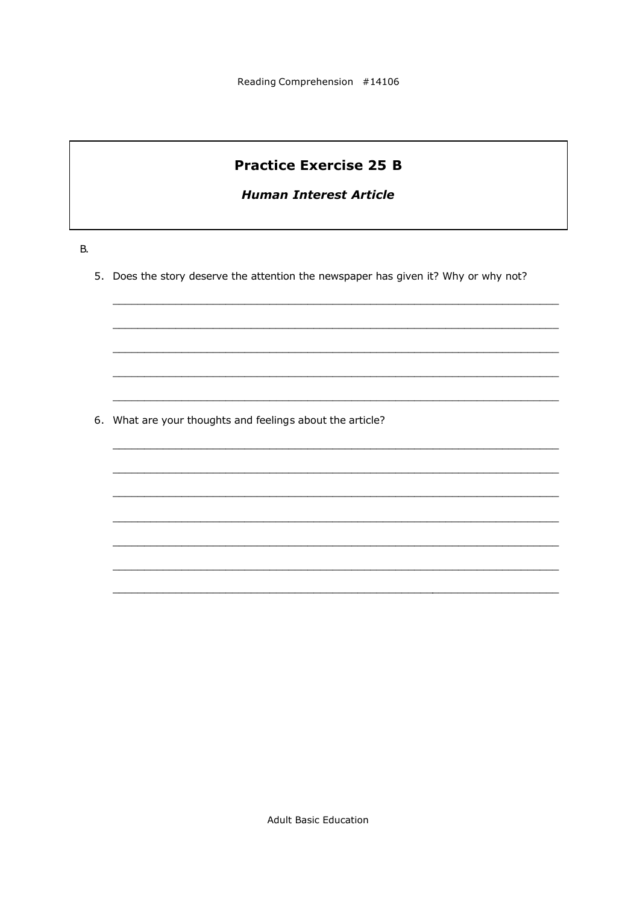## Practice Exercise 25 B

### *Human Interest Article*

B.

5. Does the story deserve the attention the newspaper has given it? Why or why not?

_______________________________________________________________________

_______________________________________________________________________

_______________________________________________________________________

_______________________________________________________________________

_______________________________________________________________________

6. What are your thoughts and feelings about the article?

_______________________________________________________________________

_______________________________________________________________________

_______________________________________________________________________

_______________________________________________________________________

_______________________________________________________________________

_______________________________________________________________________

_______________________________________________________________________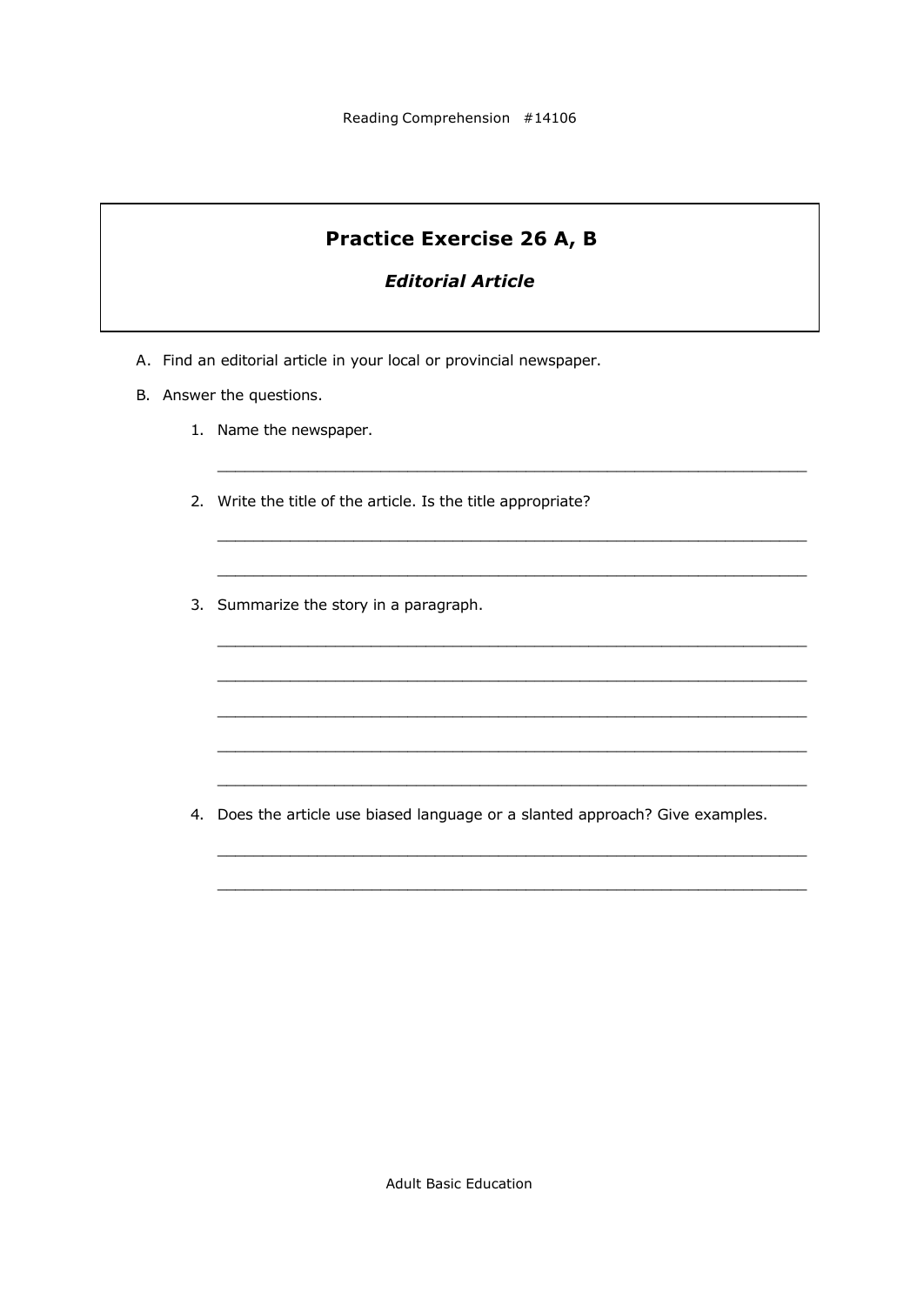## Practice Exercise 26 A, B

### *Editorial Article*

A. Find an editorial article in your local or provincial newspaper.

B. Answer the questions.

1. Name the newspaper.

   ________________________________________________________________

2. Write the title of the article. Is the title appropriate?

   ________________________________________________________________

   ________________________________________________________________

3. Summarize the story in a paragraph.

   ________________________________________________________________

   ________________________________________________________________

   ________________________________________________________________

   ________________________________________________________________

   ________________________________________________________________

4. Does the article use biased language or a slanted approach? Give examples.

   ________________________________________________________________

   ________________________________________________________________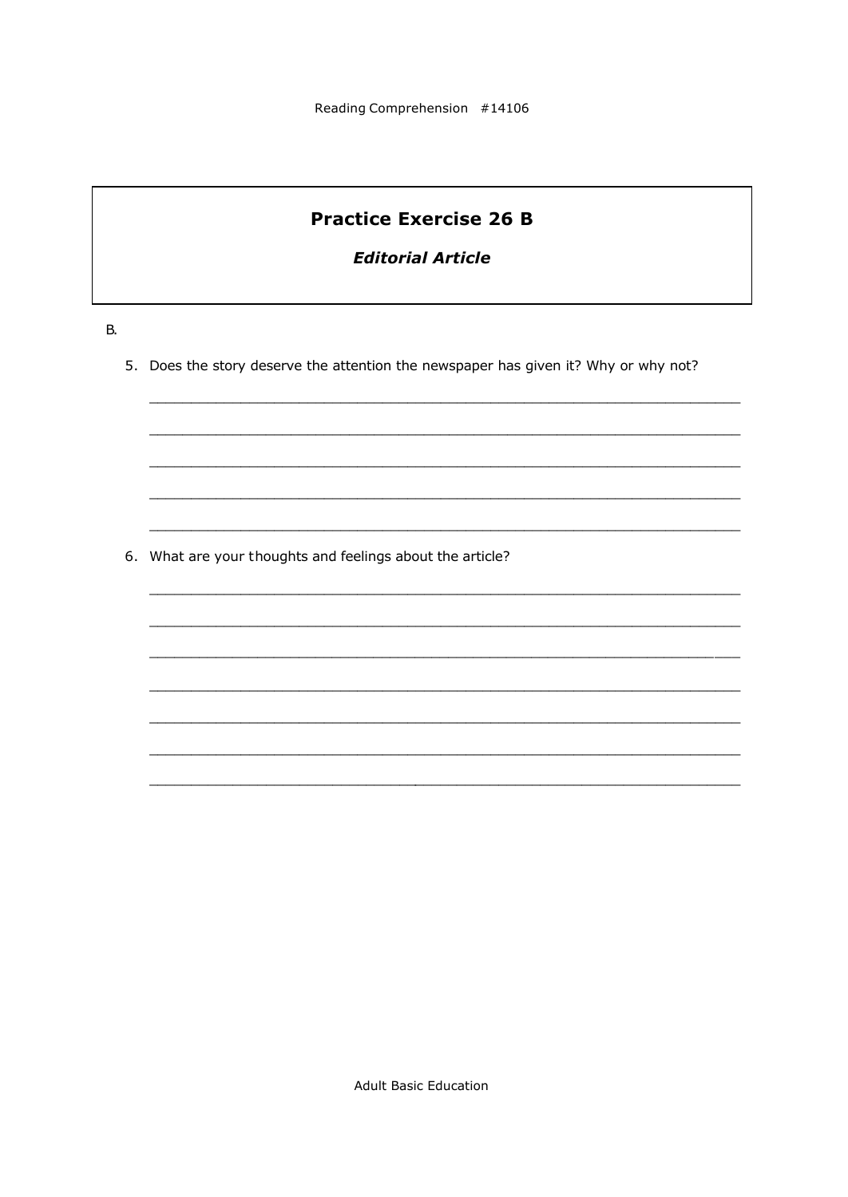## Practice Exercise 26 B

### *Editorial Article*

B.

5. Does the story deserve the attention the newspaper has given it? Why or why not?

_______________________________________________________________________

_______________________________________________________________________

_______________________________________________________________________

_______________________________________________________________________

_______________________________________________________________________

6. What are your thoughts and feelings about the article?

_______________________________________________________________________

_______________________________________________________________________

_______________________________________________________________________

_______________________________________________________________________

_______________________________________________________________________

_______________________________________________________________________

_______________________________________________________________________